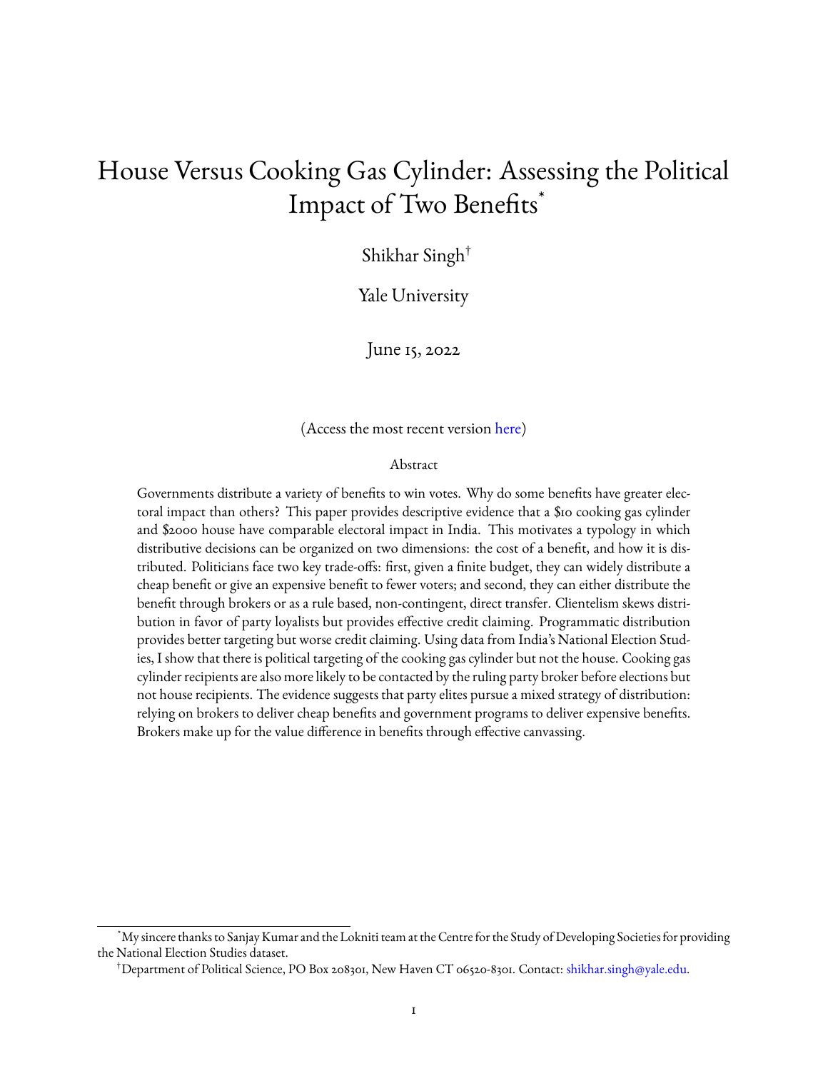# House Versus Cooking Gas Cylinder: Assessing the Political Impact of Two Benefits[*]

Shikhar Singh[†]

Yale University

June 15, 2022

(Access the most recent version here)

## Abstract

Governments distribute a variety of benefits to win votes. Why do some benefits have greater electoral impact than others? This paper provides descriptive evidence that a $10 cooking gas cylinder and $2000 house have comparable electoral impact in India. This motivates a typology in which distributive decisions can be organized on two dimensions: the cost of a benefit, and how it is distributed. Politicians face two key trade-offs: first, given a finite budget, they can widely distribute a cheap benefit or give an expensive benefit to fewer voters; and second, they can either distribute the benefit through brokers or as a rule based, non-contingent, direct transfer. Clientelism skews distribution in favor of party loyalists but provides effective credit claiming. Programmatic distribution provides better targeting but worse credit claiming. Using data from India's National Election Studies, I show that there is political targeting of the cooking gas cylinder but not the house. Cooking gas cylinder recipients are also more likely to be contacted by the ruling party broker before elections but not house recipients. The evidence suggests that party elites pursue a mixed strategy of distribution: relying on brokers to deliver cheap benefits and government programs to deliver expensive benefits. Brokers make up for the value difference in benefits through effective canvassing.

[*]My sincere thanks to Sanjay Kumar and the Lokniti team at the Centre for the Study of Developing Societies for providing the National Election Studies dataset.

[†]Department of Political Science, PO Box 208301, New Haven CT 06520-8301. Contact: shikhar.singh@yale.edu.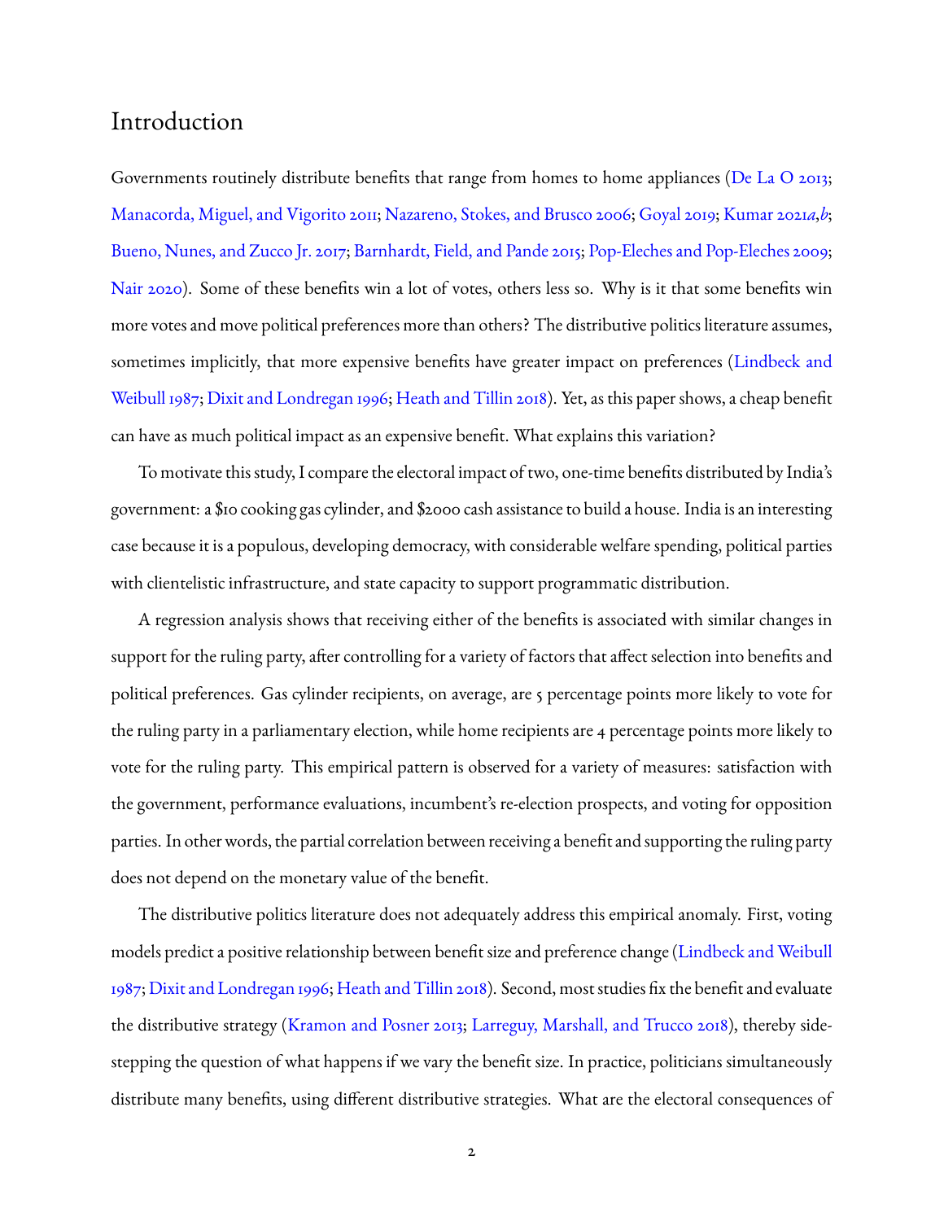# Introduction

Governments routinely distribute benefits that range from homes to home appliances (De La O 2013; Manacorda, Miguel, and Vigorito 2011; Nazareno, Stokes, and Brusco 2006; Goyal 2019; Kumar 2021*a*,*b*; Bueno, Nunes, and Zucco Jr. 2017; Barnhardt, Field, and Pande 2015; Pop-Eleches and Pop-Eleches 2009; Nair 2020). Some of these benefits win a lot of votes, others less so. Why is it that some benefits win more votes and move political preferences more than others? The distributive politics literature assumes, sometimes implicitly, that more expensive benefits have greater impact on preferences (Lindbeck and Weibull 1987; Dixit and Londregan 1996; Heath and Tillin 2018). Yet, as this paper shows, a cheap benefit can have as much political impact as an expensive benefit. What explains this variation?

To motivate this study, I compare the electoral impact of two, one-time benefits distributed by India's government: a $10 cooking gas cylinder, and $2000 cash assistance to build a house. India is an interesting case because it is a populous, developing democracy, with considerable welfare spending, political parties with clientelistic infrastructure, and state capacity to support programmatic distribution.

A regression analysis shows that receiving either of the benefits is associated with similar changes in support for the ruling party, after controlling for a variety of factors that affect selection into benefits and political preferences. Gas cylinder recipients, on average, are 5 percentage points more likely to vote for the ruling party in a parliamentary election, while home recipients are 4 percentage points more likely to vote for the ruling party. This empirical pattern is observed for a variety of measures: satisfaction with the government, performance evaluations, incumbent's re-election prospects, and voting for opposition parties. In other words, the partial correlation between receiving a benefit and supporting the ruling party does not depend on the monetary value of the benefit.

The distributive politics literature does not adequately address this empirical anomaly. First, voting models predict a positive relationship between benefit size and preference change (Lindbeck and Weibull 1987; Dixit and Londregan 1996; Heath and Tillin 2018). Second, most studies fix the benefit and evaluate the distributive strategy (Kramon and Posner 2013; Larreguy, Marshall, and Trucco 2018), thereby sidestepping the question of what happens if we vary the benefit size. In practice, politicians simultaneously distribute many benefits, using different distributive strategies. What are the electoral consequences of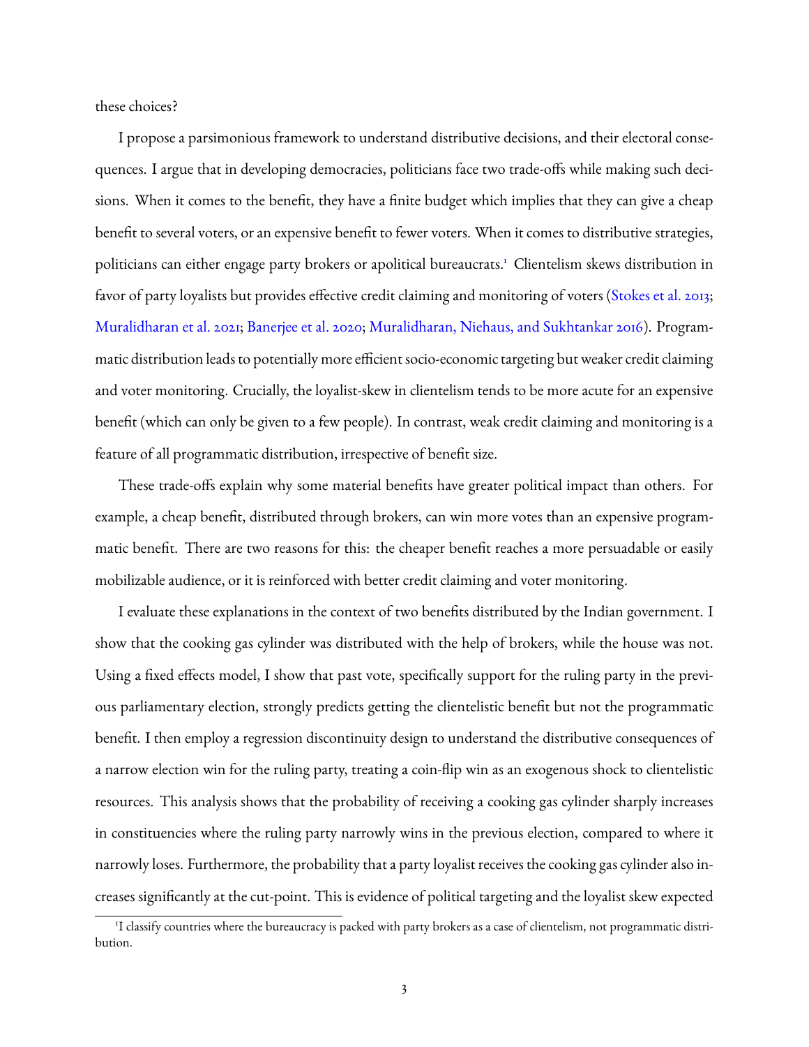these choices?

I propose a parsimonious framework to understand distributive decisions, and their electoral consequences. I argue that in developing democracies, politicians face two trade-offs while making such decisions. When it comes to the benefit, they have a finite budget which implies that they can give a cheap benefit to several voters, or an expensive benefit to fewer voters. When it comes to distributive strategies, politicians can either engage party brokers or apolitical bureaucrats.[1] Clientelism skews distribution in favor of party loyalists but provides effective credit claiming and monitoring of voters (Stokes et al. 2013; Muralidharan et al. 2021; Banerjee et al. 2020; Muralidharan, Niehaus, and Sukhtankar 2016). Programmatic distribution leads to potentially more efficient socio-economic targeting but weaker credit claiming and voter monitoring. Crucially, the loyalist-skew in clientelism tends to be more acute for an expensive benefit (which can only be given to a few people). In contrast, weak credit claiming and monitoring is a feature of all programmatic distribution, irrespective of benefit size.

These trade-offs explain why some material benefits have greater political impact than others. For example, a cheap benefit, distributed through brokers, can win more votes than an expensive programmatic benefit. There are two reasons for this: the cheaper benefit reaches a more persuadable or easily mobilizable audience, or it is reinforced with better credit claiming and voter monitoring.

I evaluate these explanations in the context of two benefits distributed by the Indian government. I show that the cooking gas cylinder was distributed with the help of brokers, while the house was not. Using a fixed effects model, I show that past vote, specifically support for the ruling party in the previous parliamentary election, strongly predicts getting the clientelistic benefit but not the programmatic benefit. I then employ a regression discontinuity design to understand the distributive consequences of a narrow election win for the ruling party, treating a coin-flip win as an exogenous shock to clientelistic resources. This analysis shows that the probability of receiving a cooking gas cylinder sharply increases in constituencies where the ruling party narrowly wins in the previous election, compared to where it narrowly loses. Furthermore, the probability that a party loyalist receives the cooking gas cylinder also increases significantly at the cut-point. This is evidence of political targeting and the loyalist skew expected

[1] I classify countries where the bureaucracy is packed with party brokers as a case of clientelism, not programmatic distribution.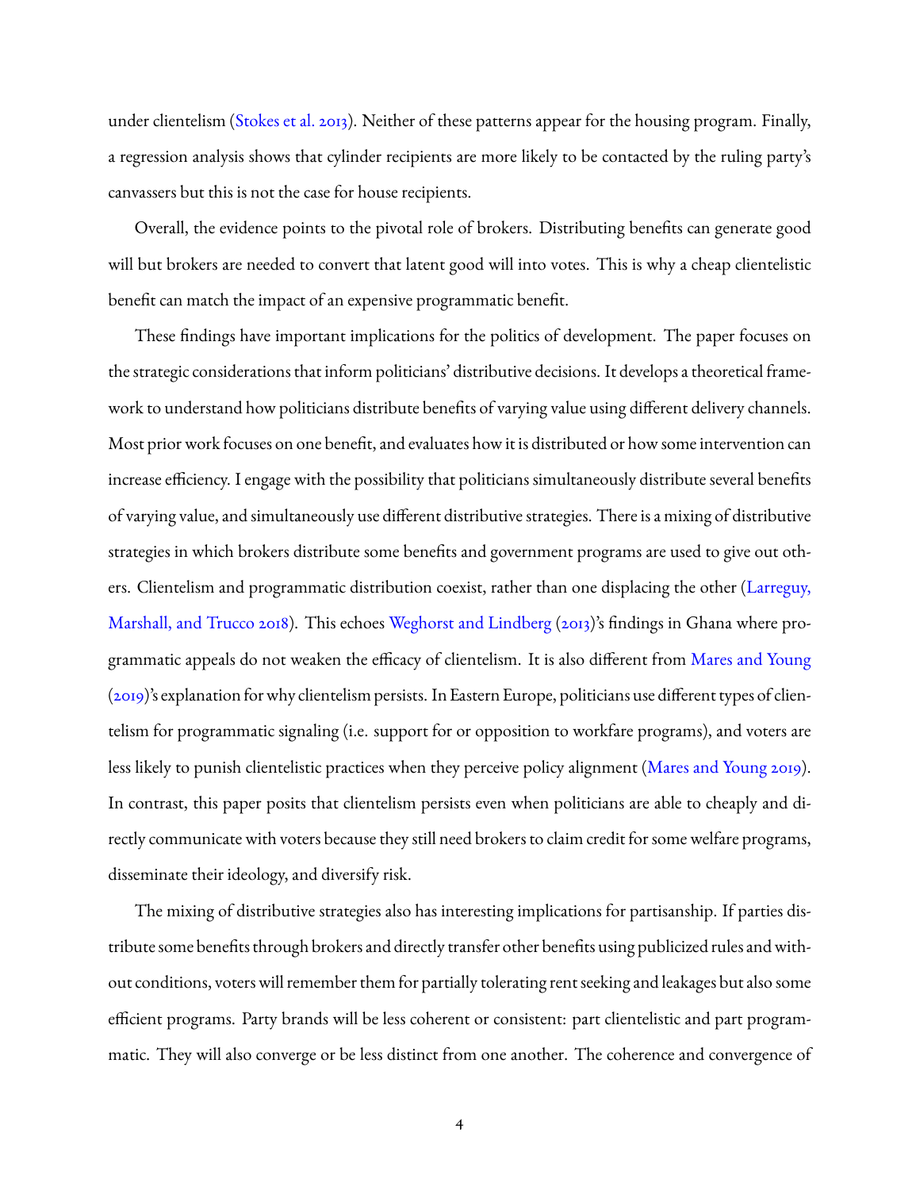under clientelism (Stokes et al. 2013). Neither of these patterns appear for the housing program. Finally, a regression analysis shows that cylinder recipients are more likely to be contacted by the ruling party's canvassers but this is not the case for house recipients.

Overall, the evidence points to the pivotal role of brokers. Distributing benefits can generate good will but brokers are needed to convert that latent good will into votes. This is why a cheap clientelistic benefit can match the impact of an expensive programmatic benefit.

These findings have important implications for the politics of development. The paper focuses on the strategic considerations that inform politicians' distributive decisions. It develops a theoretical framework to understand how politicians distribute benefits of varying value using different delivery channels. Most prior work focuses on one benefit, and evaluates how it is distributed or how some intervention can increase efficiency. I engage with the possibility that politicians simultaneously distribute several benefits of varying value, and simultaneously use different distributive strategies. There is a mixing of distributive strategies in which brokers distribute some benefits and government programs are used to give out others. Clientelism and programmatic distribution coexist, rather than one displacing the other (Larreguy, Marshall, and Trucco 2018). This echoes Weghorst and Lindberg (2013)'s findings in Ghana where programmatic appeals do not weaken the efficacy of clientelism. It is also different from Mares and Young (2019)'s explanation for why clientelism persists. In Eastern Europe, politicians use different types of clientelism for programmatic signaling (i.e. support for or opposition to workfare programs), and voters are less likely to punish clientelistic practices when they perceive policy alignment (Mares and Young 2019). In contrast, this paper posits that clientelism persists even when politicians are able to cheaply and directly communicate with voters because they still need brokers to claim credit for some welfare programs, disseminate their ideology, and diversify risk.

The mixing of distributive strategies also has interesting implications for partisanship. If parties distribute some benefits through brokers and directly transfer other benefits using publicized rules and without conditions, voters will remember them for partially tolerating rent seeking and leakages but also some efficient programs. Party brands will be less coherent or consistent: part clientelistic and part programmatic. They will also converge or be less distinct from one another. The coherence and convergence of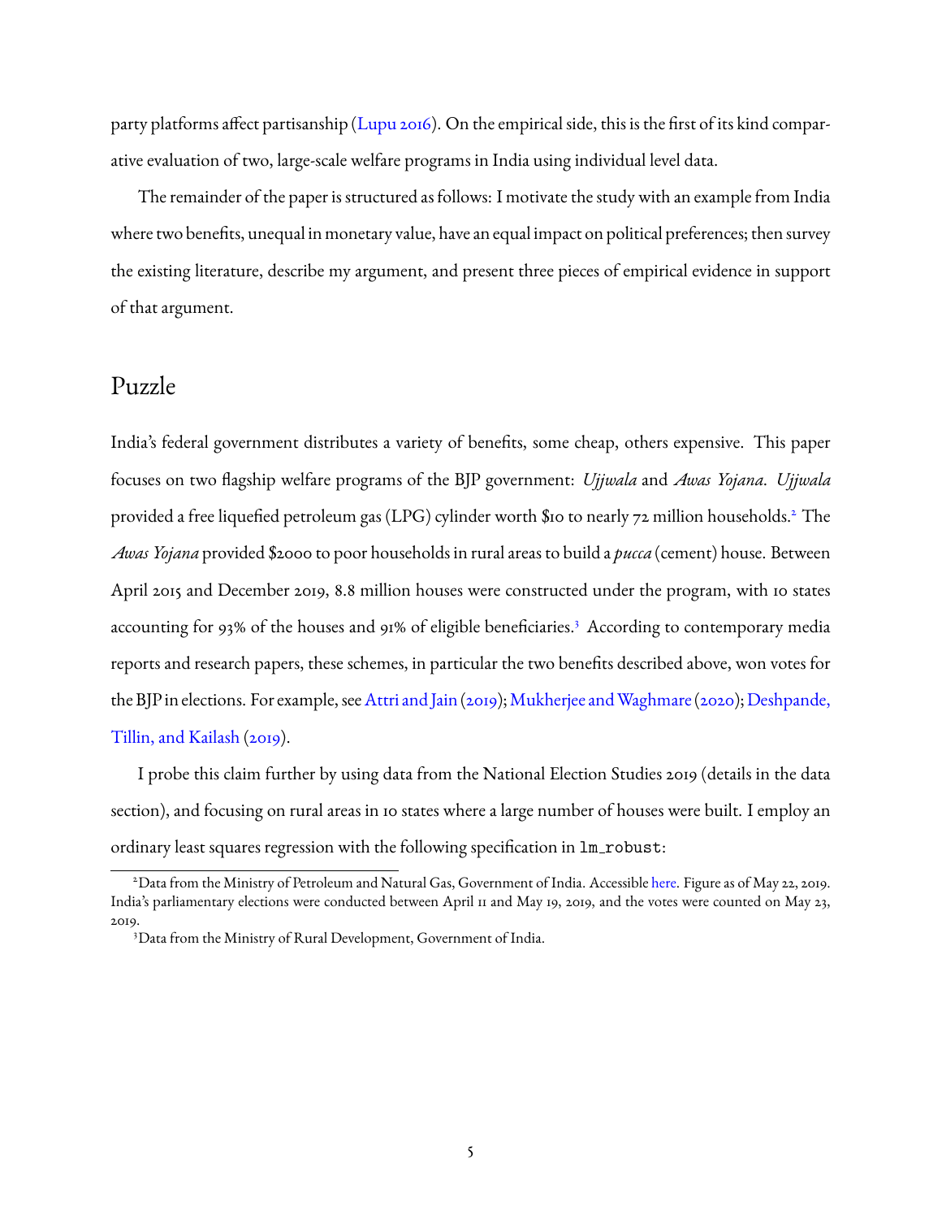party platforms affect partisanship (Lupu 2016). On the empirical side, this is the first of its kind comparative evaluation of two, large-scale welfare programs in India using individual level data.

The remainder of the paper is structured as follows: I motivate the study with an example from India where two benefits, unequal in monetary value, have an equal impact on political preferences; then survey the existing literature, describe my argument, and present three pieces of empirical evidence in support of that argument.

## Puzzle

India's federal government distributes a variety of benefits, some cheap, others expensive. This paper focuses on two flagship welfare programs of the BJP government: *Ujjwala* and *Awas Yojana*. *Ujjwala* provided a free liquefied petroleum gas (LPG) cylinder worth $10 to nearly 72 million households.[2] The *Awas Yojana* provided $2000 to poor households in rural areas to build a *pucca* (cement) house. Between April 2015 and December 2019, 8.8 million houses were constructed under the program, with 10 states accounting for 93% of the houses and 91% of eligible beneficiaries.[3] According to contemporary media reports and research papers, these schemes, in particular the two benefits described above, won votes for the BJP in elections. For example, see Attri and Jain (2019); Mukherjee and Waghmare (2020); Deshpande, Tillin, and Kailash (2019).

I probe this claim further by using data from the National Election Studies 2019 (details in the data section), and focusing on rural areas in 10 states where a large number of houses were built. I employ an ordinary least squares regression with the following specification in `lm_robust`:

[2] Data from the Ministry of Petroleum and Natural Gas, Government of India. Accessible here. Figure as of May 22, 2019. India's parliamentary elections were conducted between April 11 and May 19, 2019, and the votes were counted on May 23, 2019.

[3] Data from the Ministry of Rural Development, Government of India.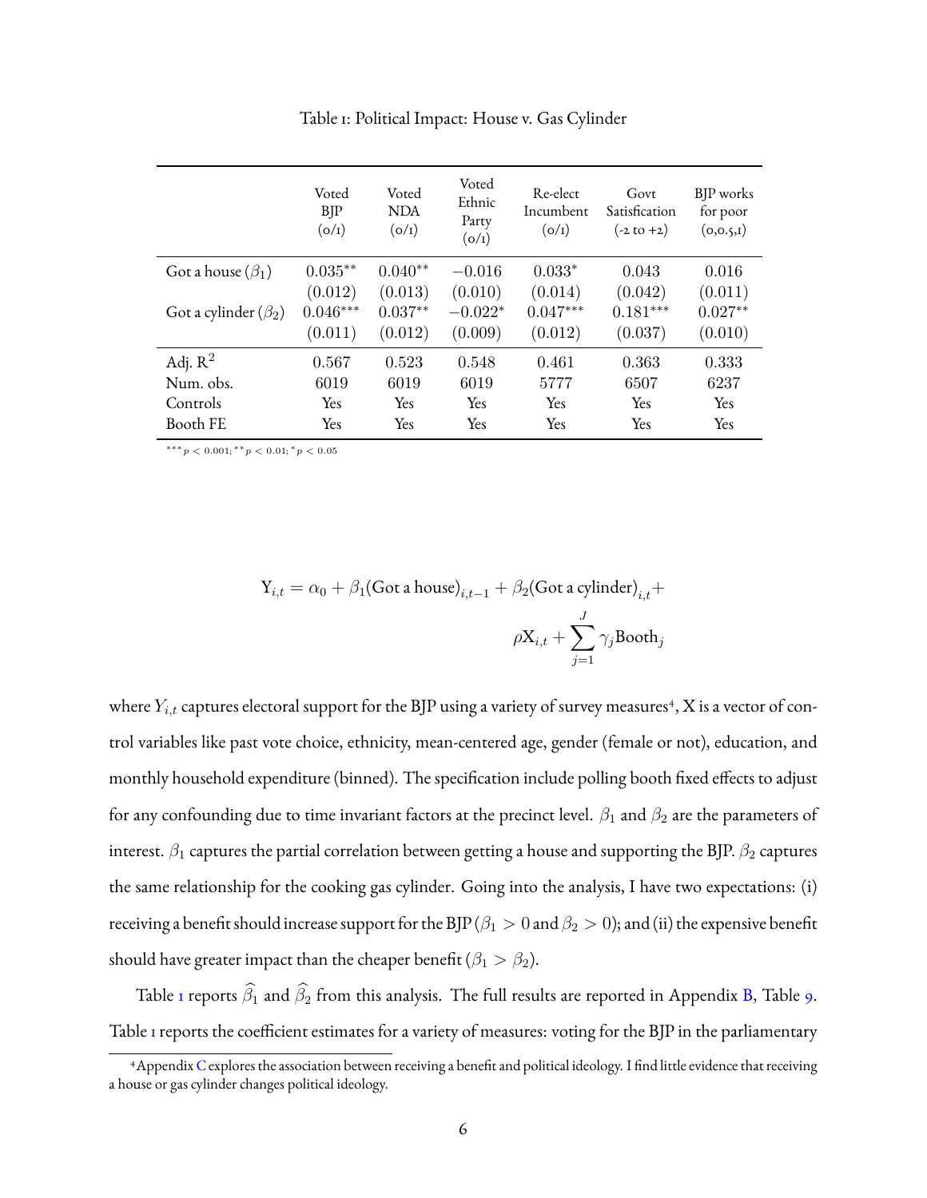Table 1: Political Impact: House v. Gas Cylinder

| | Voted BJP (0/1) | Voted NDA (0/1) | Voted Ethnic Party (0/1) | Re-elect Incumbent (0/1) | Govt Satisfication (-2 to +2) | BJP works for poor (0,0.5,1) |
|---|---|---|---|---|---|---|
| Got a house ($\beta_1$) | $0.035^{**}$ | $0.040^{**}$ | $-0.016$ | $0.033^{*}$ | $0.043$ | $0.016$ |
| | $(0.012)$ | $(0.013)$ | $(0.010)$ | $(0.014)$ | $(0.042)$ | $(0.011)$ |
| Got a cylinder ($\beta_2$) | $0.046^{***}$ | $0.037^{**}$ | $-0.022^{*}$ | $0.047^{***}$ | $0.181^{***}$ | $0.027^{**}$ |
| | $(0.011)$ | $(0.012)$ | $(0.009)$ | $(0.012)$ | $(0.037)$ | $(0.010)$ |
| Adj. $R^2$ | 0.567 | 0.523 | 0.548 | 0.461 | 0.363 | 0.333 |
| Num. obs. | 6019 | 6019 | 6019 | 5777 | 6507 | 6237 |
| Controls | Yes | Yes | Yes | Yes | Yes | Yes |
| Booth FE | Yes | Yes | Yes | Yes | Yes | Yes |

$^{***}p < 0.001$; $^{**}p < 0.01$; $^{*}p < 0.05$

$$
\text{Y}_{i,t} = \alpha_0 + \beta_1(\text{Got a house})_{i,t-1} + \beta_2(\text{Got a cylinder})_{i,t} + \rho \text{X}_{i,t} + \sum_{j=1}^{J} \gamma_j \text{Booth}_j
$$

where $Y_{i,t}$ captures electoral support for the BJP using a variety of survey measures[4], X is a vector of control variables like past vote choice, ethnicity, mean-centered age, gender (female or not), education, and monthly household expenditure (binned). The specification include polling booth fixed effects to adjust for any confounding due to time invariant factors at the precinct level. $\beta_1$ and $\beta_2$ are the parameters of interest. $\beta_1$ captures the partial correlation between getting a house and supporting the BJP. $\beta_2$ captures the same relationship for the cooking gas cylinder. Going into the analysis, I have two expectations: (i) receiving a benefit should increase support for the BJP ($\beta_1 > 0$ and $\beta_2 > 0$); and (ii) the expensive benefit should have greater impact than the cheaper benefit ($\beta_1 > \beta_2$).

Table 1 reports $\widehat{\beta_1}$ and $\widehat{\beta_2}$ from this analysis. The full results are reported in Appendix B, Table 9. Table 1 reports the coefficient estimates for a variety of measures: voting for the BJP in the parliamentary

[4] Appendix C explores the association between receiving a benefit and political ideology. I find little evidence that receiving a house or gas cylinder changes political ideology.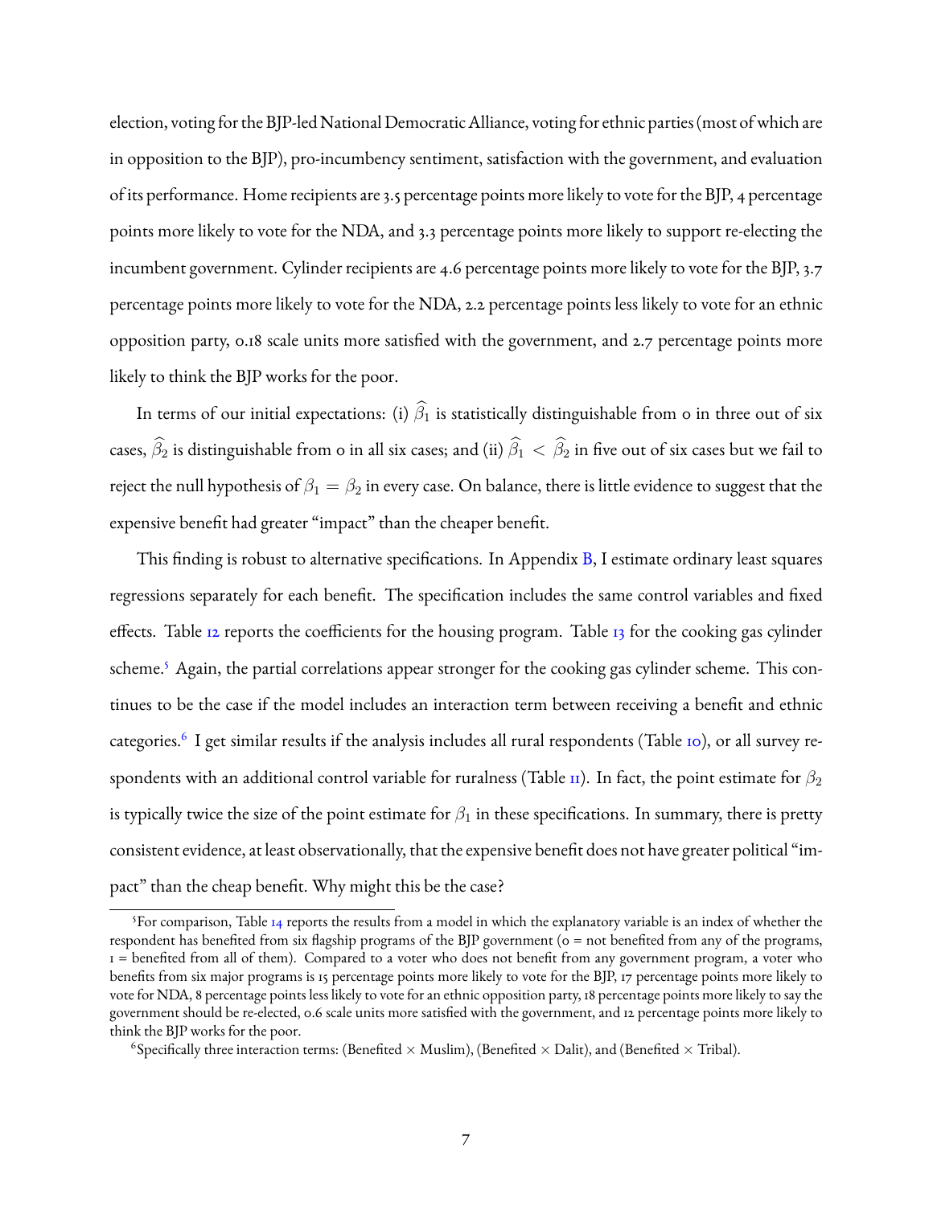election, voting for the BJP-led National Democratic Alliance, voting for ethnic parties (most of which are in opposition to the BJP), pro-incumbency sentiment, satisfaction with the government, and evaluation of its performance. Home recipients are 3.5 percentage points more likely to vote for the BJP, 4 percentage points more likely to vote for the NDA, and 3.3 percentage points more likely to support re-electing the incumbent government. Cylinder recipients are 4.6 percentage points more likely to vote for the BJP, 3.7 percentage points more likely to vote for the NDA, 2.2 percentage points less likely to vote for an ethnic opposition party, 0.18 scale units more satisfied with the government, and 2.7 percentage points more likely to think the BJP works for the poor.

In terms of our initial expectations: (i) $\widehat{\beta}_1$ is statistically distinguishable from 0 in three out of six cases, $\widehat{\beta}_2$ is distinguishable from 0 in all six cases; and (ii) $\widehat{\beta}_1 < \widehat{\beta}_2$ in five out of six cases but we fail to reject the null hypothesis of $\beta_1 = \beta_2$ in every case. On balance, there is little evidence to suggest that the expensive benefit had greater "impact" than the cheaper benefit.

This finding is robust to alternative specifications. In Appendix B, I estimate ordinary least squares regressions separately for each benefit. The specification includes the same control variables and fixed effects. Table 12 reports the coefficients for the housing program. Table 13 for the cooking gas cylinder scheme.[5] Again, the partial correlations appear stronger for the cooking gas cylinder scheme. This continues to be the case if the model includes an interaction term between receiving a benefit and ethnic categories.[6] I get similar results if the analysis includes all rural respondents (Table 10), or all survey respondents with an additional control variable for ruralness (Table 11). In fact, the point estimate for $\beta_2$ is typically twice the size of the point estimate for $\beta_1$ in these specifications. In summary, there is pretty consistent evidence, at least observationally, that the expensive benefit does not have greater political "impact" than the cheap benefit. Why might this be the case?

---

[5] For comparison, Table 14 reports the results from a model in which the explanatory variable is an index of whether the respondent has benefited from six flagship programs of the BJP government (0 = not benefited from any of the programs, 1 = benefited from all of them). Compared to a voter who does not benefit from any government program, a voter who benefits from six major programs is 15 percentage points more likely to vote for the BJP, 17 percentage points more likely to vote for NDA, 8 percentage points less likely to vote for an ethnic opposition party, 18 percentage points more likely to say the government should be re-elected, 0.6 scale units more satisfied with the government, and 12 percentage points more likely to think the BJP works for the poor.

[6] Specifically three interaction terms: (Benefited $\times$ Muslim), (Benefited $\times$ Dalit), and (Benefited $\times$ Tribal).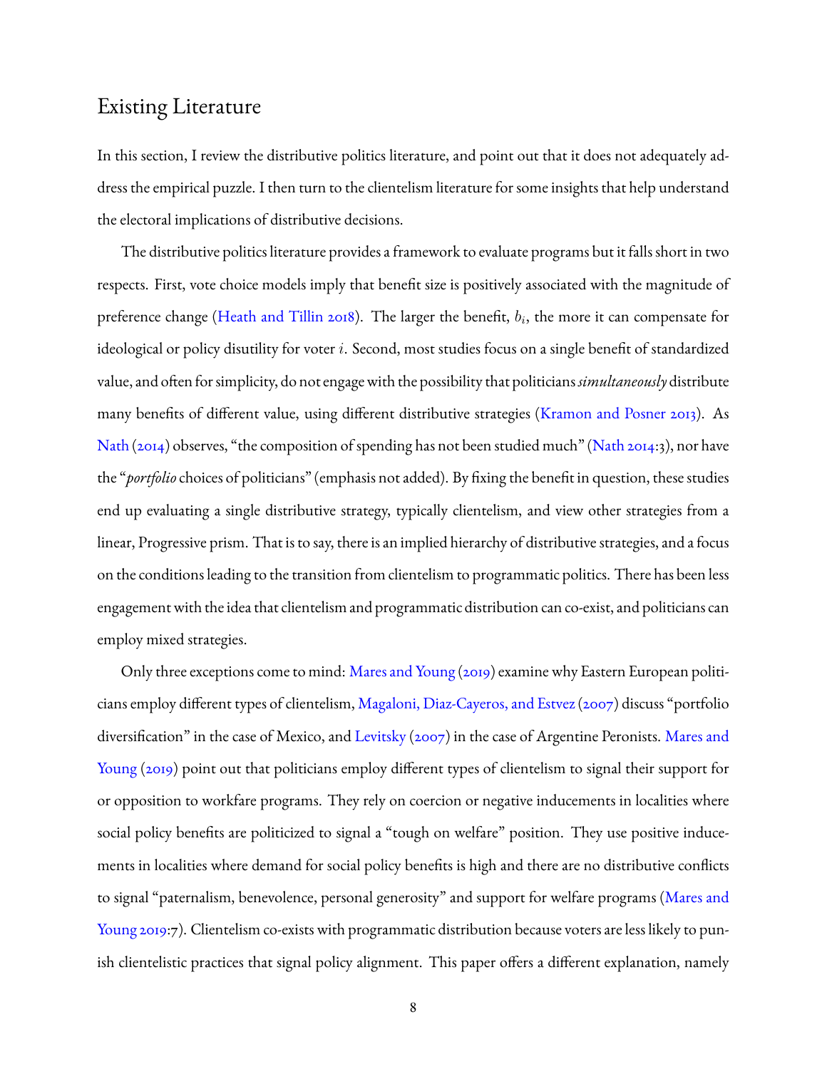## Existing Literature

In this section, I review the distributive politics literature, and point out that it does not adequately address the empirical puzzle. I then turn to the clientelism literature for some insights that help understand the electoral implications of distributive decisions.

The distributive politics literature provides a framework to evaluate programs but it falls short in two respects. First, vote choice models imply that benefit size is positively associated with the magnitude of preference change (Heath and Tillin 2018). The larger the benefit, $b_i$, the more it can compensate for ideological or policy disutility for voter $i$. Second, most studies focus on a single benefit of standardized value, and often for simplicity, do not engage with the possibility that politicians *simultaneously* distribute many benefits of different value, using different distributive strategies (Kramon and Posner 2013). As Nath (2014) observes, "the composition of spending has not been studied much" (Nath 2014:3), nor have the "*portfolio* choices of politicians" (emphasis not added). By fixing the benefit in question, these studies end up evaluating a single distributive strategy, typically clientelism, and view other strategies from a linear, Progressive prism. That is to say, there is an implied hierarchy of distributive strategies, and a focus on the conditions leading to the transition from clientelism to programmatic politics. There has been less engagement with the idea that clientelism and programmatic distribution can co-exist, and politicians can employ mixed strategies.

Only three exceptions come to mind: Mares and Young (2019) examine why Eastern European politicians employ different types of clientelism, Magaloni, Diaz-Cayeros, and Estvez (2007) discuss "portfolio diversification" in the case of Mexico, and Levitsky (2007) in the case of Argentine Peronists. Mares and Young (2019) point out that politicians employ different types of clientelism to signal their support for or opposition to workfare programs. They rely on coercion or negative inducements in localities where social policy benefits are politicized to signal a "tough on welfare" position. They use positive inducements in localities where demand for social policy benefits is high and there are no distributive conflicts to signal "paternalism, benevolence, personal generosity" and support for welfare programs (Mares and Young 2019:7). Clientelism co-exists with programmatic distribution because voters are less likely to punish clientelistic practices that signal policy alignment. This paper offers a different explanation, namely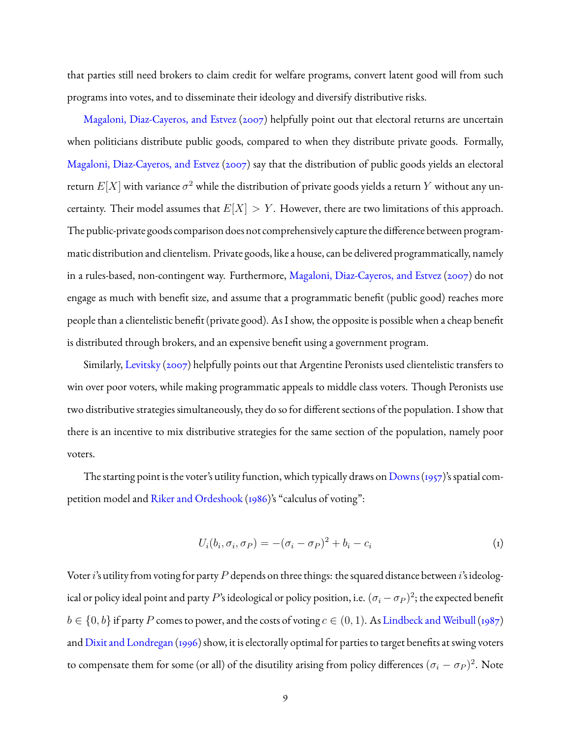that parties still need brokers to claim credit for welfare programs, convert latent good will from such programs into votes, and to disseminate their ideology and diversify distributive risks.

Magaloni, Diaz-Cayeros, and Estvez (2007) helpfully point out that electoral returns are uncertain when politicians distribute public goods, compared to when they distribute private goods. Formally, Magaloni, Diaz-Cayeros, and Estvez (2007) say that the distribution of public goods yields an electoral return $E[X]$ with variance $\sigma^2$ while the distribution of private goods yields a return $Y$ without any uncertainty. Their model assumes that $E[X] > Y$. However, there are two limitations of this approach. The public-private goods comparison does not comprehensively capture the difference between programmatic distribution and clientelism. Private goods, like a house, can be delivered programmatically, namely in a rules-based, non-contingent way. Furthermore, Magaloni, Diaz-Cayeros, and Estvez (2007) do not engage as much with benefit size, and assume that a programmatic benefit (public good) reaches more people than a clientelistic benefit (private good). As I show, the opposite is possible when a cheap benefit is distributed through brokers, and an expensive benefit using a government program.

Similarly, Levitsky (2007) helpfully points out that Argentine Peronists used clientelistic transfers to win over poor voters, while making programmatic appeals to middle class voters. Though Peronists use two distributive strategies simultaneously, they do so for different sections of the population. I show that there is an incentive to mix distributive strategies for the same section of the population, namely poor voters.

The starting point is the voter's utility function, which typically draws on Downs (1957)'s spatial competition model and Riker and Ordeshook (1986)'s "calculus of voting":

$$U_i(b_i, \sigma_i, \sigma_P) = -(\sigma_i - \sigma_P)^2 + b_i - c_i \tag{1}$$

Voter $i$'s utility from voting for party $P$ depends on three things: the squared distance between $i$'s ideological or policy ideal point and party $P$'s ideological or policy position, i.e. $(\sigma_i - \sigma_P)^2$; the expected benefit $b \in \{0, b\}$ if party $P$ comes to power, and the costs of voting $c \in (0, 1)$. As Lindbeck and Weibull (1987) and Dixit and Londregan (1996) show, it is electorally optimal for parties to target benefits at swing voters to compensate them for some (or all) of the disutility arising from policy differences $(\sigma_i - \sigma_P)^2$. Note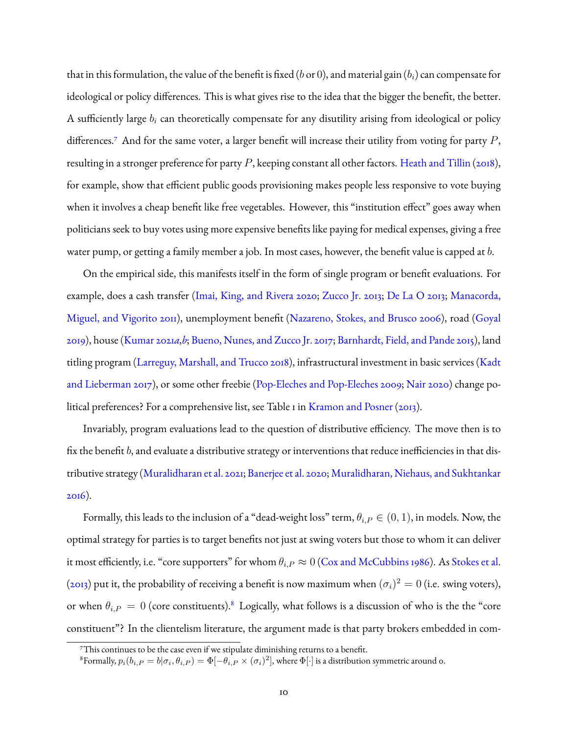that in this formulation, the value of the benefit is fixed ($b$ or $0$), and material gain ($b_i$) can compensate for ideological or policy differences. This is what gives rise to the idea that the bigger the benefit, the better. A sufficiently large $b_i$ can theoretically compensate for any disutility arising from ideological or policy differences.[7] And for the same voter, a larger benefit will increase their utility from voting for party $P$, resulting in a stronger preference for party $P$, keeping constant all other factors. Heath and Tillin (2018), for example, show that efficient public goods provisioning makes people less responsive to vote buying when it involves a cheap benefit like free vegetables. However, this "institution effect" goes away when politicians seek to buy votes using more expensive benefits like paying for medical expenses, giving a free water pump, or getting a family member a job. In most cases, however, the benefit value is capped at $b$.

On the empirical side, this manifests itself in the form of single program or benefit evaluations. For example, does a cash transfer (Imai, King, and Rivera 2020; Zucco Jr. 2013; De La O 2013; Manacorda, Miguel, and Vigorito 2011), unemployment benefit (Nazareno, Stokes, and Brusco 2006), road (Goyal 2019), house (Kumar 2021*a*,*b*; Bueno, Nunes, and Zucco Jr. 2017; Barnhardt, Field, and Pande 2015), land titling program (Larreguy, Marshall, and Trucco 2018), infrastructural investment in basic services (Kadt and Lieberman 2017), or some other freebie (Pop-Eleches and Pop-Eleches 2009; Nair 2020) change political preferences? For a comprehensive list, see Table 1 in Kramon and Posner (2013).

Invariably, program evaluations lead to the question of distributive efficiency. The move then is to fix the benefit $b$, and evaluate a distributive strategy or interventions that reduce inefficiencies in that distributive strategy (Muralidharan et al. 2021; Banerjee et al. 2020; Muralidharan, Niehaus, and Sukhtankar 2016).

Formally, this leads to the inclusion of a "dead-weight loss" term, $\theta_{i,P} \in (0, 1)$, in models. Now, the optimal strategy for parties is to target benefits not just at swing voters but those to whom it can deliver it most efficiently, i.e. "core supporters" for whom $\theta_{i,P} \approx 0$ (Cox and McCubbins 1986). As Stokes et al. (2013) put it, the probability of receiving a benefit is now maximum when $(\sigma_i)^2 = 0$ (i.e. swing voters), or when $\theta_{i,P} = 0$ (core constituents).[8] Logically, what follows is a discussion of who is the the "core constituent"? In the clientelism literature, the argument made is that party brokers embedded in com-

[7] This continues to be the case even if we stipulate diminishing returns to a benefit.

[8] Formally, $p_i(b_{i,P} = b|\sigma_i, \theta_{i,P}) = \Phi[-\theta_{i,P} \times (\sigma_i)^2]$, where $\Phi[\cdot]$ is a distribution symmetric around 0.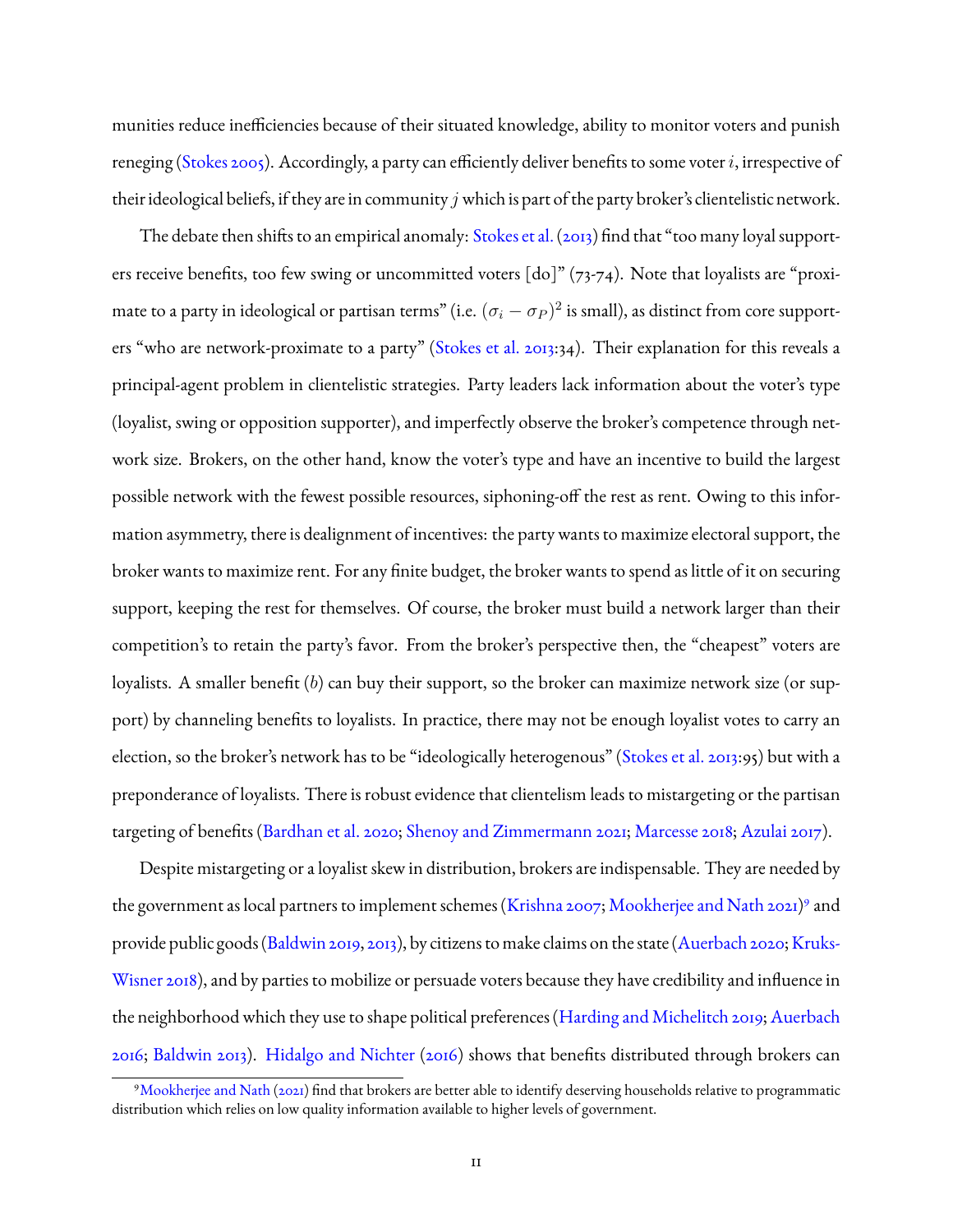munities reduce inefficiencies because of their situated knowledge, ability to monitor voters and punish reneging (Stokes 2005). Accordingly, a party can efficiently deliver benefits to some voter $i$, irrespective of their ideological beliefs, if they are in community $j$ which is part of the party broker's clientelistic network.

The debate then shifts to an empirical anomaly: Stokes et al. (2013) find that "too many loyal supporters receive benefits, too few swing or uncommitted voters [do]" (73-74). Note that loyalists are "proximate to a party in ideological or partisan terms" (i.e. $(\sigma_i - \sigma_P)^2$ is small), as distinct from core supporters "who are network-proximate to a party" (Stokes et al. 2013:34). Their explanation for this reveals a principal-agent problem in clientelistic strategies. Party leaders lack information about the voter's type (loyalist, swing or opposition supporter), and imperfectly observe the broker's competence through network size. Brokers, on the other hand, know the voter's type and have an incentive to build the largest possible network with the fewest possible resources, siphoning-off the rest as rent. Owing to this information asymmetry, there is dealignment of incentives: the party wants to maximize electoral support, the broker wants to maximize rent. For any finite budget, the broker wants to spend as little of it on securing support, keeping the rest for themselves. Of course, the broker must build a network larger than their competition's to retain the party's favor. From the broker's perspective then, the "cheapest" voters are loyalists. A smaller benefit ($b$) can buy their support, so the broker can maximize network size (or support) by channeling benefits to loyalists. In practice, there may not be enough loyalist votes to carry an election, so the broker's network has to be "ideologically heterogenous" (Stokes et al. 2013:95) but with a preponderance of loyalists. There is robust evidence that clientelism leads to mistargeting or the partisan targeting of benefits (Bardhan et al. 2020; Shenoy and Zimmermann 2021; Marcesse 2018; Azulai 2017).

Despite mistargeting or a loyalist skew in distribution, brokers are indispensable. They are needed by the government as local partners to implement schemes (Krishna 2007; Mookherjee and Nath 2021)[9] and provide public goods (Baldwin 2019, 2013), by citizens to make claims on the state (Auerbach 2020; Kruks-Wisner 2018), and by parties to mobilize or persuade voters because they have credibility and influence in the neighborhood which they use to shape political preferences (Harding and Michelitch 2019; Auerbach 2016; Baldwin 2013). Hidalgo and Nichter (2016) shows that benefits distributed through brokers can

[9] Mookherjee and Nath (2021) find that brokers are better able to identify deserving households relative to programmatic distribution which relies on low quality information available to higher levels of government.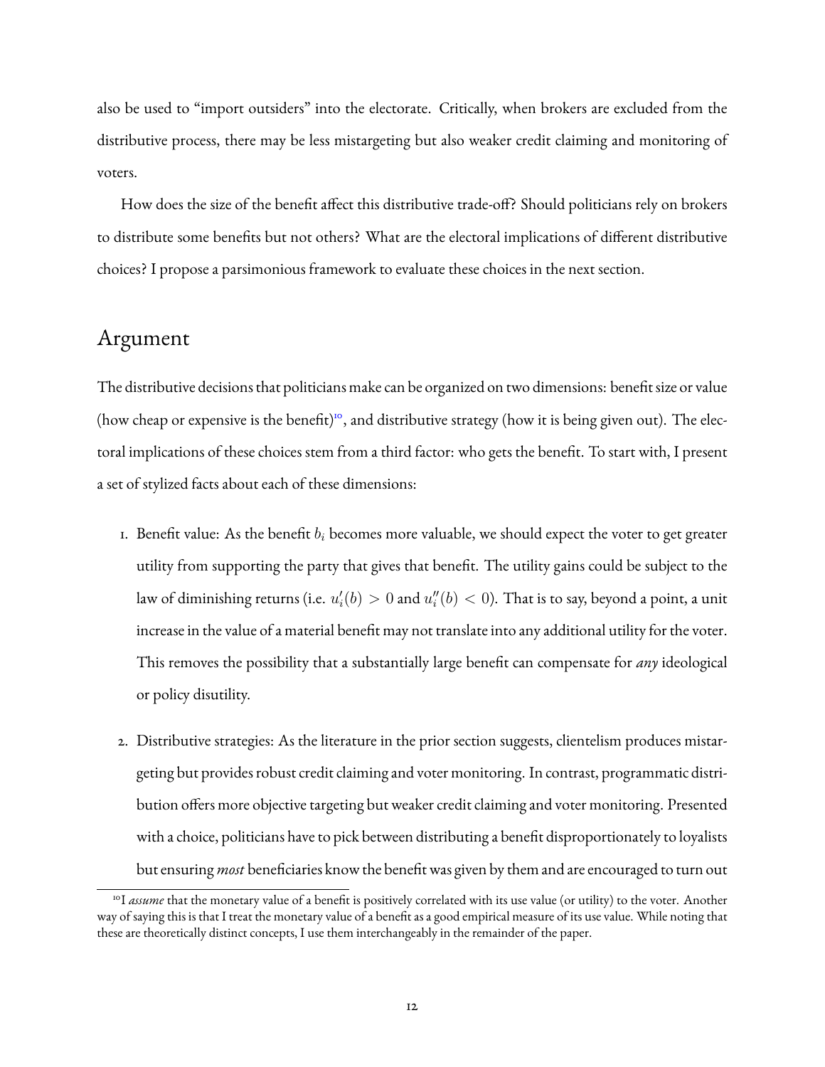also be used to "import outsiders" into the electorate. Critically, when brokers are excluded from the distributive process, there may be less mistargeting but also weaker credit claiming and monitoring of voters.

How does the size of the benefit affect this distributive trade-off? Should politicians rely on brokers to distribute some benefits but not others? What are the electoral implications of different distributive choices? I propose a parsimonious framework to evaluate these choices in the next section.

## Argument

The distributive decisions that politicians make can be organized on two dimensions: benefit size or value (how cheap or expensive is the benefit)[10], and distributive strategy (how it is being given out). The electoral implications of these choices stem from a third factor: who gets the benefit. To start with, I present a set of stylized facts about each of these dimensions:

1. Benefit value: As the benefit $b_i$ becomes more valuable, we should expect the voter to get greater utility from supporting the party that gives that benefit. The utility gains could be subject to the law of diminishing returns (i.e. $u_i'(b) > 0$ and $u_i''(b) < 0$). That is to say, beyond a point, a unit increase in the value of a material benefit may not translate into any additional utility for the voter. This removes the possibility that a substantially large benefit can compensate for *any* ideological or policy disutility.

2. Distributive strategies: As the literature in the prior section suggests, clientelism produces mistargeting but provides robust credit claiming and voter monitoring. In contrast, programmatic distribution offers more objective targeting but weaker credit claiming and voter monitoring. Presented with a choice, politicians have to pick between distributing a benefit disproportionately to loyalists but ensuring *most* beneficiaries know the benefit was given by them and are encouraged to turn out

[10] I *assume* that the monetary value of a benefit is positively correlated with its use value (or utility) to the voter. Another way of saying this is that I treat the monetary value of a benefit as a good empirical measure of its use value. While noting that these are theoretically distinct concepts, I use them interchangeably in the remainder of the paper.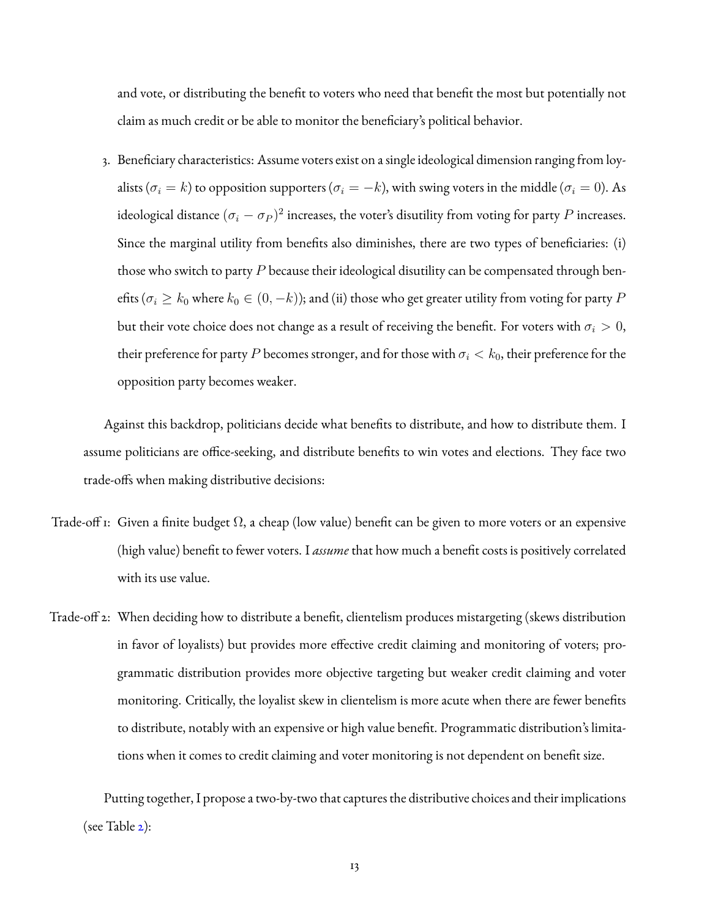and vote, or distributing the benefit to voters who need that benefit the most but potentially not claim as much credit or be able to monitor the beneficiary's political behavior.

3. Beneficiary characteristics: Assume voters exist on a single ideological dimension ranging from loyalists ($\sigma_i = k$) to opposition supporters ($\sigma_i = -k$), with swing voters in the middle ($\sigma_i = 0$). As ideological distance $(\sigma_i - \sigma_P)^2$ increases, the voter's disutility from voting for party $P$ increases. Since the marginal utility from benefits also diminishes, there are two types of beneficiaries: (i) those who switch to party $P$ because their ideological disutility can be compensated through benefits ($\sigma_i \geq k_0$ where $k_0 \in (0, -k)$); and (ii) those who get greater utility from voting for party $P$ but their vote choice does not change as a result of receiving the benefit. For voters with $\sigma_i > 0$, their preference for party $P$ becomes stronger, and for those with $\sigma_i < k_0$, their preference for the opposition party becomes weaker.

Against this backdrop, politicians decide what benefits to distribute, and how to distribute them. I assume politicians are office-seeking, and distribute benefits to win votes and elections. They face two trade-offs when making distributive decisions:

Trade-off 1: Given a finite budget $\Omega$, a cheap (low value) benefit can be given to more voters or an expensive (high value) benefit to fewer voters. I *assume* that how much a benefit costs is positively correlated with its use value.

Trade-off 2: When deciding how to distribute a benefit, clientelism produces mistargeting (skews distribution in favor of loyalists) but provides more effective credit claiming and monitoring of voters; programmatic distribution provides more objective targeting but weaker credit claiming and voter monitoring. Critically, the loyalist skew in clientelism is more acute when there are fewer benefits to distribute, notably with an expensive or high value benefit. Programmatic distribution's limitations when it comes to credit claiming and voter monitoring is not dependent on benefit size.

Putting together, I propose a two-by-two that captures the distributive choices and their implications (see Table 2):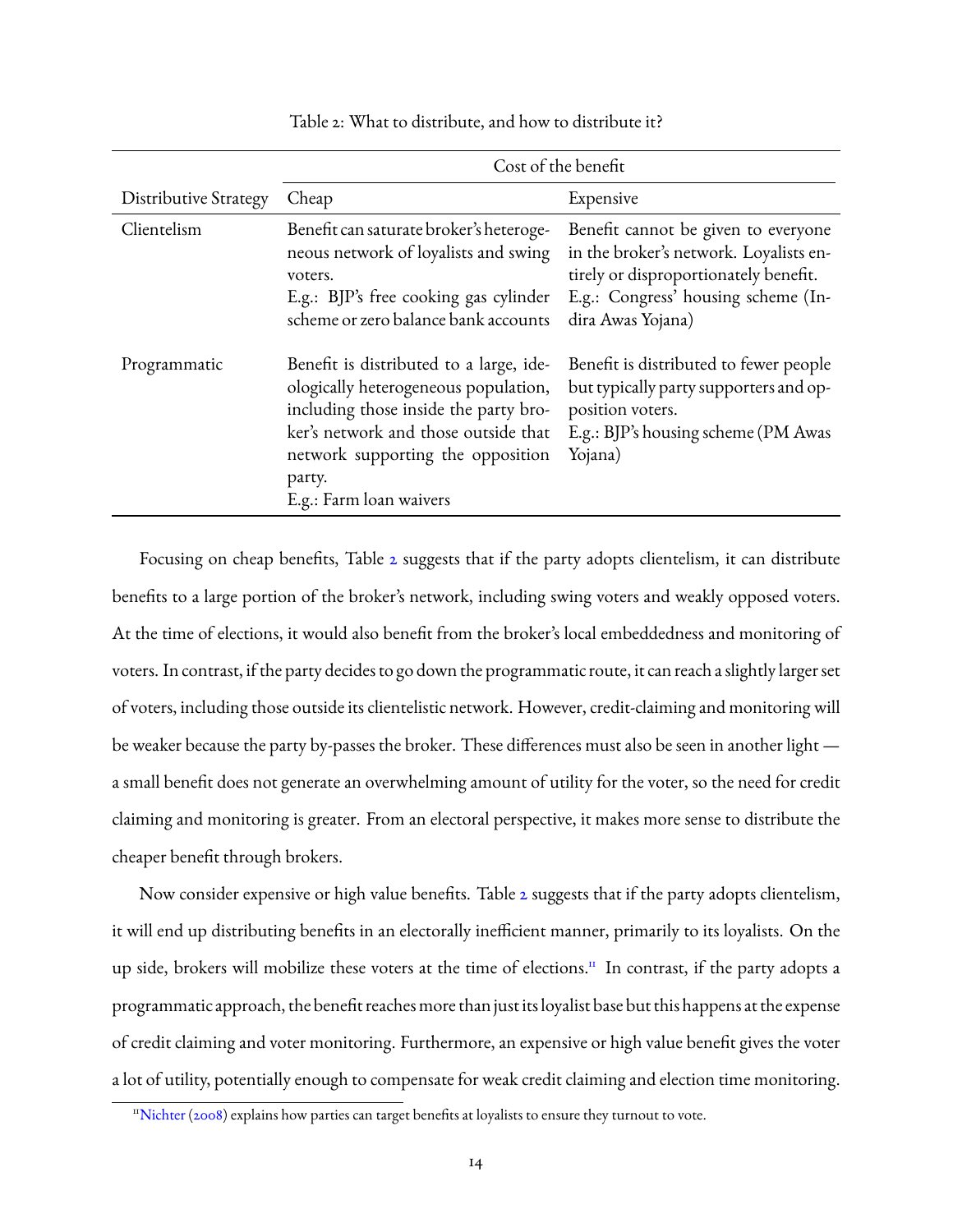Table 2: What to distribute, and how to distribute it?

| | Cost of the benefit | |
|---|---|---|
| Distributive Strategy | Cheap | Expensive |
| Clientelism | Benefit can saturate broker's heterogeneous network of loyalists and swing voters. E.g.: BJP's free cooking gas cylinder scheme or zero balance bank accounts | Benefit cannot be given to everyone in the broker's network. Loyalists entirely or disproportionately benefit. E.g.: Congress' housing scheme (Indira Awas Yojana) |
| Programmatic | Benefit is distributed to a large, ideologically heterogeneous population, including those inside the party broker's network and those outside that network supporting the opposition party. E.g.: Farm loan waivers | Benefit is distributed to fewer people but typically party supporters and opposition voters. E.g.: BJP's housing scheme (PM Awas Yojana) |

Focusing on cheap benefits, Table 2 suggests that if the party adopts clientelism, it can distribute benefits to a large portion of the broker's network, including swing voters and weakly opposed voters. At the time of elections, it would also benefit from the broker's local embeddedness and monitoring of voters. In contrast, if the party decides to go down the programmatic route, it can reach a slightly larger set of voters, including those outside its clientelistic network. However, credit-claiming and monitoring will be weaker because the party by-passes the broker. These differences must also be seen in another light — a small benefit does not generate an overwhelming amount of utility for the voter, so the need for credit claiming and monitoring is greater. From an electoral perspective, it makes more sense to distribute the cheaper benefit through brokers.

Now consider expensive or high value benefits. Table 2 suggests that if the party adopts clientelism, it will end up distributing benefits in an electorally inefficient manner, primarily to its loyalists. On the up side, brokers will mobilize these voters at the time of elections.[11] In contrast, if the party adopts a programmatic approach, the benefit reaches more than just its loyalist base but this happens at the expense of credit claiming and voter monitoring. Furthermore, an expensive or high value benefit gives the voter a lot of utility, potentially enough to compensate for weak credit claiming and election time monitoring.

[11] Nichter (2008) explains how parties can target benefits at loyalists to ensure they turnout to vote.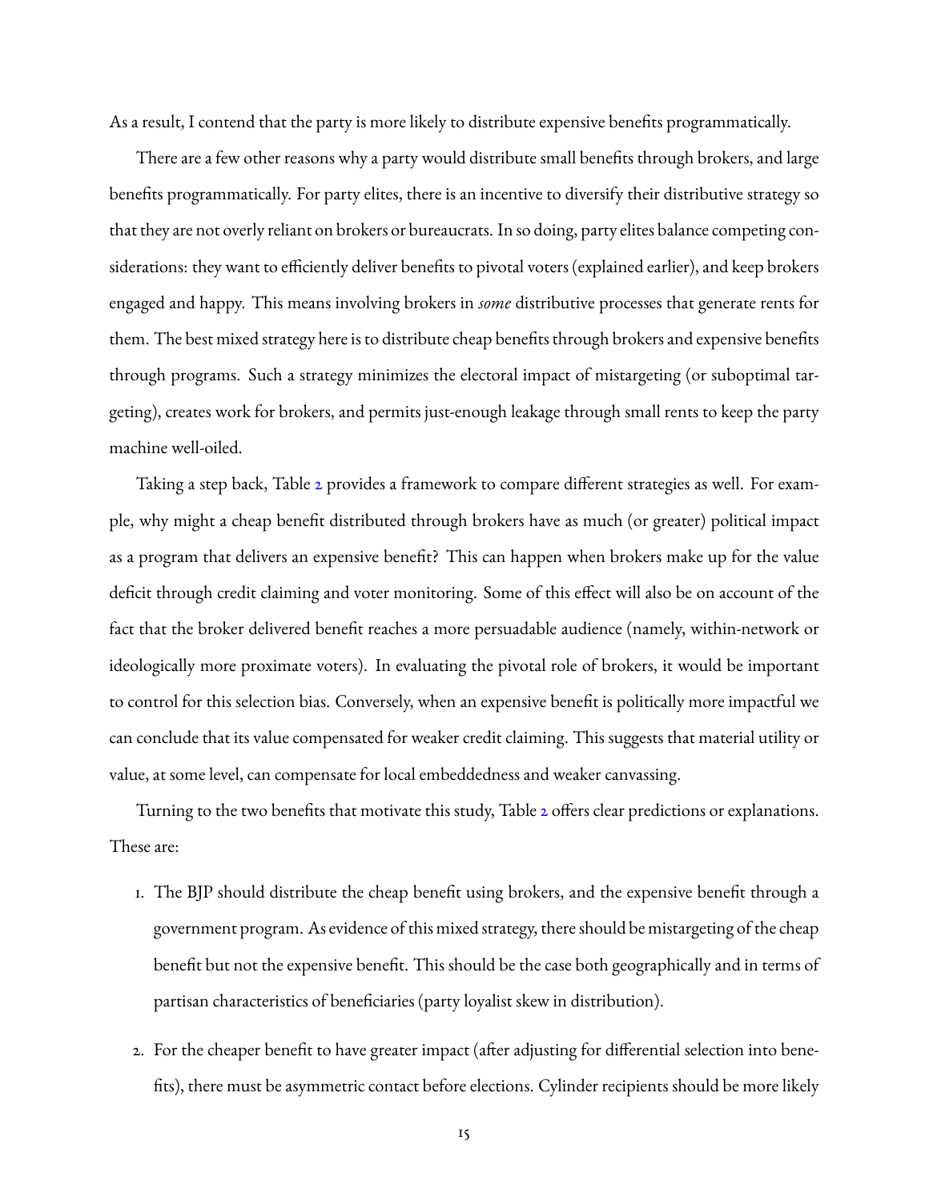As a result, I contend that the party is more likely to distribute expensive benefits programmatically.

There are a few other reasons why a party would distribute small benefits through brokers, and large benefits programmatically. For party elites, there is an incentive to diversify their distributive strategy so that they are not overly reliant on brokers or bureaucrats. In so doing, party elites balance competing considerations: they want to efficiently deliver benefits to pivotal voters (explained earlier), and keep brokers engaged and happy. This means involving brokers in *some* distributive processes that generate rents for them. The best mixed strategy here is to distribute cheap benefits through brokers and expensive benefits through programs. Such a strategy minimizes the electoral impact of mistargeting (or suboptimal targeting), creates work for brokers, and permits just-enough leakage through small rents to keep the party machine well-oiled.

Taking a step back, Table 2 provides a framework to compare different strategies as well. For example, why might a cheap benefit distributed through brokers have as much (or greater) political impact as a program that delivers an expensive benefit? This can happen when brokers make up for the value deficit through credit claiming and voter monitoring. Some of this effect will also be on account of the fact that the broker delivered benefit reaches a more persuadable audience (namely, within-network or ideologically more proximate voters). In evaluating the pivotal role of brokers, it would be important to control for this selection bias. Conversely, when an expensive benefit is politically more impactful we can conclude that its value compensated for weaker credit claiming. This suggests that material utility or value, at some level, can compensate for local embeddedness and weaker canvassing.

Turning to the two benefits that motivate this study, Table 2 offers clear predictions or explanations. These are:

1. The BJP should distribute the cheap benefit using brokers, and the expensive benefit through a government program. As evidence of this mixed strategy, there should be mistargeting of the cheap benefit but not the expensive benefit. This should be the case both geographically and in terms of partisan characteristics of beneficiaries (party loyalist skew in distribution).

2. For the cheaper benefit to have greater impact (after adjusting for differential selection into benefits), there must be asymmetric contact before elections. Cylinder recipients should be more likely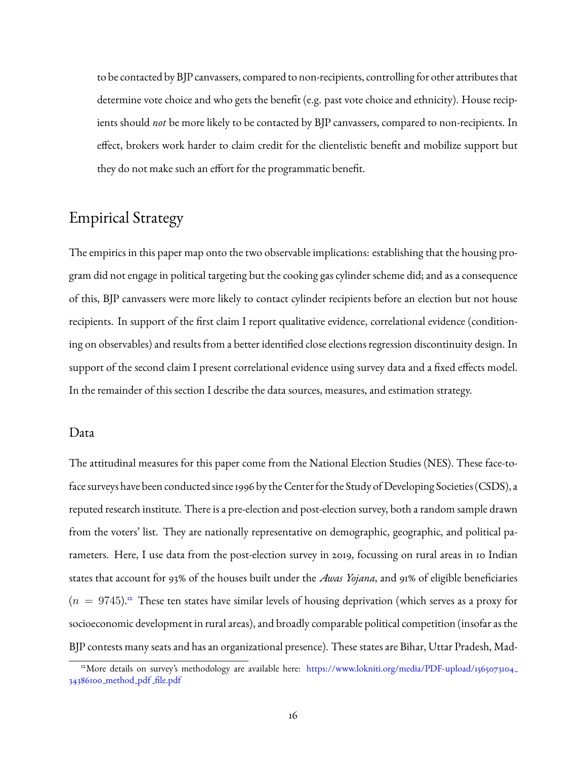to be contacted by BJP canvassers, compared to non-recipients, controlling for other attributes that determine vote choice and who gets the benefit (e.g. past vote choice and ethnicity). House recipients should *not* be more likely to be contacted by BJP canvassers, compared to non-recipients. In effect, brokers work harder to claim credit for the clientelistic benefit and mobilize support but they do not make such an effort for the programmatic benefit.

## Empirical Strategy

The empirics in this paper map onto the two observable implications: establishing that the housing program did not engage in political targeting but the cooking gas cylinder scheme did; and as a consequence of this, BJP canvassers were more likely to contact cylinder recipients before an election but not house recipients. In support of the first claim I report qualitative evidence, correlational evidence (conditioning on observables) and results from a better identified close elections regression discontinuity design. In support of the second claim I present correlational evidence using survey data and a fixed effects model. In the remainder of this section I describe the data sources, measures, and estimation strategy.

### Data

The attitudinal measures for this paper come from the National Election Studies (NES). These face-to-face surveys have been conducted since 1996 by the Center for the Study of Developing Societies (CSDS), a reputed research institute. There is a pre-election and post-election survey, both a random sample drawn from the voters' list. They are nationally representative on demographic, geographic, and political parameters. Here, I use data from the post-election survey in 2019, focussing on rural areas in 10 Indian states that account for 93% of the houses built under the *Awas Yojana*, and 91% of eligible beneficiaries ($n = 9745$).[12] These ten states have similar levels of housing deprivation (which serves as a proxy for socioeconomic development in rural areas), and broadly comparable political competition (insofar as the BJP contests many seats and has an organizational presence). These states are Bihar, Uttar Pradesh, Mad-

[12] More details on survey's methodology are available here: https://www.lokniti.org/media/PDF-upload/1565073104_34386100_method_pdf_file.pdf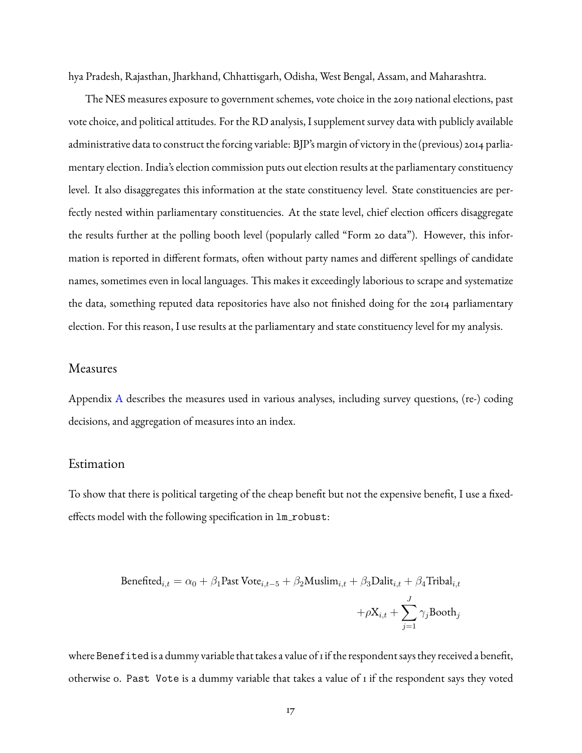hya Pradesh, Rajasthan, Jharkhand, Chhattisgarh, Odisha, West Bengal, Assam, and Maharashtra.

The NES measures exposure to government schemes, vote choice in the 2019 national elections, past vote choice, and political attitudes. For the RD analysis, I supplement survey data with publicly available administrative data to construct the forcing variable: BJP's margin of victory in the (previous) 2014 parliamentary election. India's election commission puts out election results at the parliamentary constituency level. It also disaggregates this information at the state constituency level. State constituencies are perfectly nested within parliamentary constituencies. At the state level, chief election officers disaggregate the results further at the polling booth level (popularly called "Form 20 data"). However, this information is reported in different formats, often without party names and different spellings of candidate names, sometimes even in local languages. This makes it exceedingly laborious to scrape and systematize the data, something reputed data repositories have also not finished doing for the 2014 parliamentary election. For this reason, I use results at the parliamentary and state constituency level for my analysis.

## Measures

Appendix A describes the measures used in various analyses, including survey questions, (re-) coding decisions, and aggregation of measures into an index.

## Estimation

To show that there is political targeting of the cheap benefit but not the expensive benefit, I use a fixed-effects model with the following specification in `lm_robust`:

$$\text{Benefited}_{i,t} = \alpha_0 + \beta_1 \text{Past Vote}_{i,t-5} + \beta_2 \text{Muslim}_{i,t} + \beta_3 \text{Dalit}_{i,t} + \beta_4 \text{Tribal}_{i,t} + \rho \text{X}_{i,t} + \sum_{j=1}^{J} \gamma_j \text{Booth}_j$$

where `Benefited` is a dummy variable that takes a value of 1 if the respondent says they received a benefit, otherwise 0. `Past Vote` is a dummy variable that takes a value of 1 if the respondent says they voted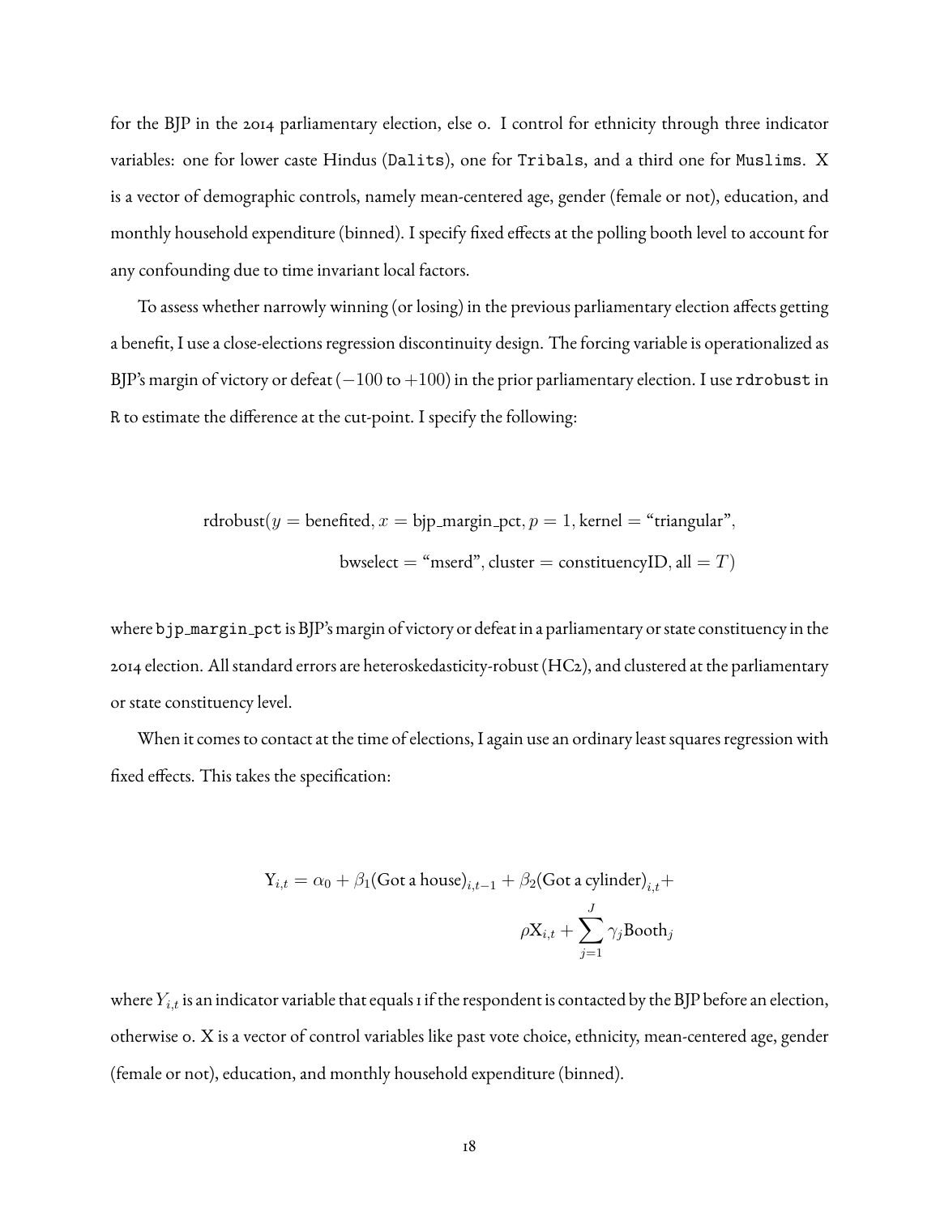for the BJP in the 2014 parliamentary election, else 0. I control for ethnicity through three indicator variables: one for lower caste Hindus (Dalits), one for Tribals, and a third one for Muslims. X is a vector of demographic controls, namely mean-centered age, gender (female or not), education, and monthly household expenditure (binned). I specify fixed effects at the polling booth level to account for any confounding due to time invariant local factors.

To assess whether narrowly winning (or losing) in the previous parliamentary election affects getting a benefit, I use a close-elections regression discontinuity design. The forcing variable is operationalized as BJP's margin of victory or defeat ($-100$ to $+100$) in the prior parliamentary election. I use rdrobust in R to estimate the difference at the cut-point. I specify the following:

$$\text{rdrobust}(y = \text{benefited}, x = \text{bjp\_margin\_pct}, p = 1, \text{kernel} = \text{“triangular”},$$
$$\text{bwselect} = \text{“mserd”}, \text{cluster} = \text{constituencyID}, \text{all} = T)$$

where bjp_margin_pct is BJP's margin of victory or defeat in a parliamentary or state constituency in the 2014 election. All standard errors are heteroskedasticity-robust (HC2), and clustered at the parliamentary or state constituency level.

When it comes to contact at the time of elections, I again use an ordinary least squares regression with fixed effects. This takes the specification:

$$\text{Y}_{i,t} = \alpha_0 + \beta_1(\text{Got a house})_{i,t-1} + \beta_2(\text{Got a cylinder})_{i,t} + \rho \text{X}_{i,t} + \sum_{j=1}^{J} \gamma_j \text{Booth}_j$$

where $Y_{i,t}$ is an indicator variable that equals 1 if the respondent is contacted by the BJP before an election, otherwise 0. X is a vector of control variables like past vote choice, ethnicity, mean-centered age, gender (female or not), education, and monthly household expenditure (binned).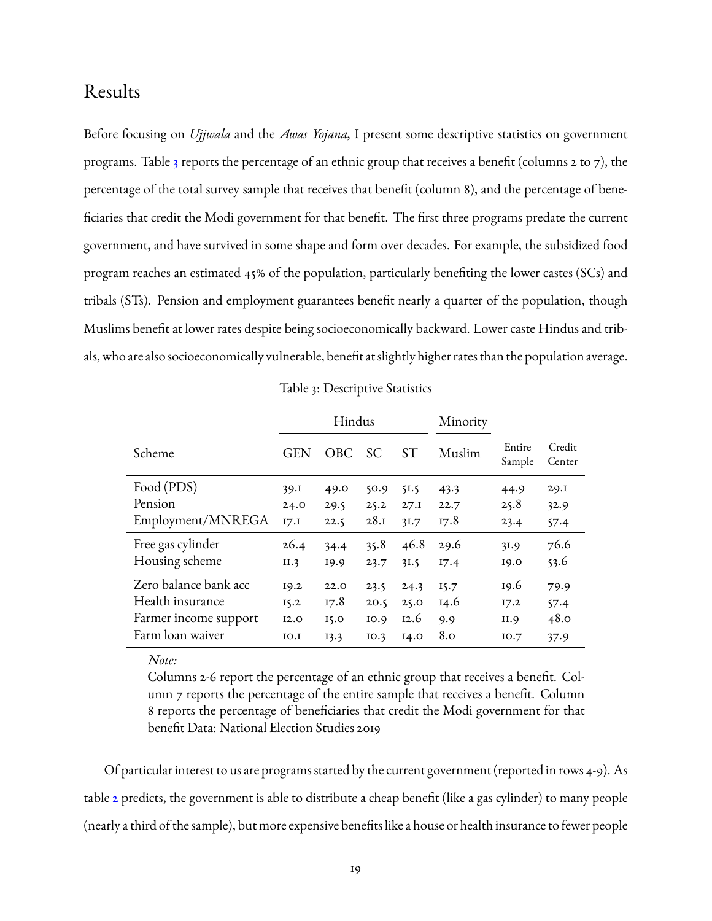## Results

Before focusing on *Ujjwala* and the *Awas Yojana*, I present some descriptive statistics on government programs. Table 3 reports the percentage of an ethnic group that receives a benefit (columns 2 to 7), the percentage of the total survey sample that receives that benefit (column 8), and the percentage of beneficiaries that credit the Modi government for that benefit. The first three programs predate the current government, and have survived in some shape and form over decades. For example, the subsidized food program reaches an estimated 45% of the population, particularly benefiting the lower castes (SCs) and tribals (STs). Pension and employment guarantees benefit nearly a quarter of the population, though Muslims benefit at lower rates despite being socioeconomically backward. Lower caste Hindus and tribals, who are also socioeconomically vulnerable, benefit at slightly higher rates than the population average.

Table 3: Descriptive Statistics

| | Hindus | | | | Minority | | |
|---|---|---|---|---|---|---|---|
| Scheme | GEN | OBC | SC | ST | Muslim | Entire Sample | Credit Center |
| Food (PDS) | 39.1 | 49.0 | 50.9 | 51.5 | 43.3 | 44.9 | 29.1 |
| Pension | 24.0 | 29.5 | 25.2 | 27.1 | 22.7 | 25.8 | 32.9 |
| Employment/MNREGA | 17.1 | 22.5 | 28.1 | 31.7 | 17.8 | 23.4 | 57.4 |
| Free gas cylinder | 26.4 | 34.4 | 35.8 | 46.8 | 29.6 | 31.9 | 76.6 |
| Housing scheme | 11.3 | 19.9 | 23.7 | 31.5 | 17.4 | 19.0 | 53.6 |
| Zero balance bank acc | 19.2 | 22.0 | 23.5 | 24.3 | 15.7 | 19.6 | 79.9 |
| Health insurance | 15.2 | 17.8 | 20.5 | 25.0 | 14.6 | 17.2 | 57.4 |
| Farmer income support | 12.0 | 15.0 | 10.9 | 12.6 | 9.9 | 11.9 | 48.0 |
| Farm loan waiver | 10.1 | 13.3 | 10.3 | 14.0 | 8.0 | 10.7 | 37.9 |

*Note:*
Columns 2-6 report the percentage of an ethnic group that receives a benefit. Column 7 reports the percentage of the entire sample that receives a benefit. Column 8 reports the percentage of beneficiaries that credit the Modi government for that benefit Data: National Election Studies 2019

Of particular interest to us are programs started by the current government (reported in rows 4-9). As table 2 predicts, the government is able to distribute a cheap benefit (like a gas cylinder) to many people (nearly a third of the sample), but more expensive benefits like a house or health insurance to fewer people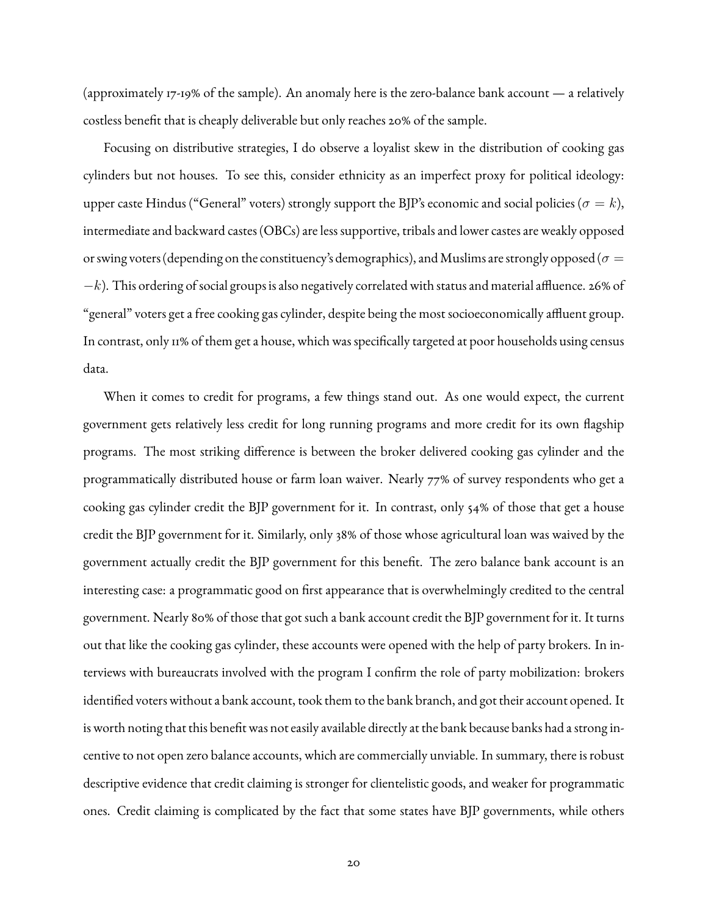(approximately 17-19% of the sample). An anomaly here is the zero-balance bank account — a relatively costless benefit that is cheaply deliverable but only reaches 20% of the sample.

Focusing on distributive strategies, I do observe a loyalist skew in the distribution of cooking gas cylinders but not houses. To see this, consider ethnicity as an imperfect proxy for political ideology: upper caste Hindus ("General" voters) strongly support the BJP's economic and social policies ($\sigma = k$), intermediate and backward castes (OBCs) are less supportive, tribals and lower castes are weakly opposed or swing voters (depending on the constituency's demographics), and Muslims are strongly opposed ($\sigma = -k$). This ordering of social groups is also negatively correlated with status and material affluence. 26% of "general" voters get a free cooking gas cylinder, despite being the most socioeconomically affluent group. In contrast, only 11% of them get a house, which was specifically targeted at poor households using census data.

When it comes to credit for programs, a few things stand out. As one would expect, the current government gets relatively less credit for long running programs and more credit for its own flagship programs. The most striking difference is between the broker delivered cooking gas cylinder and the programmatically distributed house or farm loan waiver. Nearly 77% of survey respondents who get a cooking gas cylinder credit the BJP government for it. In contrast, only 54% of those that get a house credit the BJP government for it. Similarly, only 38% of those whose agricultural loan was waived by the government actually credit the BJP government for this benefit. The zero balance bank account is an interesting case: a programmatic good on first appearance that is overwhelmingly credited to the central government. Nearly 80% of those that got such a bank account credit the BJP government for it. It turns out that like the cooking gas cylinder, these accounts were opened with the help of party brokers. In interviews with bureaucrats involved with the program I confirm the role of party mobilization: brokers identified voters without a bank account, took them to the bank branch, and got their account opened. It is worth noting that this benefit was not easily available directly at the bank because banks had a strong incentive to not open zero balance accounts, which are commercially unviable. In summary, there is robust descriptive evidence that credit claiming is stronger for clientelistic goods, and weaker for programmatic ones. Credit claiming is complicated by the fact that some states have BJP governments, while others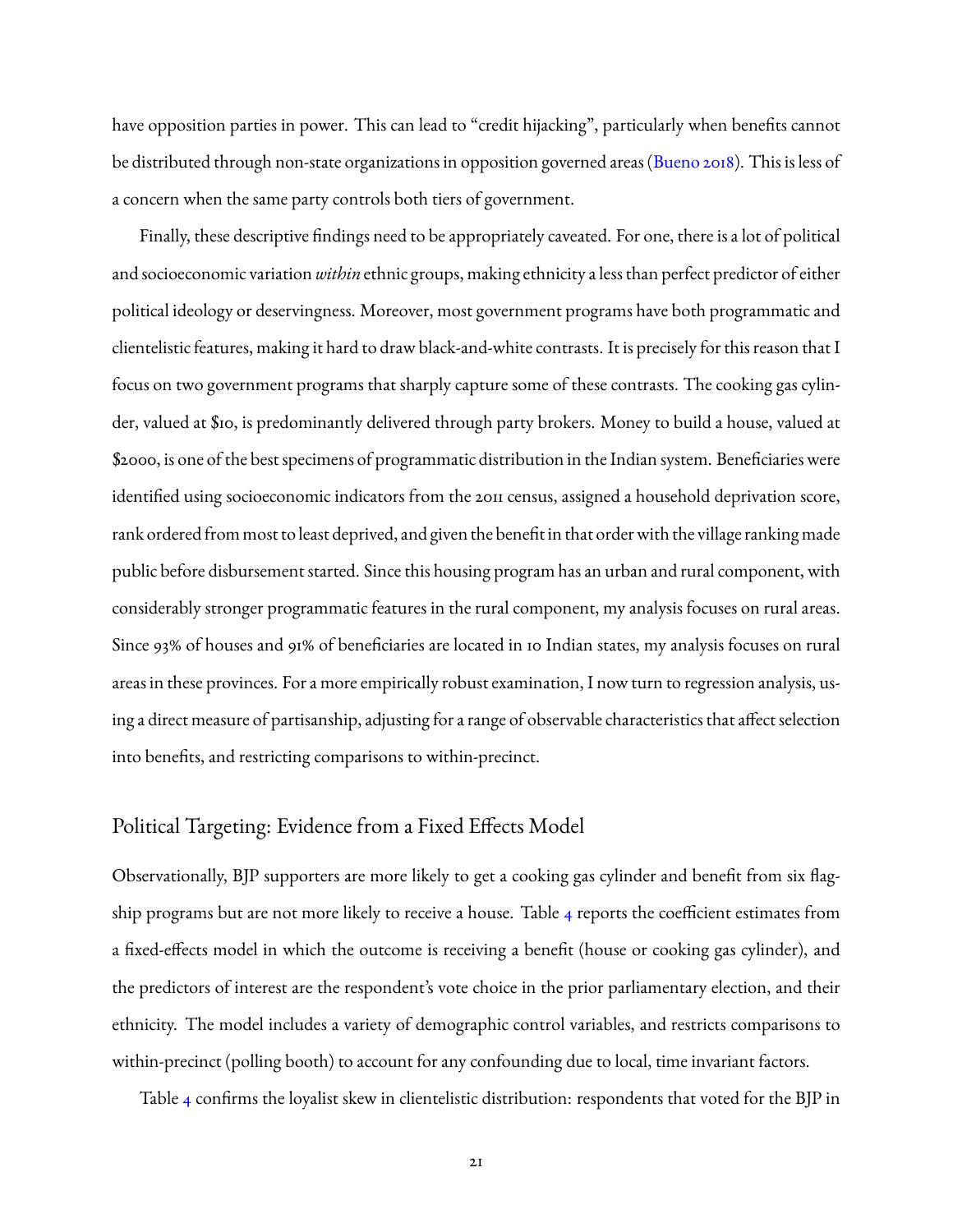have opposition parties in power. This can lead to "credit hijacking", particularly when benefits cannot be distributed through non-state organizations in opposition governed areas (Bueno 2018). This is less of a concern when the same party controls both tiers of government.

Finally, these descriptive findings need to be appropriately caveated. For one, there is a lot of political and socioeconomic variation *within* ethnic groups, making ethnicity a less than perfect predictor of either political ideology or deservingness. Moreover, most government programs have both programmatic and clientelistic features, making it hard to draw black-and-white contrasts. It is precisely for this reason that I focus on two government programs that sharply capture some of these contrasts. The cooking gas cylinder, valued at $10, is predominantly delivered through party brokers. Money to build a house, valued at $2000, is one of the best specimens of programmatic distribution in the Indian system. Beneficiaries were identified using socioeconomic indicators from the 2011 census, assigned a household deprivation score, rank ordered from most to least deprived, and given the benefit in that order with the village ranking made public before disbursement started. Since this housing program has an urban and rural component, with considerably stronger programmatic features in the rural component, my analysis focuses on rural areas. Since 93% of houses and 91% of beneficiaries are located in 10 Indian states, my analysis focuses on rural areas in these provinces. For a more empirically robust examination, I now turn to regression analysis, using a direct measure of partisanship, adjusting for a range of observable characteristics that affect selection into benefits, and restricting comparisons to within-precinct.

## Political Targeting: Evidence from a Fixed Effects Model

Observationally, BJP supporters are more likely to get a cooking gas cylinder and benefit from six flagship programs but are not more likely to receive a house. Table 4 reports the coefficient estimates from a fixed-effects model in which the outcome is receiving a benefit (house or cooking gas cylinder), and the predictors of interest are the respondent's vote choice in the prior parliamentary election, and their ethnicity. The model includes a variety of demographic control variables, and restricts comparisons to within-precinct (polling booth) to account for any confounding due to local, time invariant factors.

Table 4 confirms the loyalist skew in clientelistic distribution: respondents that voted for the BJP in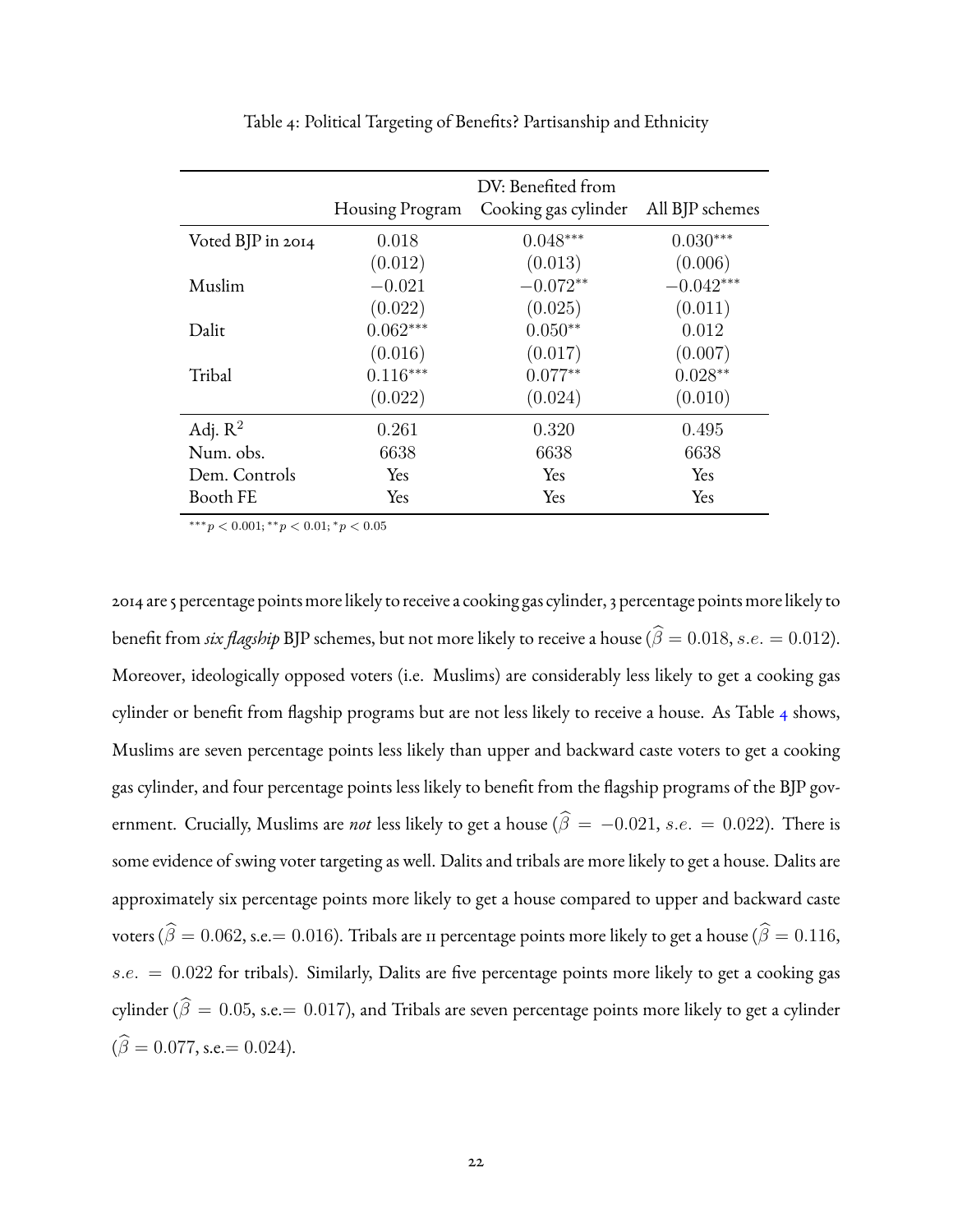Table 4: Political Targeting of Benefits? Partisanship and Ethnicity

| | DV: Benefited from | | |
|---|---|---|---|
| | Housing Program | Cooking gas cylinder | All BJP schemes |
| Voted BJP in 2014 | 0.018 | $0.048^{***}$ | $0.030^{***}$ |
| | (0.012) | (0.013) | (0.006) |
| Muslim | −0.021 | $-0.072^{**}$ | $-0.042^{***}$ |
| | (0.022) | (0.025) | (0.011) |
| Dalit | $0.062^{***}$ | $0.050^{**}$ | 0.012 |
| | (0.016) | (0.017) | (0.007) |
| Tribal | $0.116^{***}$ | $0.077^{**}$ | $0.028^{**}$ |
| | (0.022) | (0.024) | (0.010) |
| Adj. $R^2$ | 0.261 | 0.320 | 0.495 |
| Num. obs. | 6638 | 6638 | 6638 |
| Dem. Controls | Yes | Yes | Yes |
| Booth FE | Yes | Yes | Yes |

$^{***}p < 0.001$; $^{**}p < 0.01$; $^{*}p < 0.05$

2014 are 5 percentage points more likely to receive a cooking gas cylinder, 3 percentage points more likely to benefit from *six flagship* BJP schemes, but not more likely to receive a house ($\widehat{\beta} = 0.018$, $s.e. = 0.012$). Moreover, ideologically opposed voters (i.e. Muslims) are considerably less likely to get a cooking gas cylinder or benefit from flagship programs but are not less likely to receive a house. As Table 4 shows, Muslims are seven percentage points less likely than upper and backward caste voters to get a cooking gas cylinder, and four percentage points less likely to benefit from the flagship programs of the BJP government. Crucially, Muslims are *not* less likely to get a house ($\widehat{\beta} = -0.021$, $s.e. = 0.022$). There is some evidence of swing voter targeting as well. Dalits and tribals are more likely to get a house. Dalits are approximately six percentage points more likely to get a house compared to upper and backward caste voters ($\widehat{\beta} = 0.062$, s.e.$= 0.016$). Tribals are 11 percentage points more likely to get a house ($\widehat{\beta} = 0.116$, $s.e. = 0.022$ for tribals). Similarly, Dalits are five percentage points more likely to get a cooking gas cylinder ($\widehat{\beta} = 0.05$, s.e.$= 0.017$), and Tribals are seven percentage points more likely to get a cylinder ($\widehat{\beta} = 0.077$, s.e.$= 0.024$).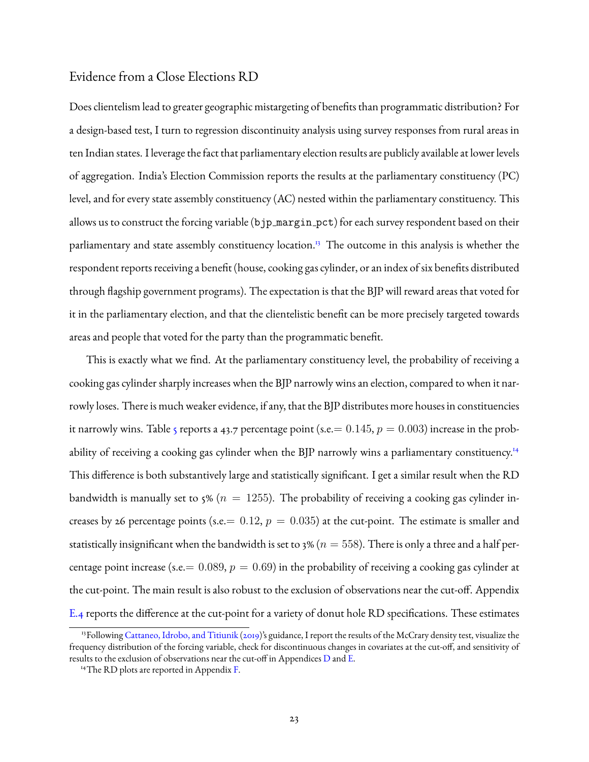## Evidence from a Close Elections RD

Does clientelism lead to greater geographic mistargeting of benefits than programmatic distribution? For a design-based test, I turn to regression discontinuity analysis using survey responses from rural areas in ten Indian states. I leverage the fact that parliamentary election results are publicly available at lower levels of aggregation. India's Election Commission reports the results at the parliamentary constituency (PC) level, and for every state assembly constituency (AC) nested within the parliamentary constituency. This allows us to construct the forcing variable (`bjp_margin_pct`) for each survey respondent based on their parliamentary and state assembly constituency location.[13] The outcome in this analysis is whether the respondent reports receiving a benefit (house, cooking gas cylinder, or an index of six benefits distributed through flagship government programs). The expectation is that the BJP will reward areas that voted for it in the parliamentary election, and that the clientelistic benefit can be more precisely targeted towards areas and people that voted for the party than the programmatic benefit.

This is exactly what we find. At the parliamentary constituency level, the probability of receiving a cooking gas cylinder sharply increases when the BJP narrowly wins an election, compared to when it narrowly loses. There is much weaker evidence, if any, that the BJP distributes more houses in constituencies it narrowly wins. Table 5 reports a 43.7 percentage point (s.e.$= 0.145$, $p = 0.003$) increase in the probability of receiving a cooking gas cylinder when the BJP narrowly wins a parliamentary constituency.[14] This difference is both substantively large and statistically significant. I get a similar result when the RD bandwidth is manually set to 5% ($n = 1255$). The probability of receiving a cooking gas cylinder increases by 26 percentage points (s.e.$= 0.12$, $p = 0.035$) at the cut-point. The estimate is smaller and statistically insignificant when the bandwidth is set to 3% ($n = 558$). There is only a three and a half percentage point increase (s.e.$= 0.089$, $p = 0.69$) in the probability of receiving a cooking gas cylinder at the cut-point. The main result is also robust to the exclusion of observations near the cut-off. Appendix E.4 reports the difference at the cut-point for a variety of donut hole RD specifications. These estimates

---

[13] Following Cattaneo, Idrobo, and Titiunik (2019)'s guidance, I report the results of the McCrary density test, visualize the frequency distribution of the forcing variable, check for discontinuous changes in covariates at the cut-off, and sensitivity of results to the exclusion of observations near the cut-off in Appendices D and E.

[14] The RD plots are reported in Appendix F.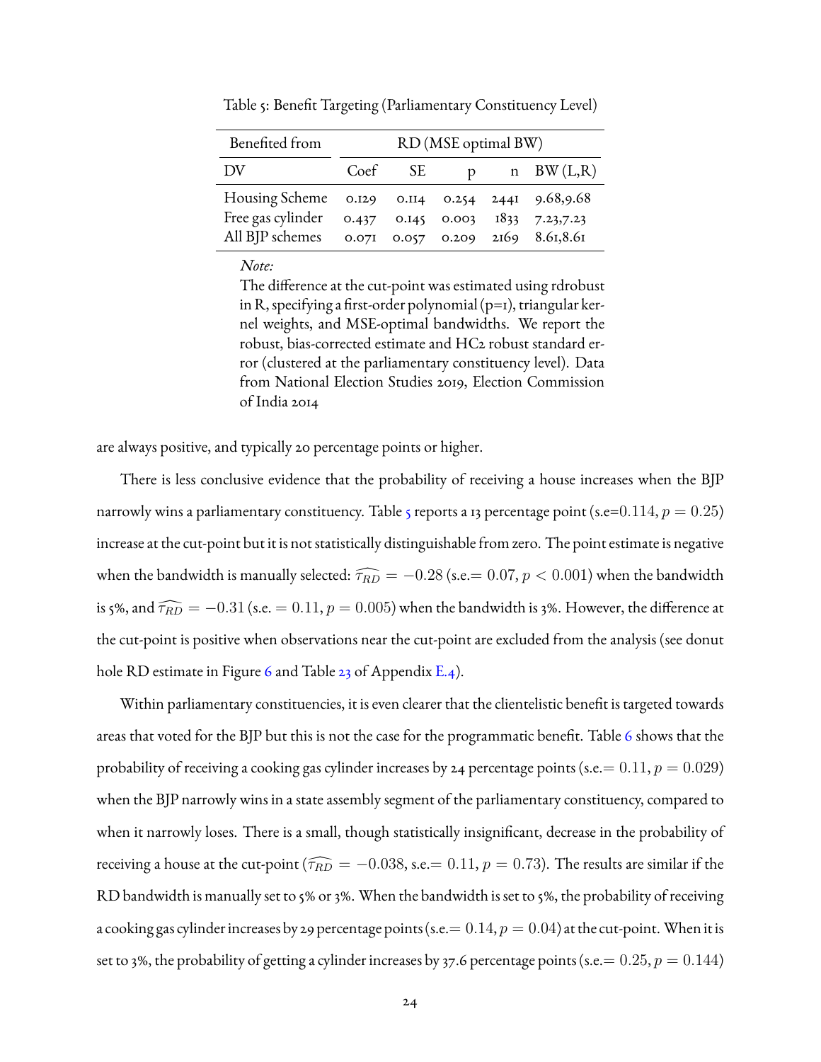Table 5: Benefit Targeting (Parliamentary Constituency Level)

| Benefited from | RD (MSE optimal BW) | | | | |
|---|---|---|---|---|---|
| DV | Coef | SE | p | n | BW (L,R) |
| Housing Scheme | 0.129 | 0.114 | 0.254 | 2441 | 9.68,9.68 |
| Free gas cylinder | 0.437 | 0.145 | 0.003 | 1833 | 7.23,7.23 |
| All BJP schemes | 0.071 | 0.057 | 0.209 | 2169 | 8.61,8.61 |

*Note:*
The difference at the cut-point was estimated using rdrobust in R, specifying a first-order polynomial (p=1), triangular kernel weights, and MSE-optimal bandwidths. We report the robust, bias-corrected estimate and HC2 robust standard error (clustered at the parliamentary constituency level). Data from National Election Studies 2019, Election Commission of India 2014

are always positive, and typically 20 percentage points or higher.

There is less conclusive evidence that the probability of receiving a house increases when the BJP narrowly wins a parliamentary constituency. Table 5 reports a 13 percentage point (s.e=$0.114$, $p = 0.25$) increase at the cut-point but it is not statistically distinguishable from zero. The point estimate is negative when the bandwidth is manually selected: $\widehat{\tau_{RD}} = -0.28$ (s.e.$= 0.07$, $p < 0.001$) when the bandwidth is 5%, and $\widehat{\tau_{RD}} = -0.31$ (s.e. $= 0.11$, $p = 0.005$) when the bandwidth is 3%. However, the difference at the cut-point is positive when observations near the cut-point are excluded from the analysis (see donut hole RD estimate in Figure 6 and Table 23 of Appendix E.4).

Within parliamentary constituencies, it is even clearer that the clientelistic benefit is targeted towards areas that voted for the BJP but this is not the case for the programmatic benefit. Table 6 shows that the probability of receiving a cooking gas cylinder increases by 24 percentage points (s.e.$= 0.11$, $p = 0.029$) when the BJP narrowly wins in a state assembly segment of the parliamentary constituency, compared to when it narrowly loses. There is a small, though statistically insignificant, decrease in the probability of receiving a house at the cut-point ($\widehat{\tau_{RD}} = -0.038$, s.e.$= 0.11$, $p = 0.73$). The results are similar if the RD bandwidth is manually set to 5% or 3%. When the bandwidth is set to 5%, the probability of receiving a cooking gas cylinder increases by 29 percentage points (s.e.$= 0.14$, $p = 0.04$) at the cut-point. When it is set to 3%, the probability of getting a cylinder increases by 37.6 percentage points (s.e.$= 0.25$, $p = 0.144$)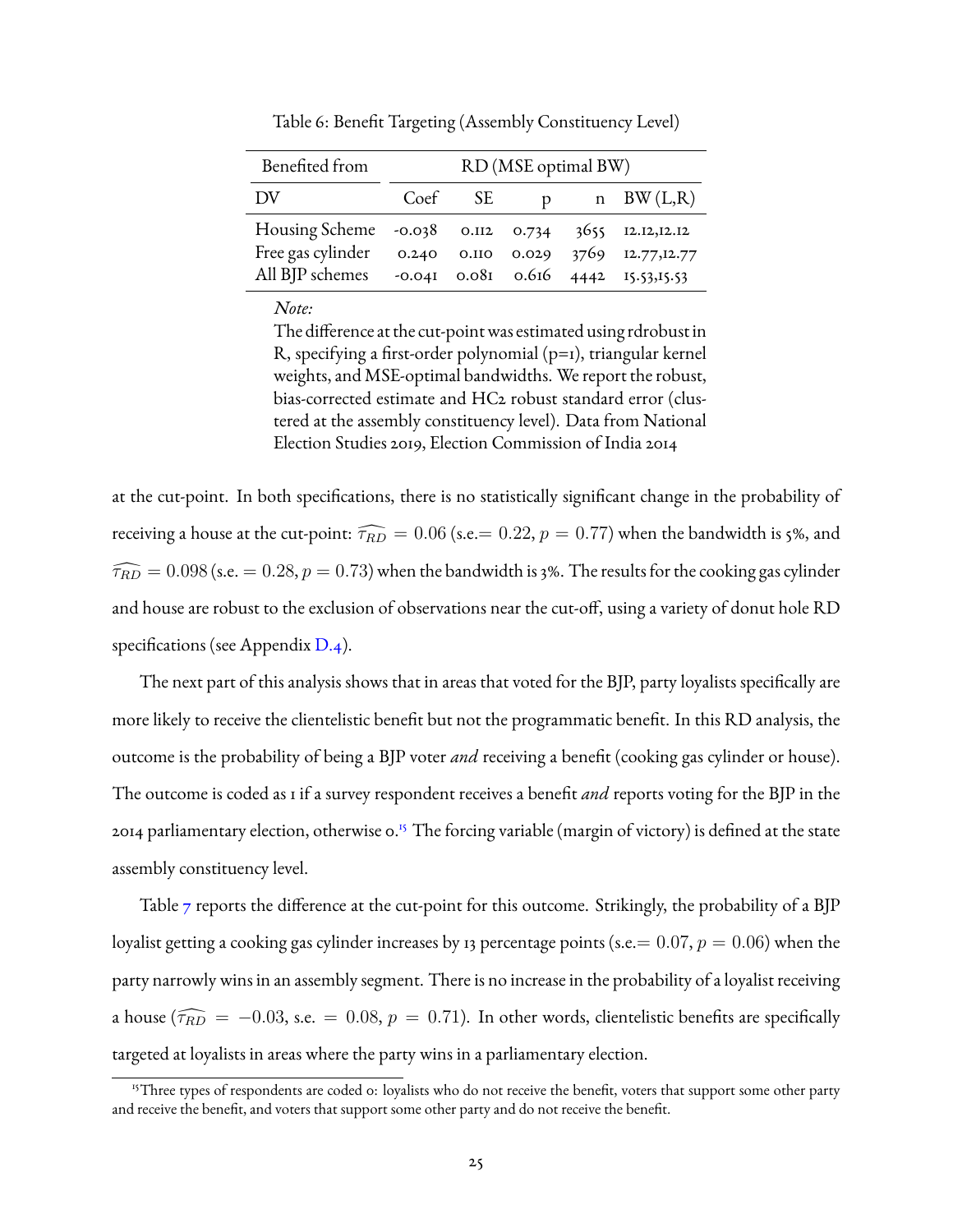Table 6: Benefit Targeting (Assembly Constituency Level)

| Benefited from | RD (MSE optimal BW) | | | | |
|---|---|---|---|---|---|
| DV | Coef | SE | p | n | BW (L,R) |
| Housing Scheme | -0.038 | 0.112 | 0.734 | 3655 | 12.12,12.12 |
| Free gas cylinder | 0.240 | 0.110 | 0.029 | 3769 | 12.77,12.77 |
| All BJP schemes | -0.041 | 0.081 | 0.616 | 4442 | 15.53,15.53 |

*Note:*
The difference at the cut-point was estimated using rdrobust in R, specifying a first-order polynomial (p=1), triangular kernel weights, and MSE-optimal bandwidths. We report the robust, bias-corrected estimate and HC2 robust standard error (clustered at the assembly constituency level). Data from National Election Studies 2019, Election Commission of India 2014

at the cut-point. In both specifications, there is no statistically significant change in the probability of receiving a house at the cut-point: $\widehat{\tau_{RD}} = 0.06$ (s.e.$= 0.22$, $p = 0.77$) when the bandwidth is 5%, and $\widehat{\tau_{RD}} = 0.098$ (s.e. $= 0.28, p = 0.73$) when the bandwidth is 3%. The results for the cooking gas cylinder and house are robust to the exclusion of observations near the cut-off, using a variety of donut hole RD specifications (see Appendix D.4).

The next part of this analysis shows that in areas that voted for the BJP, party loyalists specifically are more likely to receive the clientelistic benefit but not the programmatic benefit. In this RD analysis, the outcome is the probability of being a BJP voter *and* receiving a benefit (cooking gas cylinder or house). The outcome is coded as 1 if a survey respondent receives a benefit *and* reports voting for the BJP in the 2014 parliamentary election, otherwise 0.[15] The forcing variable (margin of victory) is defined at the state assembly constituency level.

Table 7 reports the difference at the cut-point for this outcome. Strikingly, the probability of a BJP loyalist getting a cooking gas cylinder increases by 13 percentage points (s.e.$= 0.07$, $p = 0.06$) when the party narrowly wins in an assembly segment. There is no increase in the probability of a loyalist receiving a house ($\widehat{\tau_{RD}} = -0.03$, s.e. $= 0.08$, $p = 0.71$). In other words, clientelistic benefits are specifically targeted at loyalists in areas where the party wins in a parliamentary election.

[15] Three types of respondents are coded 0: loyalists who do not receive the benefit, voters that support some other party and receive the benefit, and voters that support some other party and do not receive the benefit.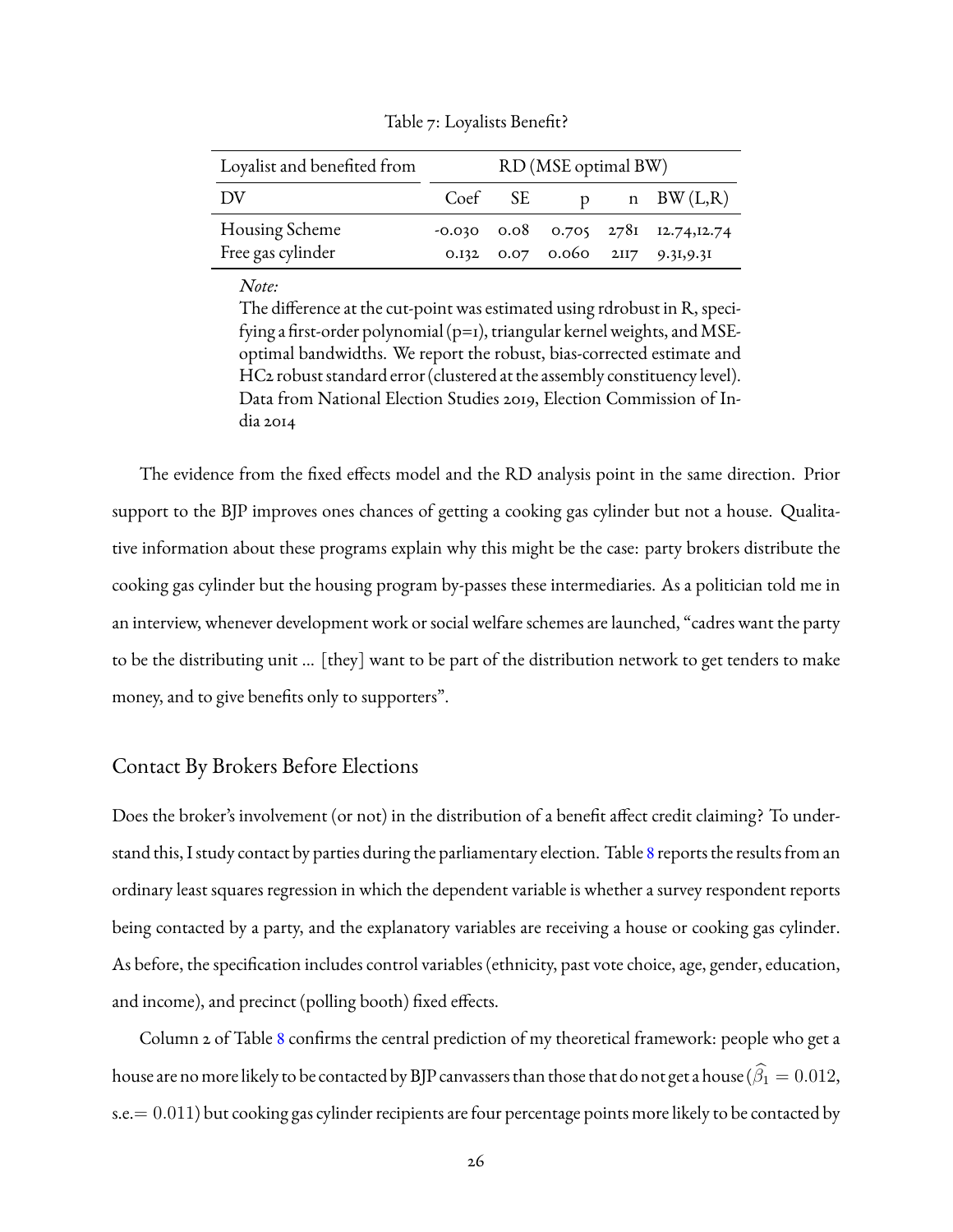Table 7: Loyalists Benefit?

| Loyalist and benefited from | RD (MSE optimal BW) | | | | |
|---|---|---|---|---|---|
| DV | Coef | SE | p | n | BW (L,R) |
| Housing Scheme | -0.030 | 0.08 | 0.705 | 2781 | 12.74,12.74 |
| Free gas cylinder | 0.132 | 0.07 | 0.060 | 2117 | 9.31,9.31 |

*Note:*
The difference at the cut-point was estimated using rdrobust in R, specifying a first-order polynomial (p=1), triangular kernel weights, and MSE-optimal bandwidths. We report the robust, bias-corrected estimate and HC2 robust standard error (clustered at the assembly constituency level). Data from National Election Studies 2019, Election Commission of India 2014

The evidence from the fixed effects model and the RD analysis point in the same direction. Prior support to the BJP improves ones chances of getting a cooking gas cylinder but not a house. Qualitative information about these programs explain why this might be the case: party brokers distribute the cooking gas cylinder but the housing program by-passes these intermediaries. As a politician told me in an interview, whenever development work or social welfare schemes are launched, "cadres want the party to be the distributing unit ... [they] want to be part of the distribution network to get tenders to make money, and to give benefits only to supporters".

## Contact By Brokers Before Elections

Does the broker's involvement (or not) in the distribution of a benefit affect credit claiming? To understand this, I study contact by parties during the parliamentary election. Table 8 reports the results from an ordinary least squares regression in which the dependent variable is whether a survey respondent reports being contacted by a party, and the explanatory variables are receiving a house or cooking gas cylinder. As before, the specification includes control variables (ethnicity, past vote choice, age, gender, education, and income), and precinct (polling booth) fixed effects.

Column 2 of Table 8 confirms the central prediction of my theoretical framework: people who get a house are no more likely to be contacted by BJP canvassers than those that do not get a house ($\widehat{\beta}_1 = 0.012$, s.e.$= 0.011$) but cooking gas cylinder recipients are four percentage points more likely to be contacted by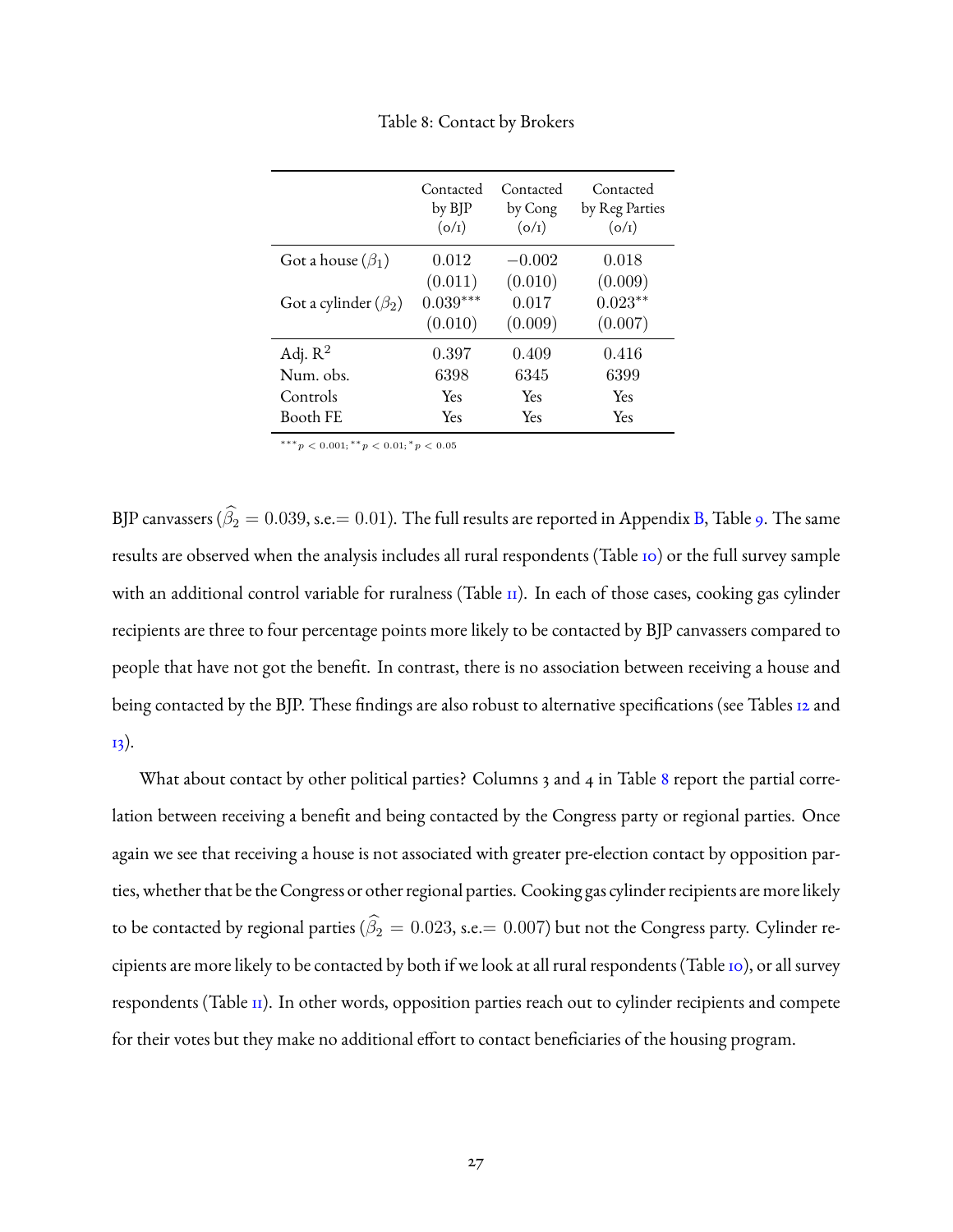Table 8: Contact by Brokers

| | Contacted by BJP (0/1) | Contacted by Cong (0/1) | Contacted by Reg Parties (0/1) |
|---|---|---|---|
| Got a house ($\beta_1$) | 0.012 | $-0.002$ | 0.018 |
| | (0.011) | (0.010) | (0.009) |
| Got a cylinder ($\beta_2$) | $0.039^{***}$ | 0.017 | $0.023^{**}$ |
| | (0.010) | (0.009) | (0.007) |
| Adj. $R^2$ | 0.397 | 0.409 | 0.416 |
| Num. obs. | 6398 | 6345 | 6399 |
| Controls | Yes | Yes | Yes |
| Booth FE | Yes | Yes | Yes |

$^{***}p < 0.001$; $^{**}p < 0.01$; $^{*}p < 0.05$

BJP canvassers ($\widehat{\beta}_2 = 0.039$, s.e.$= 0.01$). The full results are reported in Appendix B, Table 9. The same results are observed when the analysis includes all rural respondents (Table 10) or the full survey sample with an additional control variable for ruralness (Table 11). In each of those cases, cooking gas cylinder recipients are three to four percentage points more likely to be contacted by BJP canvassers compared to people that have not got the benefit. In contrast, there is no association between receiving a house and being contacted by the BJP. These findings are also robust to alternative specifications (see Tables 12 and 13).

What about contact by other political parties? Columns 3 and 4 in Table 8 report the partial correlation between receiving a benefit and being contacted by the Congress party or regional parties. Once again we see that receiving a house is not associated with greater pre-election contact by opposition parties, whether that be the Congress or other regional parties. Cooking gas cylinder recipients are more likely to be contacted by regional parties ($\widehat{\beta}_2 = 0.023$, s.e.$= 0.007$) but not the Congress party. Cylinder recipients are more likely to be contacted by both if we look at all rural respondents (Table 10), or all survey respondents (Table 11). In other words, opposition parties reach out to cylinder recipients and compete for their votes but they make no additional effort to contact beneficiaries of the housing program.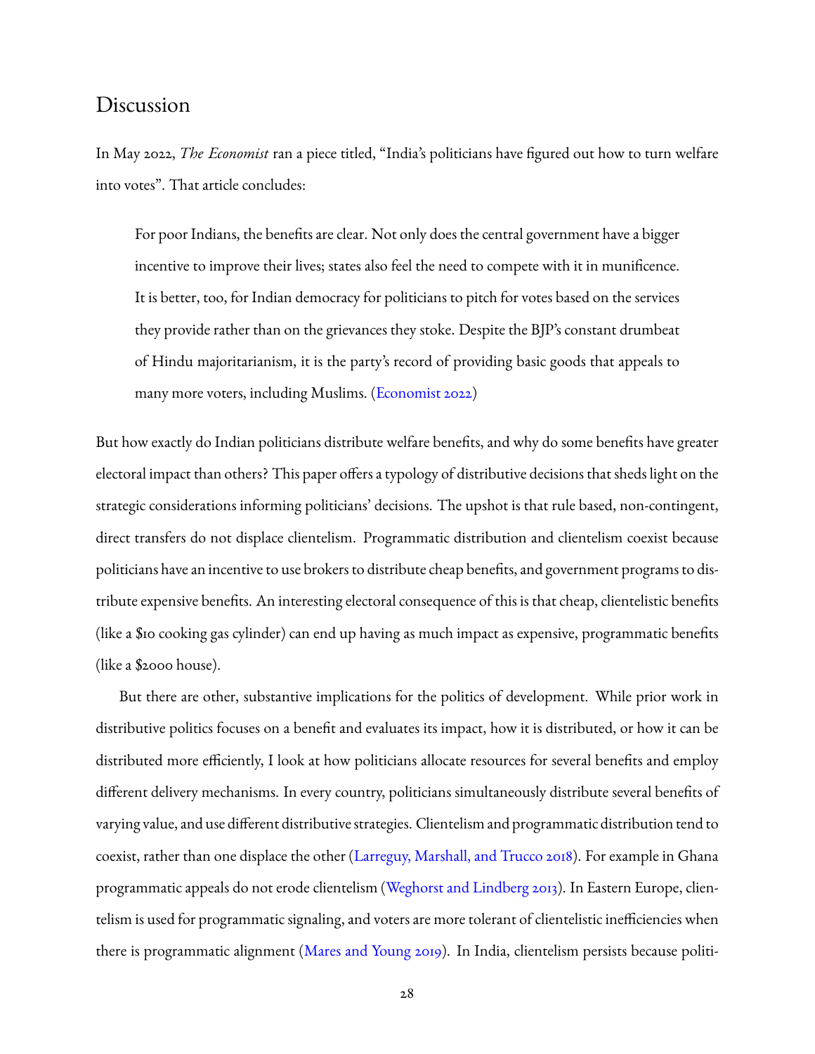## Discussion

In May 2022, *The Economist* ran a piece titled, "India's politicians have figured out how to turn welfare into votes". That article concludes:

> For poor Indians, the benefits are clear. Not only does the central government have a bigger incentive to improve their lives; states also feel the need to compete with it in munificence. It is better, too, for Indian democracy for politicians to pitch for votes based on the services they provide rather than on the grievances they stoke. Despite the BJP's constant drumbeat of Hindu majoritarianism, it is the party's record of providing basic goods that appeals to many more voters, including Muslims. (Economist 2022)

But how exactly do Indian politicians distribute welfare benefits, and why do some benefits have greater electoral impact than others? This paper offers a typology of distributive decisions that sheds light on the strategic considerations informing politicians' decisions. The upshot is that rule based, non-contingent, direct transfers do not displace clientelism. Programmatic distribution and clientelism coexist because politicians have an incentive to use brokers to distribute cheap benefits, and government programs to distribute expensive benefits. An interesting electoral consequence of this is that cheap, clientelistic benefits (like a $10 cooking gas cylinder) can end up having as much impact as expensive, programmatic benefits (like a $2000 house).

But there are other, substantive implications for the politics of development. While prior work in distributive politics focuses on a benefit and evaluates its impact, how it is distributed, or how it can be distributed more efficiently, I look at how politicians allocate resources for several benefits and employ different delivery mechanisms. In every country, politicians simultaneously distribute several benefits of varying value, and use different distributive strategies. Clientelism and programmatic distribution tend to coexist, rather than one displace the other (Larreguy, Marshall, and Trucco 2018). For example in Ghana programmatic appeals do not erode clientelism (Weghorst and Lindberg 2013). In Eastern Europe, clientelism is used for programmatic signaling, and voters are more tolerant of clientelistic inefficiencies when there is programmatic alignment (Mares and Young 2019). In India, clientelism persists because politi-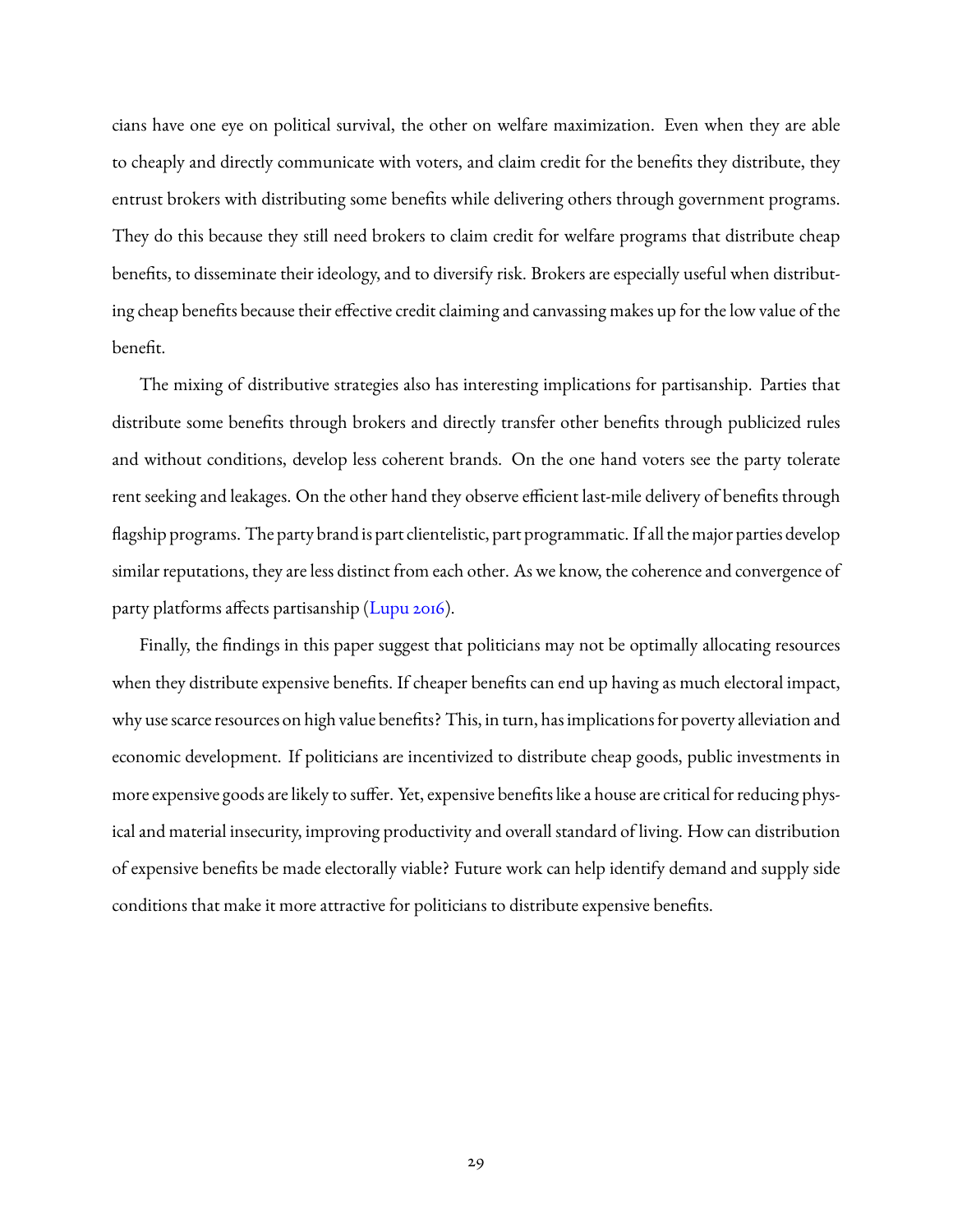cians have one eye on political survival, the other on welfare maximization. Even when they are able to cheaply and directly communicate with voters, and claim credit for the benefits they distribute, they entrust brokers with distributing some benefits while delivering others through government programs. They do this because they still need brokers to claim credit for welfare programs that distribute cheap benefits, to disseminate their ideology, and to diversify risk. Brokers are especially useful when distributing cheap benefits because their effective credit claiming and canvassing makes up for the low value of the benefit.

The mixing of distributive strategies also has interesting implications for partisanship. Parties that distribute some benefits through brokers and directly transfer other benefits through publicized rules and without conditions, develop less coherent brands. On the one hand voters see the party tolerate rent seeking and leakages. On the other hand they observe efficient last-mile delivery of benefits through flagship programs. The party brand is part clientelistic, part programmatic. If all the major parties develop similar reputations, they are less distinct from each other. As we know, the coherence and convergence of party platforms affects partisanship (Lupu 2016).

Finally, the findings in this paper suggest that politicians may not be optimally allocating resources when they distribute expensive benefits. If cheaper benefits can end up having as much electoral impact, why use scarce resources on high value benefits? This, in turn, has implications for poverty alleviation and economic development. If politicians are incentivized to distribute cheap goods, public investments in more expensive goods are likely to suffer. Yet, expensive benefits like a house are critical for reducing physical and material insecurity, improving productivity and overall standard of living. How can distribution of expensive benefits be made electorally viable? Future work can help identify demand and supply side conditions that make it more attractive for politicians to distribute expensive benefits.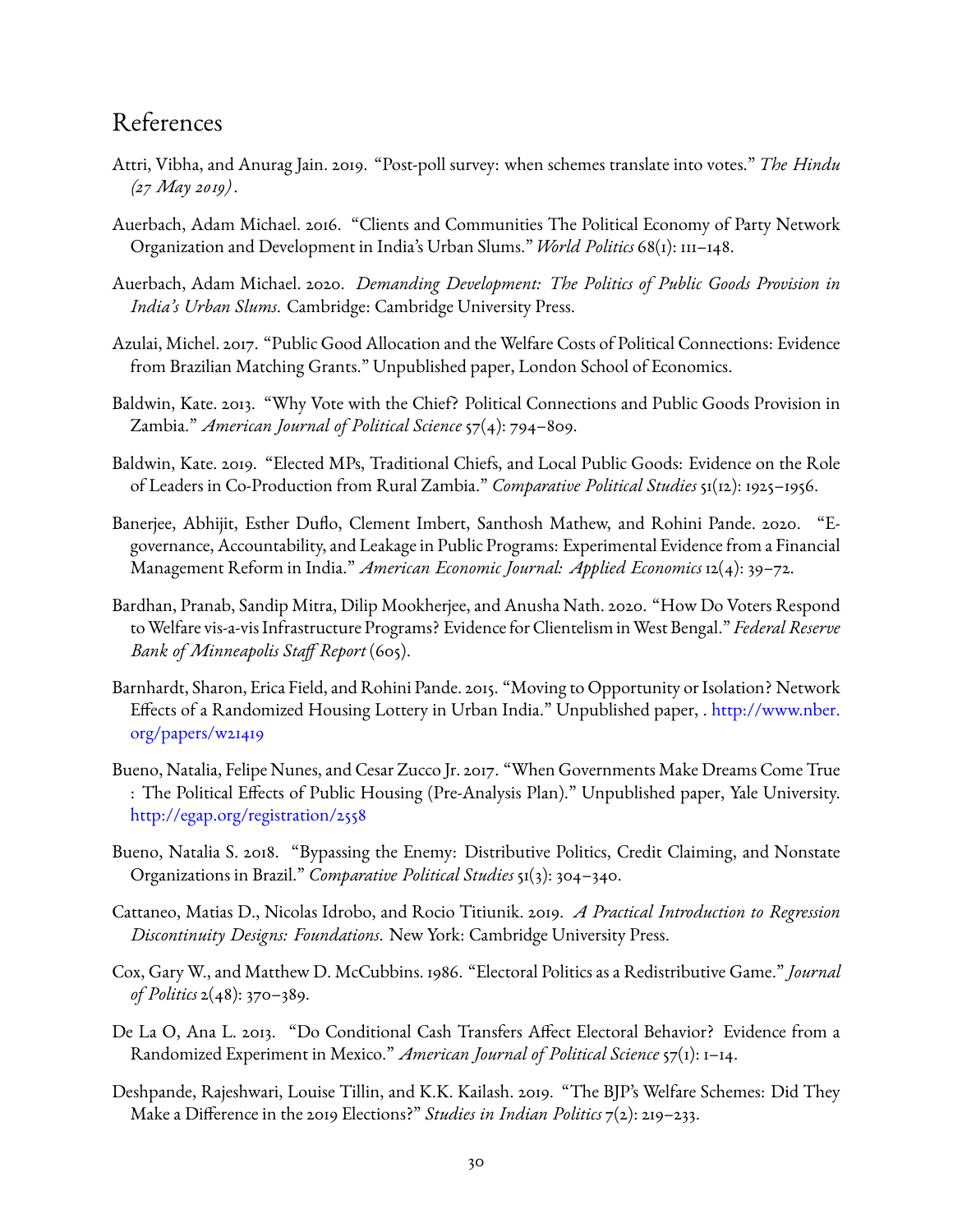## References

Attri, Vibha, and Anurag Jain. 2019. "Post-poll survey: when schemes translate into votes." *The Hindu (27 May 2019)*.

Auerbach, Adam Michael. 2016. "Clients and Communities The Political Economy of Party Network Organization and Development in India's Urban Slums." *World Politics* 68(1): 111–148.

Auerbach, Adam Michael. 2020. *Demanding Development: The Politics of Public Goods Provision in India's Urban Slums*. Cambridge: Cambridge University Press.

Azulai, Michel. 2017. "Public Good Allocation and the Welfare Costs of Political Connections: Evidence from Brazilian Matching Grants." Unpublished paper, London School of Economics.

Baldwin, Kate. 2013. "Why Vote with the Chief? Political Connections and Public Goods Provision in Zambia." *American Journal of Political Science* 57(4): 794–809.

Baldwin, Kate. 2019. "Elected MPs, Traditional Chiefs, and Local Public Goods: Evidence on the Role of Leaders in Co-Production from Rural Zambia." *Comparative Political Studies* 51(12): 1925–1956.

Banerjee, Abhijit, Esther Duflo, Clement Imbert, Santhosh Mathew, and Rohini Pande. 2020. "E-governance, Accountability, and Leakage in Public Programs: Experimental Evidence from a Financial Management Reform in India." *American Economic Journal: Applied Economics* 12(4): 39–72.

Bardhan, Pranab, Sandip Mitra, Dilip Mookherjee, and Anusha Nath. 2020. "How Do Voters Respond to Welfare vis-a-vis Infrastructure Programs? Evidence for Clientelism in West Bengal." *Federal Reserve Bank of Minneapolis Staff Report* (605).

Barnhardt, Sharon, Erica Field, and Rohini Pande. 2015. "Moving to Opportunity or Isolation? Network Effects of a Randomized Housing Lottery in Urban India." Unpublished paper, . http://www.nber.org/papers/w21419

Bueno, Natalia, Felipe Nunes, and Cesar Zucco Jr. 2017. "When Governments Make Dreams Come True : The Political Effects of Public Housing (Pre-Analysis Plan)." Unpublished paper, Yale University. http://egap.org/registration/2558

Bueno, Natalia S. 2018. "Bypassing the Enemy: Distributive Politics, Credit Claiming, and Nonstate Organizations in Brazil." *Comparative Political Studies* 51(3): 304–340.

Cattaneo, Matias D., Nicolas Idrobo, and Rocio Titiunik. 2019. *A Practical Introduction to Regression Discontinuity Designs: Foundations*. New York: Cambridge University Press.

Cox, Gary W., and Matthew D. McCubbins. 1986. "Electoral Politics as a Redistributive Game." *Journal of Politics* 2(48): 370–389.

De La O, Ana L. 2013. "Do Conditional Cash Transfers Affect Electoral Behavior? Evidence from a Randomized Experiment in Mexico." *American Journal of Political Science* 57(1): 1–14.

Deshpande, Rajeshwari, Louise Tillin, and K.K. Kailash. 2019. "The BJP's Welfare Schemes: Did They Make a Difference in the 2019 Elections?" *Studies in Indian Politics* 7(2): 219–233.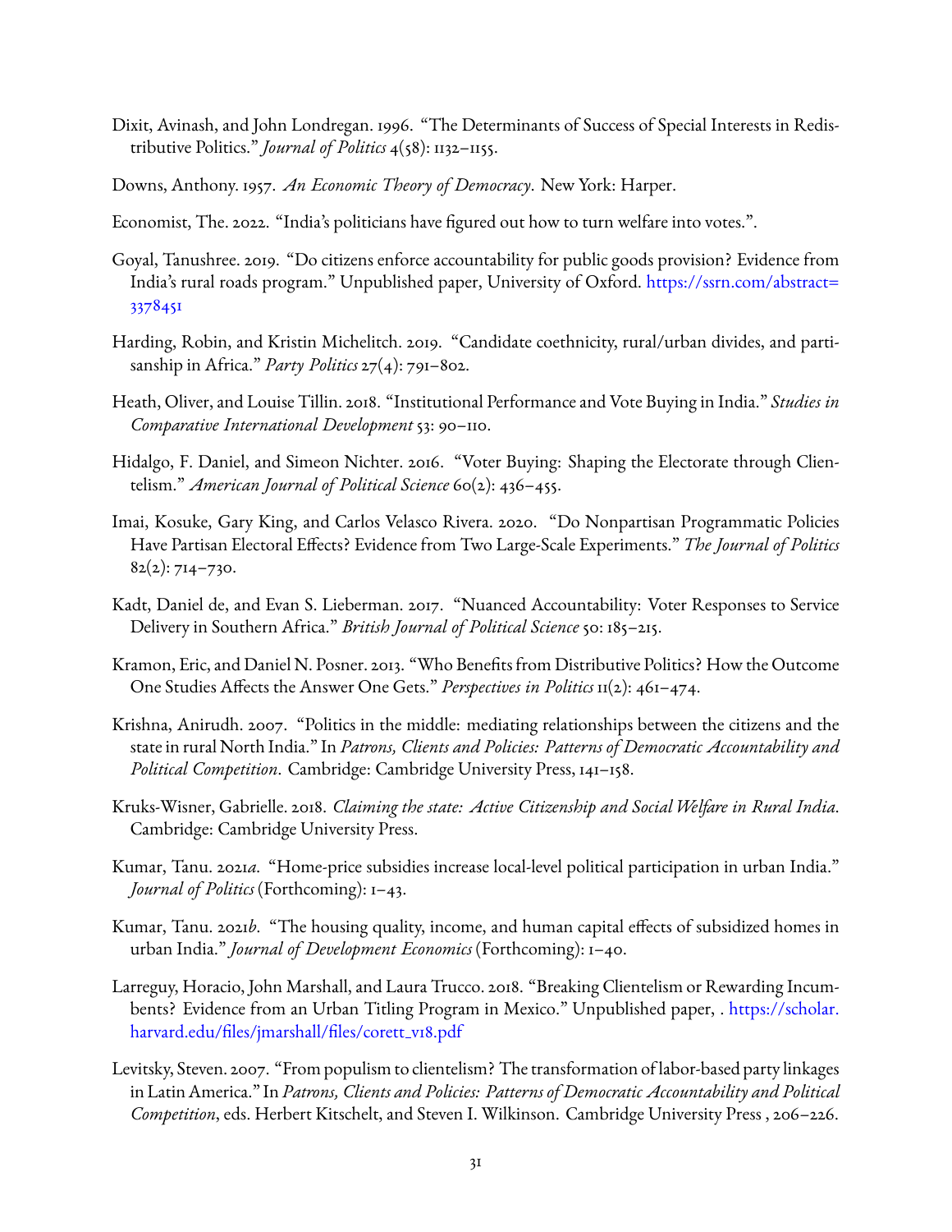Dixit, Avinash, and John Londregan. 1996. "The Determinants of Success of Special Interests in Redistributive Politics." *Journal of Politics* 4(58): 1132–1155.

Downs, Anthony. 1957. *An Economic Theory of Democracy*. New York: Harper.

Economist, The. 2022. "India's politicians have figured out how to turn welfare into votes.".

Goyal, Tanushree. 2019. "Do citizens enforce accountability for public goods provision? Evidence from India's rural roads program." Unpublished paper, University of Oxford. https://ssrn.com/abstract=3378451

Harding, Robin, and Kristin Michelitch. 2019. "Candidate coethnicity, rural/urban divides, and partisanship in Africa." *Party Politics* 27(4): 791–802.

Heath, Oliver, and Louise Tillin. 2018. "Institutional Performance and Vote Buying in India." *Studies in Comparative International Development* 53: 90–110.

Hidalgo, F. Daniel, and Simeon Nichter. 2016. "Voter Buying: Shaping the Electorate through Clientelism." *American Journal of Political Science* 60(2): 436–455.

Imai, Kosuke, Gary King, and Carlos Velasco Rivera. 2020. "Do Nonpartisan Programmatic Policies Have Partisan Electoral Effects? Evidence from Two Large-Scale Experiments." *The Journal of Politics* 82(2): 714–730.

Kadt, Daniel de, and Evan S. Lieberman. 2017. "Nuanced Accountability: Voter Responses to Service Delivery in Southern Africa." *British Journal of Political Science* 50: 185–215.

Kramon, Eric, and Daniel N. Posner. 2013. "Who Benefits from Distributive Politics? How the Outcome One Studies Affects the Answer One Gets." *Perspectives in Politics* 11(2): 461–474.

Krishna, Anirudh. 2007. "Politics in the middle: mediating relationships between the citizens and the state in rural North India." In *Patrons, Clients and Policies: Patterns of Democratic Accountability and Political Competition*. Cambridge: Cambridge University Press, 141–158.

Kruks-Wisner, Gabrielle. 2018. *Claiming the state: Active Citizenship and Social Welfare in Rural India*. Cambridge: Cambridge University Press.

Kumar, Tanu. 2021*a*. "Home-price subsidies increase local-level political participation in urban India." *Journal of Politics* (Forthcoming): 1–43.

Kumar, Tanu. 2021*b*. "The housing quality, income, and human capital effects of subsidized homes in urban India." *Journal of Development Economics* (Forthcoming): 1–40.

Larreguy, Horacio, John Marshall, and Laura Trucco. 2018. "Breaking Clientelism or Rewarding Incumbents? Evidence from an Urban Titling Program in Mexico." Unpublished paper, . https://scholar.harvard.edu/files/jmarshall/files/corett_v18.pdf

Levitsky, Steven. 2007. "From populism to clientelism? The transformation of labor-based party linkages in Latin America." In *Patrons, Clients and Policies: Patterns of Democratic Accountability and Political Competition*, eds. Herbert Kitschelt, and Steven I. Wilkinson. Cambridge University Press , 206–226.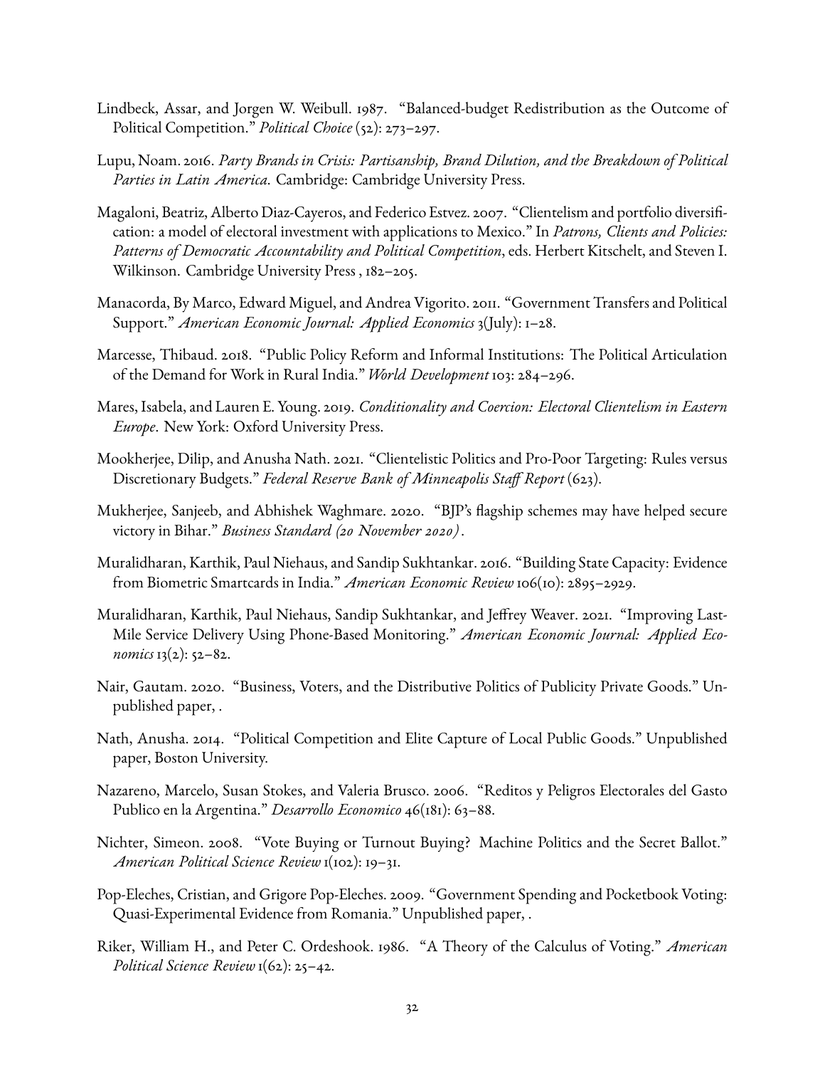Lindbeck, Assar, and Jorgen W. Weibull. 1987. "Balanced-budget Redistribution as the Outcome of Political Competition." *Political Choice* (52): 273–297.

Lupu, Noam. 2016. *Party Brands in Crisis: Partisanship, Brand Dilution, and the Breakdown of Political Parties in Latin America*. Cambridge: Cambridge University Press.

Magaloni, Beatriz, Alberto Diaz-Cayeros, and Federico Estvez. 2007. "Clientelism and portfolio diversification: a model of electoral investment with applications to Mexico." In *Patrons, Clients and Policies: Patterns of Democratic Accountability and Political Competition*, eds. Herbert Kitschelt, and Steven I. Wilkinson. Cambridge University Press , 182–205.

Manacorda, By Marco, Edward Miguel, and Andrea Vigorito. 2011. "Government Transfers and Political Support." *American Economic Journal: Applied Economics* 3(July): 1–28.

Marcesse, Thibaud. 2018. "Public Policy Reform and Informal Institutions: The Political Articulation of the Demand for Work in Rural India." *World Development* 103: 284–296.

Mares, Isabela, and Lauren E. Young. 2019. *Conditionality and Coercion: Electoral Clientelism in Eastern Europe*. New York: Oxford University Press.

Mookherjee, Dilip, and Anusha Nath. 2021. "Clientelistic Politics and Pro-Poor Targeting: Rules versus Discretionary Budgets." *Federal Reserve Bank of Minneapolis Staff Report* (623).

Mukherjee, Sanjeeb, and Abhishek Waghmare. 2020. "BJP's flagship schemes may have helped secure victory in Bihar." *Business Standard (20 November 2020)*.

Muralidharan, Karthik, Paul Niehaus, and Sandip Sukhtankar. 2016. "Building State Capacity: Evidence from Biometric Smartcards in India." *American Economic Review* 106(10): 2895–2929.

Muralidharan, Karthik, Paul Niehaus, Sandip Sukhtankar, and Jeffrey Weaver. 2021. "Improving Last-Mile Service Delivery Using Phone-Based Monitoring." *American Economic Journal: Applied Economics* 13(2): 52–82.

Nair, Gautam. 2020. "Business, Voters, and the Distributive Politics of Publicity Private Goods." Unpublished paper, .

Nath, Anusha. 2014. "Political Competition and Elite Capture of Local Public Goods." Unpublished paper, Boston University.

Nazareno, Marcelo, Susan Stokes, and Valeria Brusco. 2006. "Reditos y Peligros Electorales del Gasto Publico en la Argentina." *Desarrollo Economico* 46(181): 63–88.

Nichter, Simeon. 2008. "Vote Buying or Turnout Buying? Machine Politics and the Secret Ballot." *American Political Science Review* 1(102): 19–31.

Pop-Eleches, Cristian, and Grigore Pop-Eleches. 2009. "Government Spending and Pocketbook Voting: Quasi-Experimental Evidence from Romania." Unpublished paper, .

Riker, William H., and Peter C. Ordeshook. 1986. "A Theory of the Calculus of Voting." *American Political Science Review* 1(62): 25–42.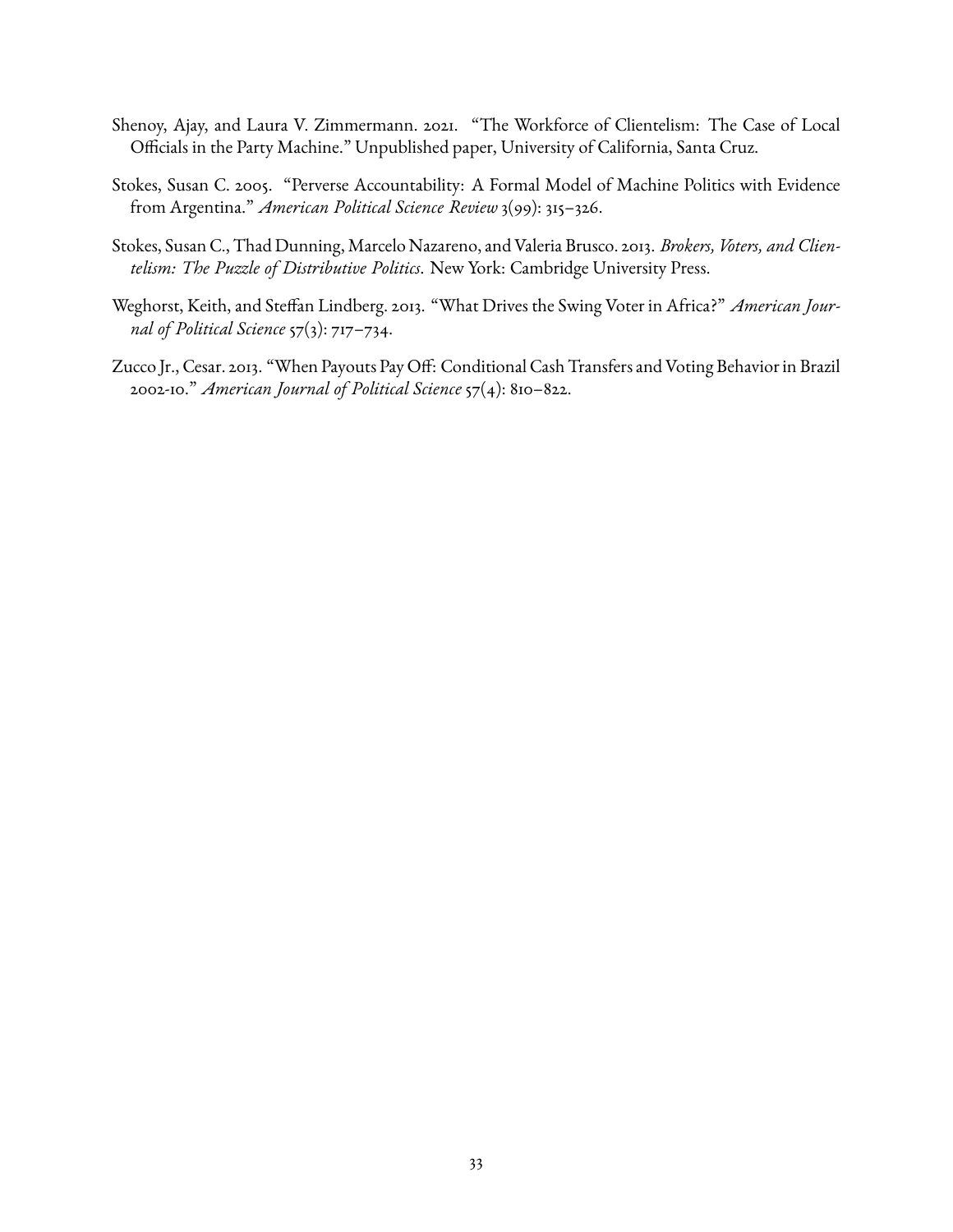Shenoy, Ajay, and Laura V. Zimmermann. 2021. "The Workforce of Clientelism: The Case of Local Officials in the Party Machine." Unpublished paper, University of California, Santa Cruz.

Stokes, Susan C. 2005. "Perverse Accountability: A Formal Model of Machine Politics with Evidence from Argentina." *American Political Science Review* 3(99): 315–326.

Stokes, Susan C., Thad Dunning, Marcelo Nazareno, and Valeria Brusco. 2013. *Brokers, Voters, and Clientelism: The Puzzle of Distributive Politics*. New York: Cambridge University Press.

Weghorst, Keith, and Steffan Lindberg. 2013. "What Drives the Swing Voter in Africa?" *American Journal of Political Science* 57(3): 717–734.

Zucco Jr., Cesar. 2013. "When Payouts Pay Off: Conditional Cash Transfers and Voting Behavior in Brazil 2002-10." *American Journal of Political Science* 57(4): 810–822.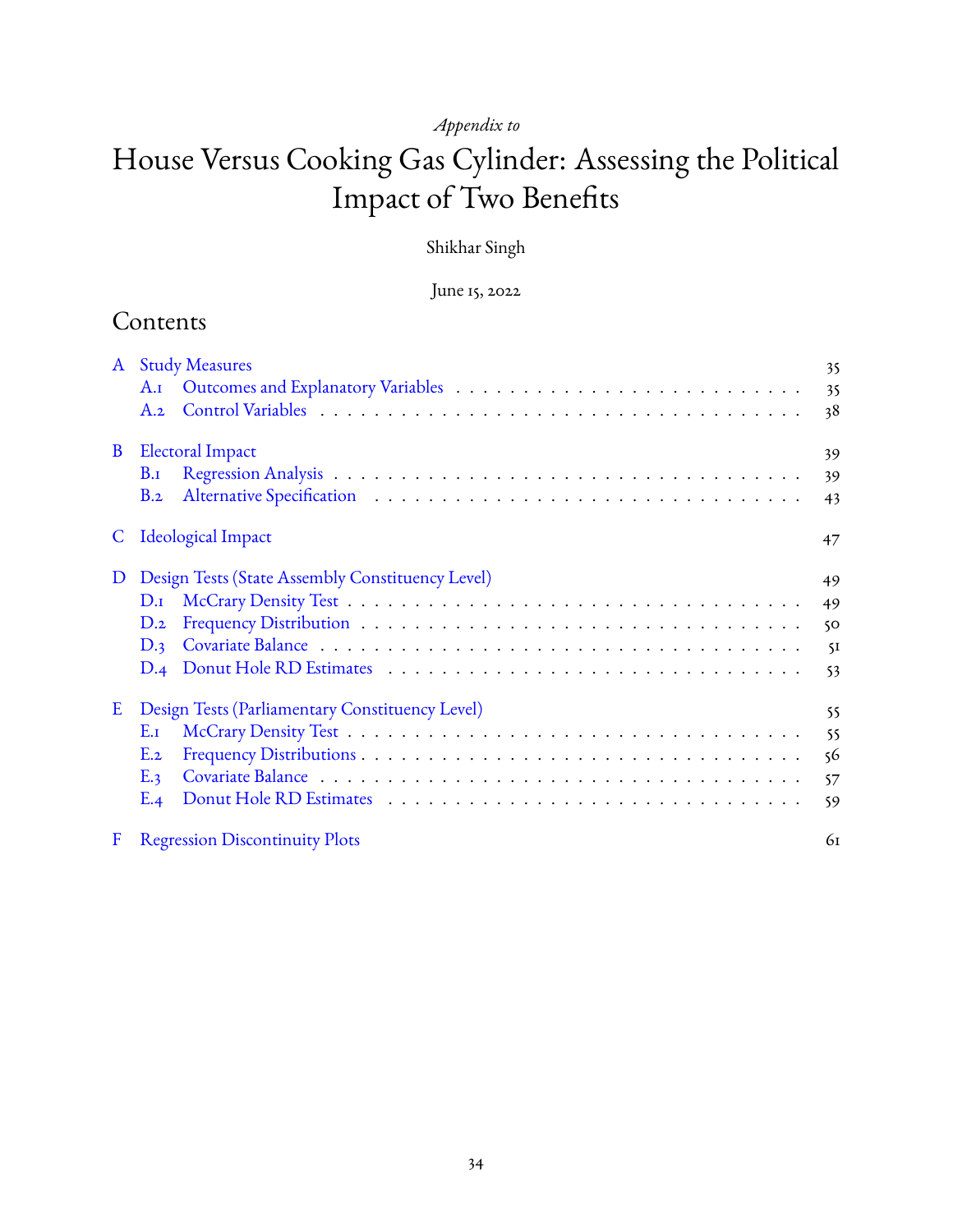*Appendix to*

# House Versus Cooking Gas Cylinder: Assessing the Political Impact of Two Benefits

Shikhar Singh

June 15, 2022

## Contents

- A Study Measures — 35
  - A.1 Outcomes and Explanatory Variables — 35
  - A.2 Control Variables — 38
- B Electoral Impact — 39
  - B.1 Regression Analysis — 39
  - B.2 Alternative Specification — 43
- C Ideological Impact — 47
- D Design Tests (State Assembly Constituency Level) — 49
  - D.1 McCrary Density Test — 49
  - D.2 Frequency Distribution — 50
  - D.3 Covariate Balance — 51
  - D.4 Donut Hole RD Estimates — 53
- E Design Tests (Parliamentary Constituency Level) — 55
  - E.1 McCrary Density Test — 55
  - E.2 Frequency Distributions — 56
  - E.3 Covariate Balance — 57
  - E.4 Donut Hole RD Estimates — 59
- F Regression Discontinuity Plots — 61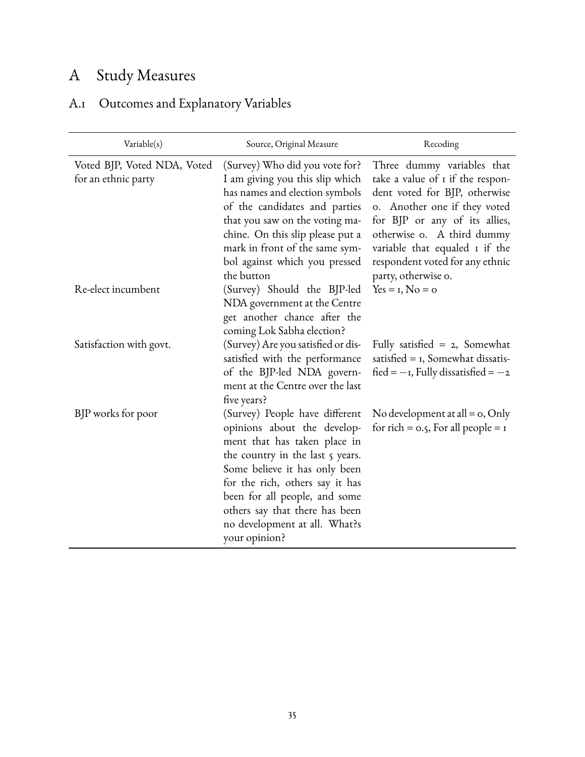# A Study Measures

## A.1 Outcomes and Explanatory Variables

| Variable(s) | Source, Original Measure | Recoding |
|---|---|---|
| Voted BJP, Voted NDA, Voted for an ethnic party | (Survey) Who did you vote for? I am giving you this slip which has names and election symbols of the candidates and parties that you saw on the voting machine. On this slip please put a mark in front of the same symbol against which you pressed the button | Three dummy variables that take a value of 1 if the respondent voted for BJP, otherwise 0. Another one if they voted for BJP or any of its allies, otherwise 0. A third dummy variable that equaled 1 if the respondent voted for any ethnic party, otherwise 0. |
| Re-elect incumbent | (Survey) Should the BJP-led NDA government at the Centre get another chance after the coming Lok Sabha election? | Yes = 1, No = 0 |
| Satisfaction with govt. | (Survey) Are you satisfied or dissatisfied with the performance of the BJP-led NDA government at the Centre over the last five years? | Fully satisfied = 2, Somewhat satisfied = 1, Somewhat dissatisfied = $-1$, Fully dissatisfied = $-2$ |
| BJP works for poor | (Survey) People have different opinions about the development that has taken place in the country in the last 5 years. Some believe it has only been for the rich, others say it has been for all people, and some others say that there has been no development at all. What?s your opinion? | No development at all = 0, Only for rich = 0.5, For all people = 1 |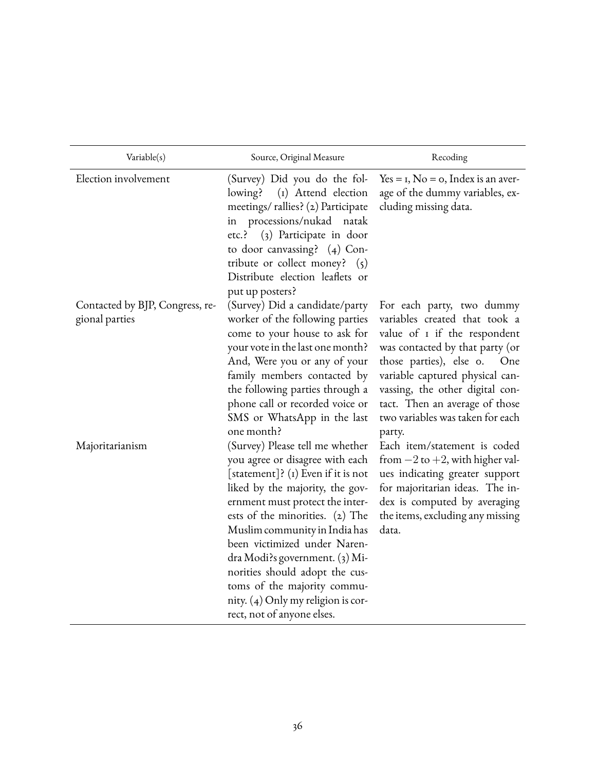| Variable(s) | Source, Original Measure | Recoding |
| --- | --- | --- |
| Election involvement | (Survey) Did you do the following? (1) Attend election meetings/ rallies? (2) Participate in processions/nukad natak etc.? (3) Participate in door to door canvassing? (4) Contribute or collect money? (5) Distribute election leaflets or put up posters? | Yes = 1, No = 0, Index is an average of the dummy variables, excluding missing data. |
| Contacted by BJP, Congress, regional parties | (Survey) Did a candidate/party worker of the following parties come to your house to ask for your vote in the last one month? And, Were you or any of your family members contacted by the following parties through a phone call or recorded voice or SMS or WhatsApp in the last one month? | For each party, two dummy variables created that took a value of 1 if the respondent was contacted by that party (or those parties), else 0. One variable captured physical canvassing, the other digital contact. Then an average of those two variables was taken for each party. |
| Majoritarianism | (Survey) Please tell me whether you agree or disagree with each [statement]? (1) Even if it is not liked by the majority, the government must protect the interests of the minorities. (2) The Muslim community in India has been victimized under Narendra Modi?s government. (3) Minorities should adopt the customs of the majority community. (4) Only my religion is correct, not of anyone elses. | Each item/statement is coded from $-2$ to $+2$, with higher values indicating greater support for majoritarian ideas. The index is computed by averaging the items, excluding any missing data. |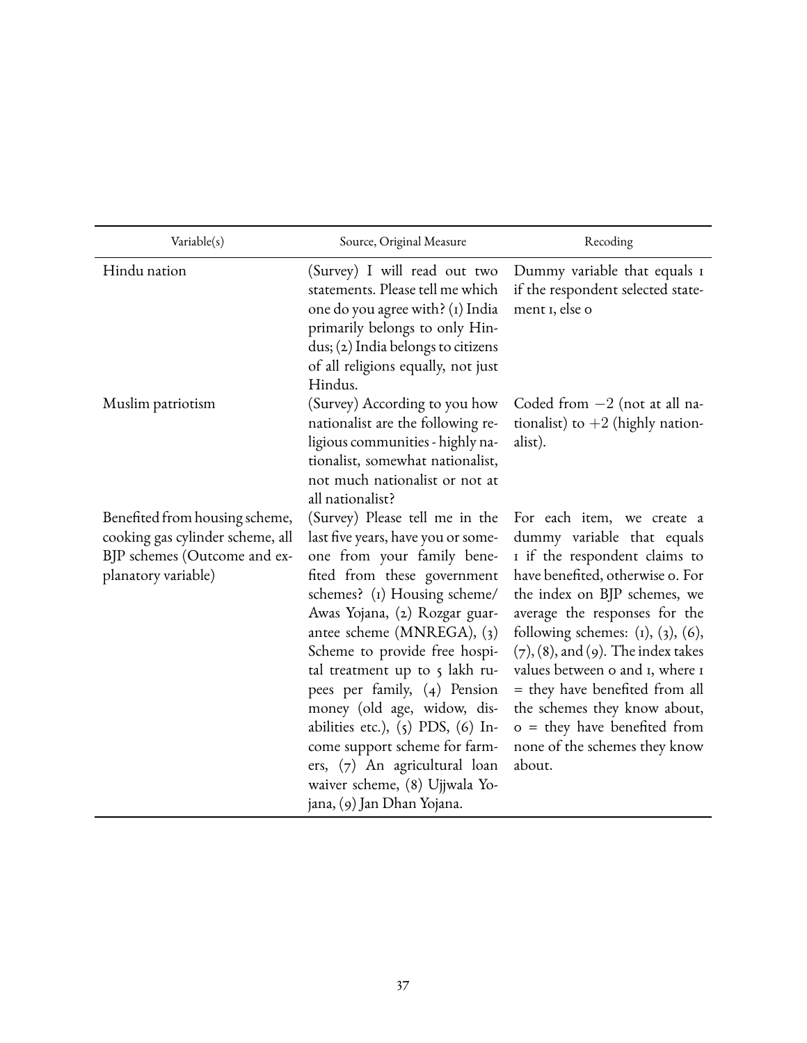| Variable(s) | Source, Original Measure | Recoding |
|---|---|---|
| Hindu nation | (Survey) I will read out two statements. Please tell me which one do you agree with? (1) India primarily belongs to only Hindus; (2) India belongs to citizens of all religions equally, not just Hindus. | Dummy variable that equals 1 if the respondent selected statement 1, else 0 |
| Muslim patriotism | (Survey) According to you how nationalist are the following religious communities - highly nationalist, somewhat nationalist, not much nationalist or not at all nationalist? | Coded from $-2$ (not at all nationalist) to $+2$ (highly nationalist). |
| Benefited from housing scheme, cooking gas cylinder scheme, all BJP schemes (Outcome and explanatory variable) | (Survey) Please tell me in the last five years, have you or someone from your family benefited from these government schemes? (1) Housing scheme/ Awas Yojana, (2) Rozgar guarantee scheme (MNREGA), (3) Scheme to provide free hospital treatment up to 5 lakh rupees per family, (4) Pension money (old age, widow, disabilities etc.), (5) PDS, (6) Income support scheme for farmers, (7) An agricultural loan waiver scheme, (8) Ujjwala Yojana, (9) Jan Dhan Yojana. | For each item, we create a dummy variable that equals 1 if the respondent claims to have benefited, otherwise 0. For the index on BJP schemes, we average the responses for the following schemes: (1), (3), (6), (7), (8), and (9). The index takes values between 0 and 1, where 1 = they have benefited from all the schemes they know about, 0 = they have benefited from none of the schemes they know about. |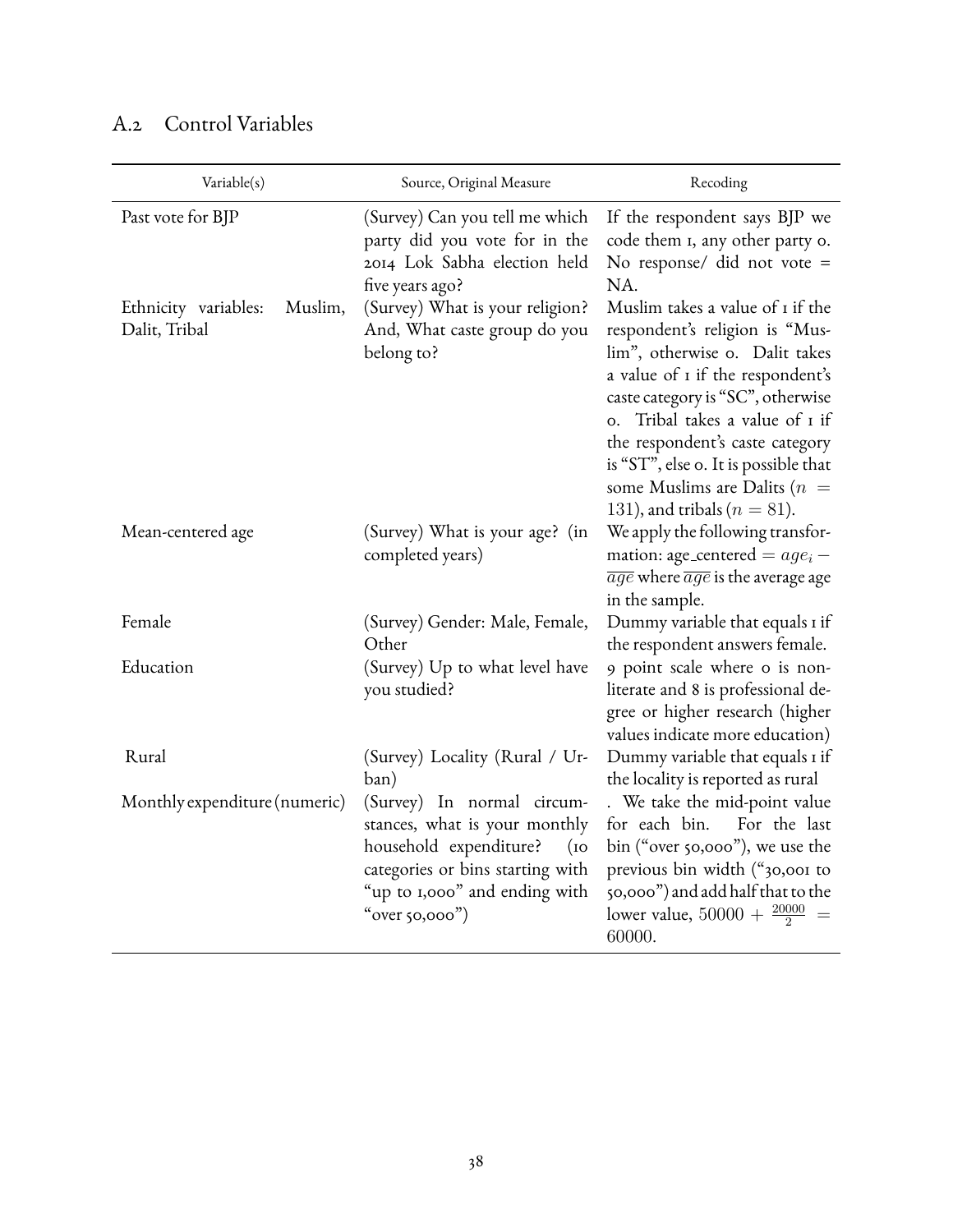## A.2 Control Variables

| Variable(s) | Source, Original Measure | Recoding |
|---|---|---|
| Past vote for BJP | (Survey) Can you tell me which party did you vote for in the 2014 Lok Sabha election held five years ago? | If the respondent says BJP we code them 1, any other party 0. No response/ did not vote = NA. |
| Ethnicity variables: Muslim, Dalit, Tribal | (Survey) What is your religion? And, What caste group do you belong to? | Muslim takes a value of 1 if the respondent's religion is "Muslim", otherwise 0. Dalit takes a value of 1 if the respondent's caste category is "SC", otherwise 0. Tribal takes a value of 1 if the respondent's caste category is "ST", else 0. It is possible that some Muslims are Dalits ($n = 131$), and tribals ($n = 81$). |
| Mean-centered age | (Survey) What is your age? (in completed years) | We apply the following transformation: age_centered $= age_i - \overline{age}$ where $\overline{age}$ is the average age in the sample. |
| Female | (Survey) Gender: Male, Female, Other | Dummy variable that equals 1 if the respondent answers female. |
| Education | (Survey) Up to what level have you studied? | 9 point scale where 0 is non-literate and 8 is professional degree or higher research (higher values indicate more education) |
| Rural | (Survey) Locality (Rural / Urban) | Dummy variable that equals 1 if the locality is reported as rural |
| Monthly expenditure (numeric) | (Survey) In normal circumstances, what is your monthly household expenditure? (10 categories or bins starting with "up to 1,000" and ending with "over 50,000") | . We take the mid-point value for each bin. For the last bin ("over 50,000"), we use the previous bin width ("30,001 to 50,000") and add half that to the lower value, $50000 + \frac{20000}{2} = 60000$. |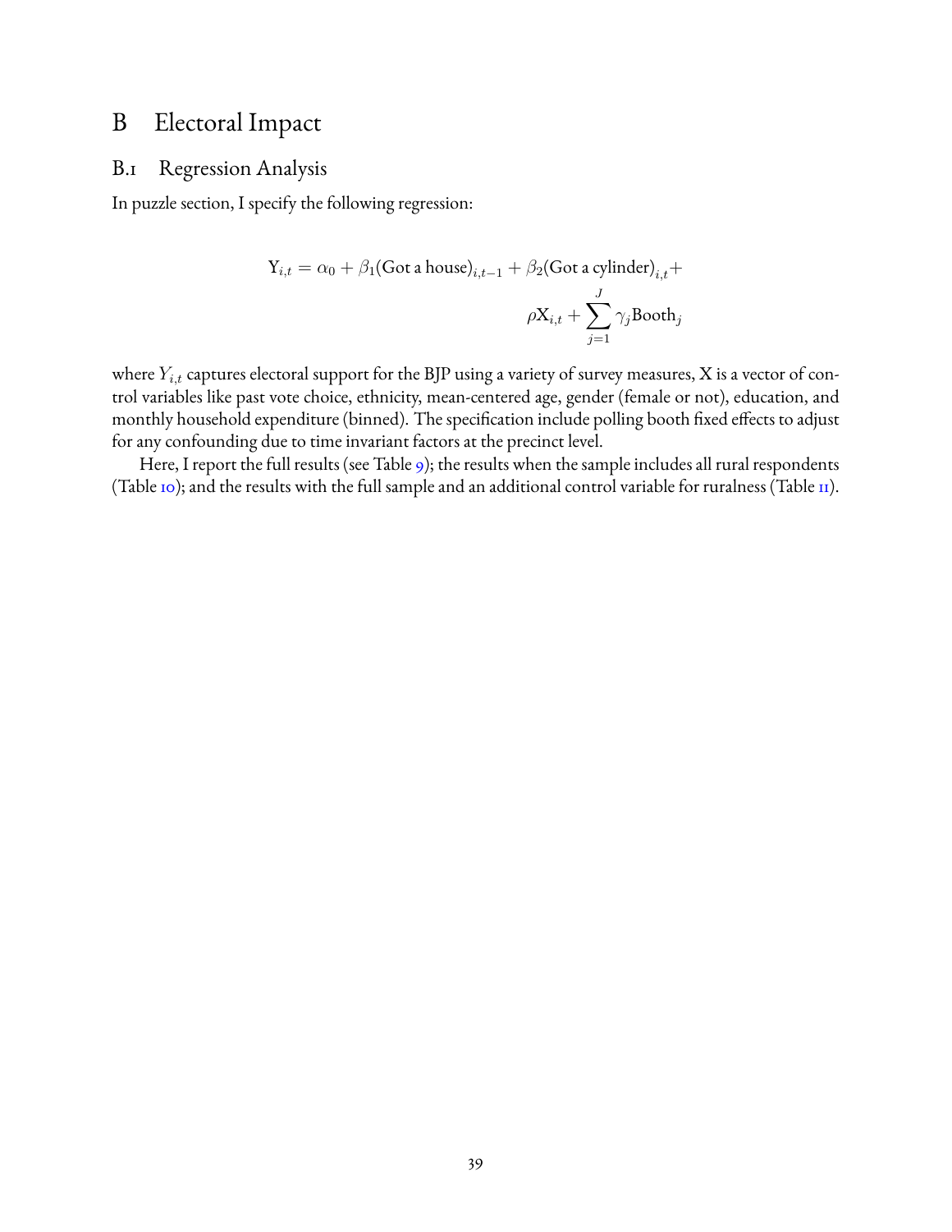# B Electoral Impact

## B.1 Regression Analysis

In puzzle section, I specify the following regression:

$$
\begin{aligned}
\mathrm{Y}_{i,t} = \alpha_0 + \beta_1(\text{Got a house})_{i,t-1} + \beta_2(\text{Got a cylinder})_{i,t} + \\
\rho \mathrm{X}_{i,t} + \sum_{j=1}^{J} \gamma_j \text{Booth}_j
\end{aligned}
$$

where $Y_{i,t}$ captures electoral support for the BJP using a variety of survey measures, X is a vector of control variables like past vote choice, ethnicity, mean-centered age, gender (female or not), education, and monthly household expenditure (binned). The specification include polling booth fixed effects to adjust for any confounding due to time invariant factors at the precinct level.

Here, I report the full results (see Table 9); the results when the sample includes all rural respondents (Table 10); and the results with the full sample and an additional control variable for ruralness (Table 11).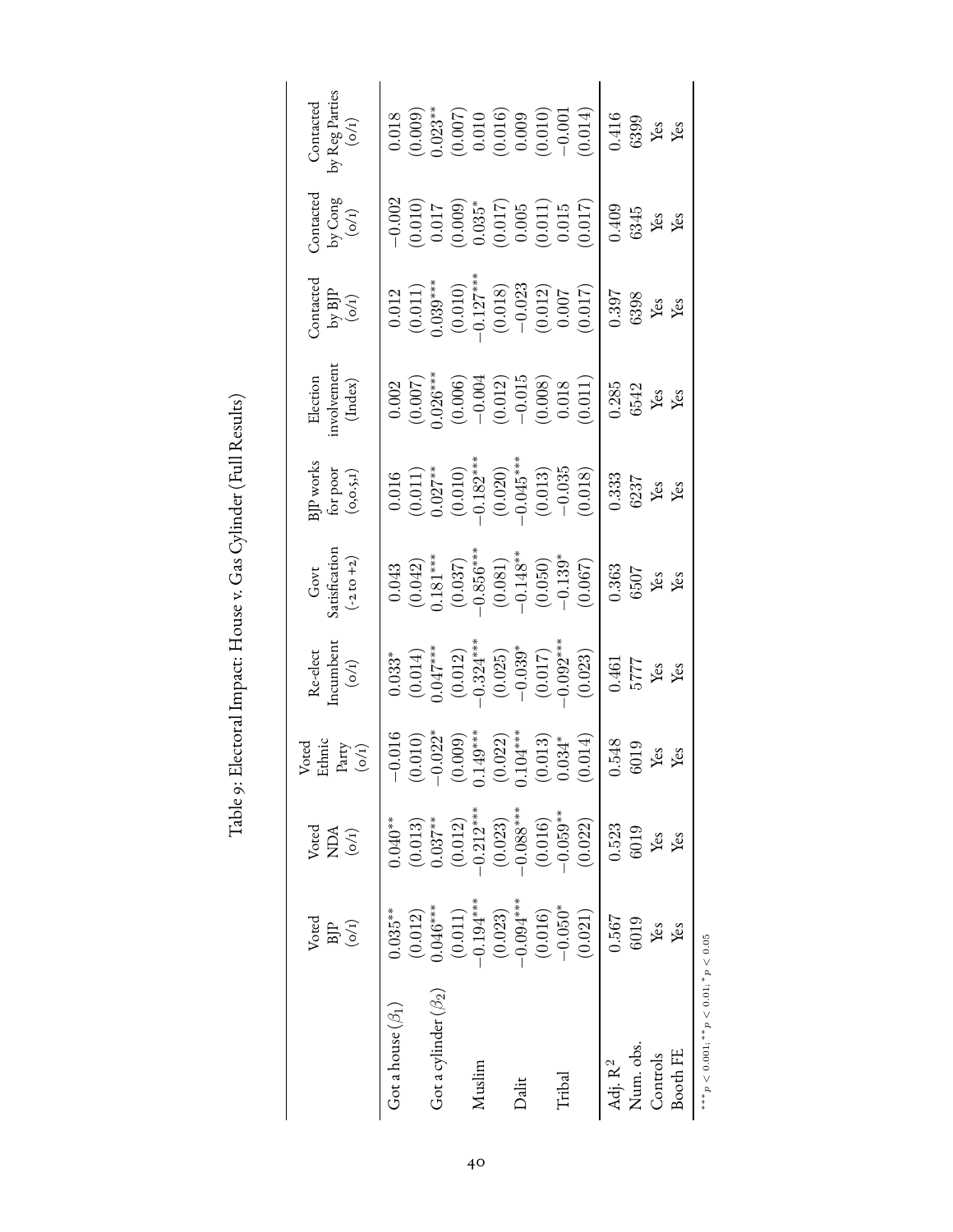Table 9: Electoral Impact: House v. Gas Cylinder (Full Results)

| | Voted BJP (0/1) | Voted NDA (0/1) | Voted Ethnic Party (0/1) | Re-elect Incumbent (0/1) | Govt Satisfication (-2 to +2) | BJP works for poor (0,0.5,1) | Election involvement (Index) | Contacted by BJP (0/1) | Contacted by Cong (0/1) | Contacted by Reg Parties (0/1) |
|---|---|---|---|---|---|---|---|---|---|---|
| Got a house ($\beta_1$) | $0.035^{**}$ | $0.040^{**}$ | $-0.016$ | $0.033^{*}$ | $0.043$ | $0.016$ | $0.002$ | $0.012$ | $-0.002$ | $0.018$ |
| | $(0.012)$ | $(0.013)$ | $(0.010)$ | $(0.014)$ | $(0.042)$ | $(0.011)$ | $(0.007)$ | $(0.011)$ | $(0.010)$ | $(0.009)$ |
| Got a cylinder ($\beta_2$) | $0.046^{***}$ | $0.037^{**}$ | $-0.022^{*}$ | $0.047^{***}$ | $0.181^{***}$ | $0.027^{**}$ | $0.026^{***}$ | $0.039^{***}$ | $0.017$ | $0.023^{**}$ |
| | $(0.011)$ | $(0.012)$ | $(0.009)$ | $(0.012)$ | $(0.037)$ | $(0.010)$ | $(0.006)$ | $(0.010)$ | $(0.009)$ | $(0.007)$ |
| Muslim | $-0.194^{***}$ | $-0.212^{***}$ | $0.149^{***}$ | $-0.324^{***}$ | $-0.856^{***}$ | $-0.182^{***}$ | $-0.004$ | $-0.127^{***}$ | $0.035^{*}$ | $0.010$ |
| | $(0.023)$ | $(0.023)$ | $(0.022)$ | $(0.025)$ | $(0.081)$ | $(0.020)$ | $(0.012)$ | $(0.018)$ | $(0.017)$ | $(0.016)$ |
| Dalit | $-0.094^{***}$ | $-0.088^{***}$ | $0.104^{***}$ | $-0.039^{*}$ | $-0.148^{**}$ | $-0.045^{***}$ | $-0.015$ | $-0.023$ | $0.005$ | $0.009$ |
| | $(0.016)$ | $(0.016)$ | $(0.013)$ | $(0.017)$ | $(0.050)$ | $(0.013)$ | $(0.008)$ | $(0.012)$ | $(0.011)$ | $(0.010)$ |
| Tribal | $-0.050^{*}$ | $-0.059^{**}$ | $0.034^{*}$ | $-0.092^{***}$ | $-0.139^{*}$ | $-0.035$ | $0.018$ | $0.007$ | $0.015$ | $-0.001$ |
| | $(0.021)$ | $(0.022)$ | $(0.014)$ | $(0.023)$ | $(0.067)$ | $(0.018)$ | $(0.011)$ | $(0.017)$ | $(0.017)$ | $(0.014)$ |
| Adj. $R^2$ | 0.567 | 0.523 | 0.548 | 0.461 | 0.363 | 0.333 | 0.285 | 0.397 | 0.409 | 0.416 |
| Num. obs. | 6019 | 6019 | 6019 | 5777 | 6507 | 6237 | 6542 | 6398 | 6345 | 6399 |
| Controls | Yes | Yes | Yes | Yes | Yes | Yes | Yes | Yes | Yes | Yes |
| Booth FE | Yes | Yes | Yes | Yes | Yes | Yes | Yes | Yes | Yes | Yes |

$^{***}p < 0.001$; $^{**}p < 0.01$; $^{*}p < 0.05$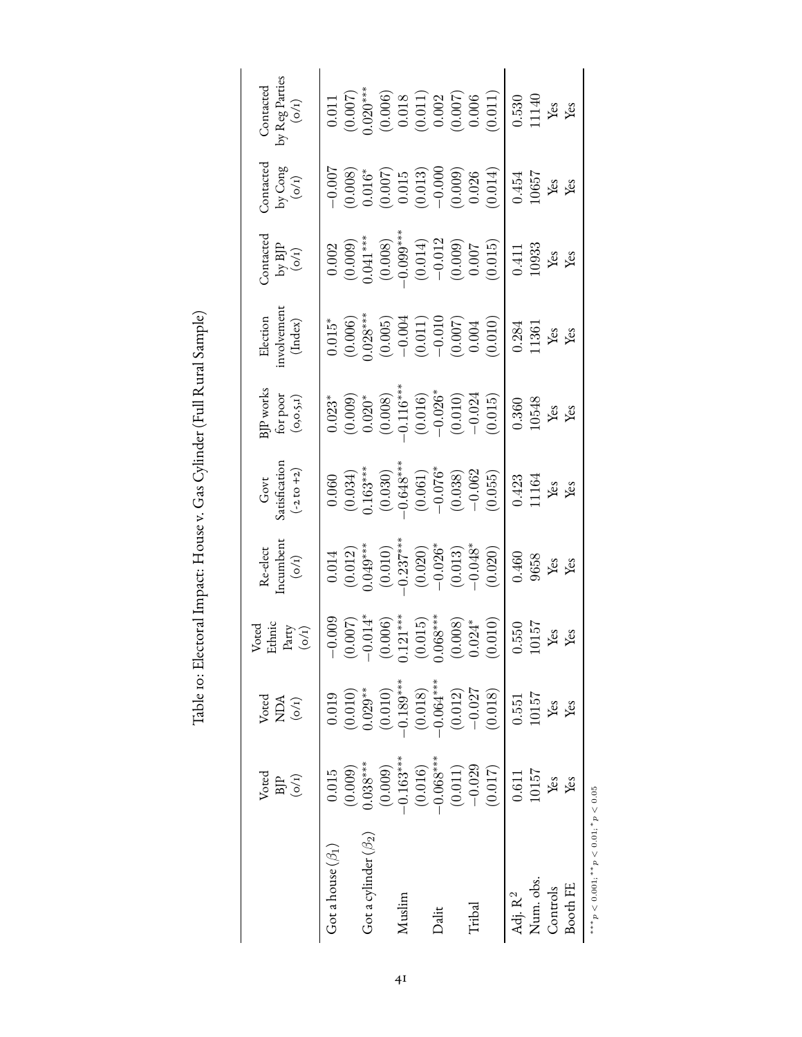# Table 10: Electoral Impact: House v. Gas Cylinder (Full Rural Sample)

| | Voted BJP (0/1) | Voted NDA (0/1) | Voted Ethnic Party (0/1) | Re-elect Incumbent (0/1) | Govt Satisfication (-2 to +2) | BJP works for poor (0,0.5,1) | Election involvement (Index) | Contacted by BJP (0/1) | Contacted by Cong (0/1) | Contacted by Reg Parties (0/1) |
|---|---|---|---|---|---|---|---|---|---|---|
| Got a house ($\beta_1$) | 0.015 | 0.019 | −0.009 | 0.014 | 0.060 | 0.023* | 0.015* | 0.002 | −0.007 | 0.011 |
| | (0.009) | (0.010) | (0.007) | (0.012) | (0.034) | (0.009) | (0.006) | (0.009) | (0.008) | (0.007) |
| Got a cylinder ($\beta_2$) | 0.038*** | 0.029** | −0.014* | 0.049*** | 0.163*** | 0.020* | 0.028*** | 0.041*** | 0.016* | 0.020*** |
| | (0.009) | (0.010) | (0.006) | (0.010) | (0.030) | (0.008) | (0.005) | (0.008) | (0.007) | (0.006) |
| Muslim | −0.163*** | −0.189*** | 0.121*** | −0.237*** | −0.648*** | −0.116*** | −0.004 | −0.099*** | 0.015 | 0.018 |
| | (0.016) | (0.018) | (0.015) | (0.020) | (0.061) | (0.016) | (0.011) | (0.014) | (0.013) | (0.011) |
| Dalit | −0.068*** | −0.064*** | 0.068*** | −0.026* | −0.076* | −0.026* | −0.010 | −0.012 | −0.000 | 0.002 |
| | (0.011) | (0.012) | (0.008) | (0.013) | (0.038) | (0.010) | (0.007) | (0.009) | (0.009) | (0.007) |
| Tribal | −0.029 | −0.027 | 0.024* | −0.048* | −0.062 | −0.024 | 0.004 | 0.007 | 0.026 | 0.006 |
| | (0.017) | (0.018) | (0.010) | (0.020) | (0.055) | (0.015) | (0.010) | (0.015) | (0.014) | (0.011) |
| Adj. $R^2$ | 0.611 | 0.551 | 0.550 | 0.460 | 0.423 | 0.360 | 0.284 | 0.411 | 0.454 | 0.530 |
| Num. obs. | 10157 | 10157 | 10157 | 9658 | 11164 | 10548 | 11361 | 10933 | 10657 | 11140 |
| Controls | Yes | Yes | Yes | Yes | Yes | Yes | Yes | Yes | Yes | Yes |
| Booth FE | Yes | Yes | Yes | Yes | Yes | Yes | Yes | Yes | Yes | Yes |

$^{***}p < 0.001$; $^{**}p < 0.01$; $^{*}p < 0.05$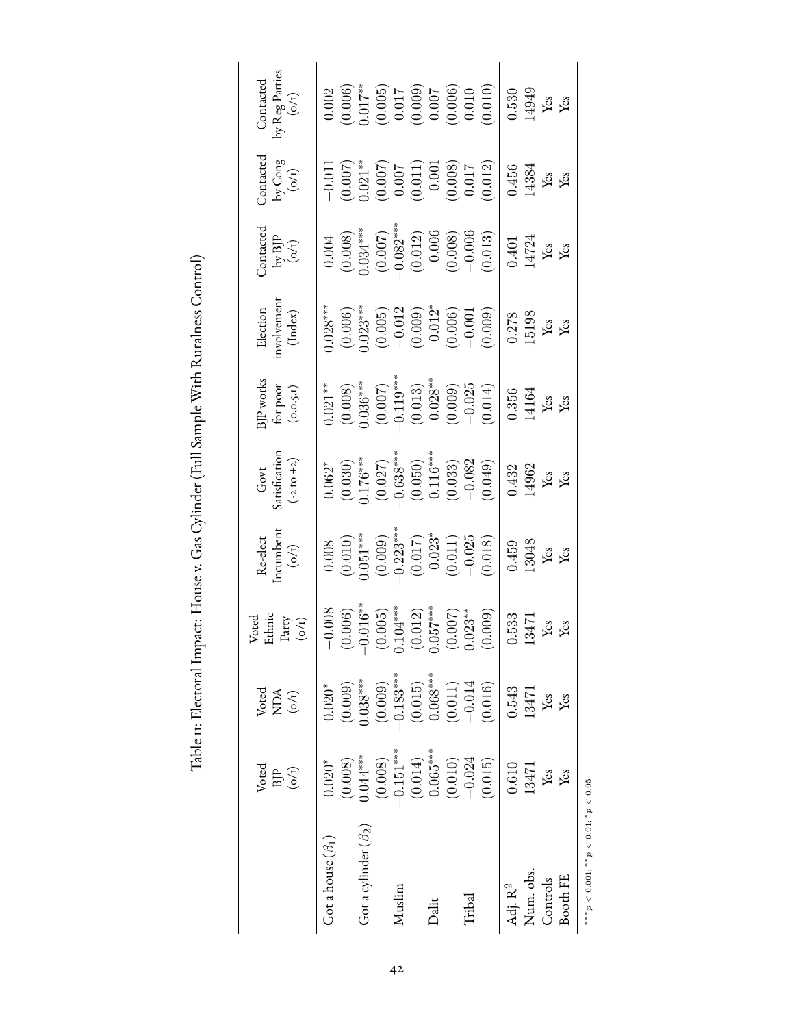Table 11: Electoral Impact: House v. Gas Cylinder (Full Sample With Ruralness Control)

| | Voted BJP (0/1) | Voted NDA (0/1) | Voted Ethnic Party (0/1) | Re-elect Incumbent (0/1) | Govt Satisfication (-2 to +2) | BJP works for poor (0,0.5,1) | Election involvement (Index) | Contacted by BJP (0/1) | Contacted by Cong (0/1) | Contacted by Reg Parties (0/1) |
|---|---|---|---|---|---|---|---|---|---|---|
| Got a house ($\beta_1$) | $0.020^{*}$ | $0.020^{*}$ | $-0.008$ | $0.008$ | $0.062^{*}$ | $0.021^{**}$ | $0.028^{***}$ | $0.004$ | $-0.011$ | $0.002$ |
| | (0.008) | (0.009) | (0.006) | (0.010) | (0.030) | (0.008) | (0.006) | (0.008) | (0.007) | (0.006) |
| Got a cylinder ($\beta_2$) | $0.044^{***}$ | $0.038^{***}$ | $-0.016^{**}$ | $0.051^{***}$ | $0.176^{***}$ | $0.036^{***}$ | $0.023^{***}$ | $0.034^{***}$ | $0.021^{**}$ | $0.017^{**}$ |
| | (0.008) | (0.009) | (0.005) | (0.009) | (0.027) | (0.007) | (0.005) | (0.007) | (0.007) | (0.005) |
| Muslim | $-0.151^{***}$ | $-0.183^{***}$ | $0.104^{***}$ | $-0.223^{***}$ | $-0.638^{***}$ | $-0.119^{***}$ | $-0.012$ | $-0.082^{***}$ | $0.007$ | $0.017$ |
| | (0.014) | (0.015) | (0.012) | (0.017) | (0.050) | (0.013) | (0.009) | (0.012) | (0.011) | (0.009) |
| Dalit | $-0.065^{***}$ | $-0.068^{***}$ | $0.057^{***}$ | $-0.023^{*}$ | $-0.116^{***}$ | $-0.028^{**}$ | $-0.012^{*}$ | $-0.006$ | $-0.001$ | $0.007$ |
| | (0.010) | (0.011) | (0.007) | (0.011) | (0.033) | (0.009) | (0.006) | (0.008) | (0.008) | (0.006) |
| Tribal | $-0.024$ | $-0.014$ | $0.023^{**}$ | $-0.025$ | $-0.082$ | $-0.025$ | $-0.001$ | $-0.006$ | $0.017$ | $0.010$ |
| | (0.015) | (0.016) | (0.009) | (0.018) | (0.049) | (0.014) | (0.009) | (0.013) | (0.012) | (0.010) |
| Adj. $R^2$ | 0.610 | 0.543 | 0.533 | 0.459 | 0.432 | 0.356 | 0.278 | 0.401 | 0.456 | 0.530 |
| Num. obs. | 13471 | 13471 | 13471 | 13048 | 14962 | 14164 | 15198 | 14724 | 14384 | 14949 |
| Controls | Yes | Yes | Yes | Yes | Yes | Yes | Yes | Yes | Yes | Yes |
| Booth FE | Yes | Yes | Yes | Yes | Yes | Yes | Yes | Yes | Yes | Yes |

$^{***}p < 0.001$; $^{**}p < 0.01$; $^{*}p < 0.05$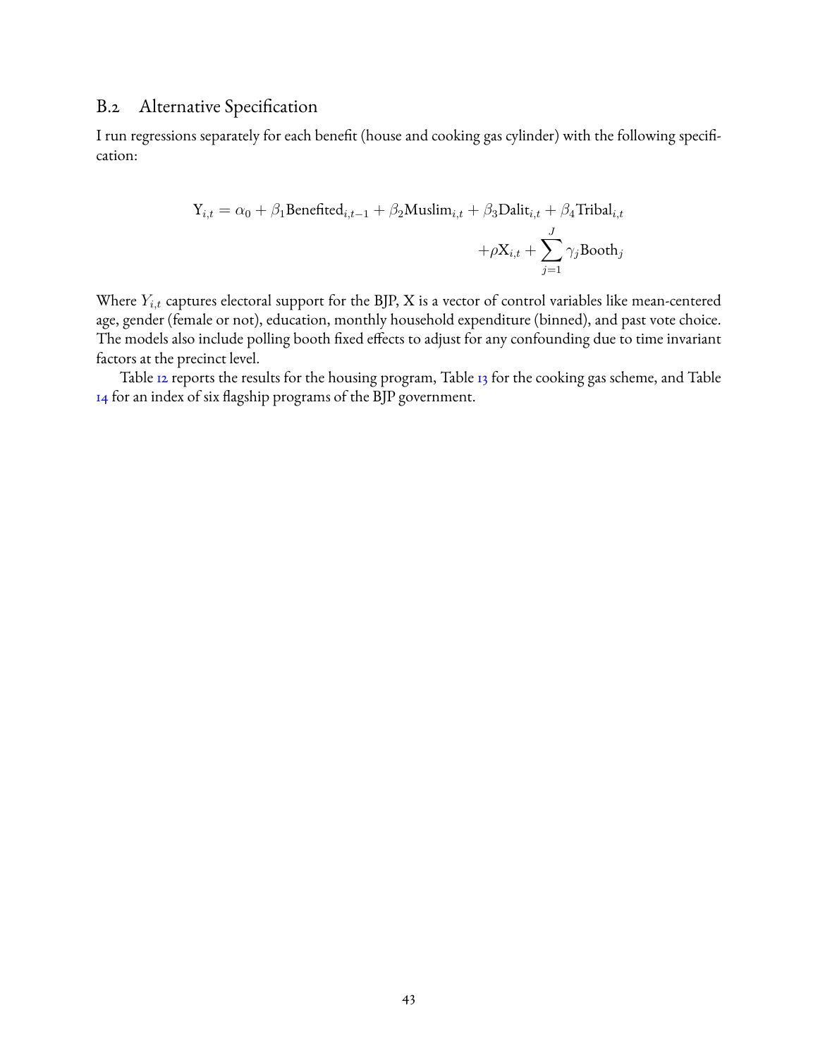## B.2 Alternative Specification

I run regressions separately for each benefit (house and cooking gas cylinder) with the following specification:

$$
\begin{aligned}
\mathrm{Y}_{i,t} = \alpha_0 + \beta_1 \mathrm{Benefited}_{i,t-1} + \beta_2 \mathrm{Muslim}_{i,t} + \beta_3 \mathrm{Dalit}_{i,t} + \beta_4 \mathrm{Tribal}_{i,t} \\
+ \rho \mathrm{X}_{i,t} + \sum_{j=1}^{J} \gamma_j \mathrm{Booth}_j
\end{aligned}
$$

Where $Y_{i,t}$ captures electoral support for the BJP, X is a vector of control variables like mean-centered age, gender (female or not), education, monthly household expenditure (binned), and past vote choice. The models also include polling booth fixed effects to adjust for any confounding due to time invariant factors at the precinct level.

Table 12 reports the results for the housing program, Table 13 for the cooking gas scheme, and Table 14 for an index of six flagship programs of the BJP government.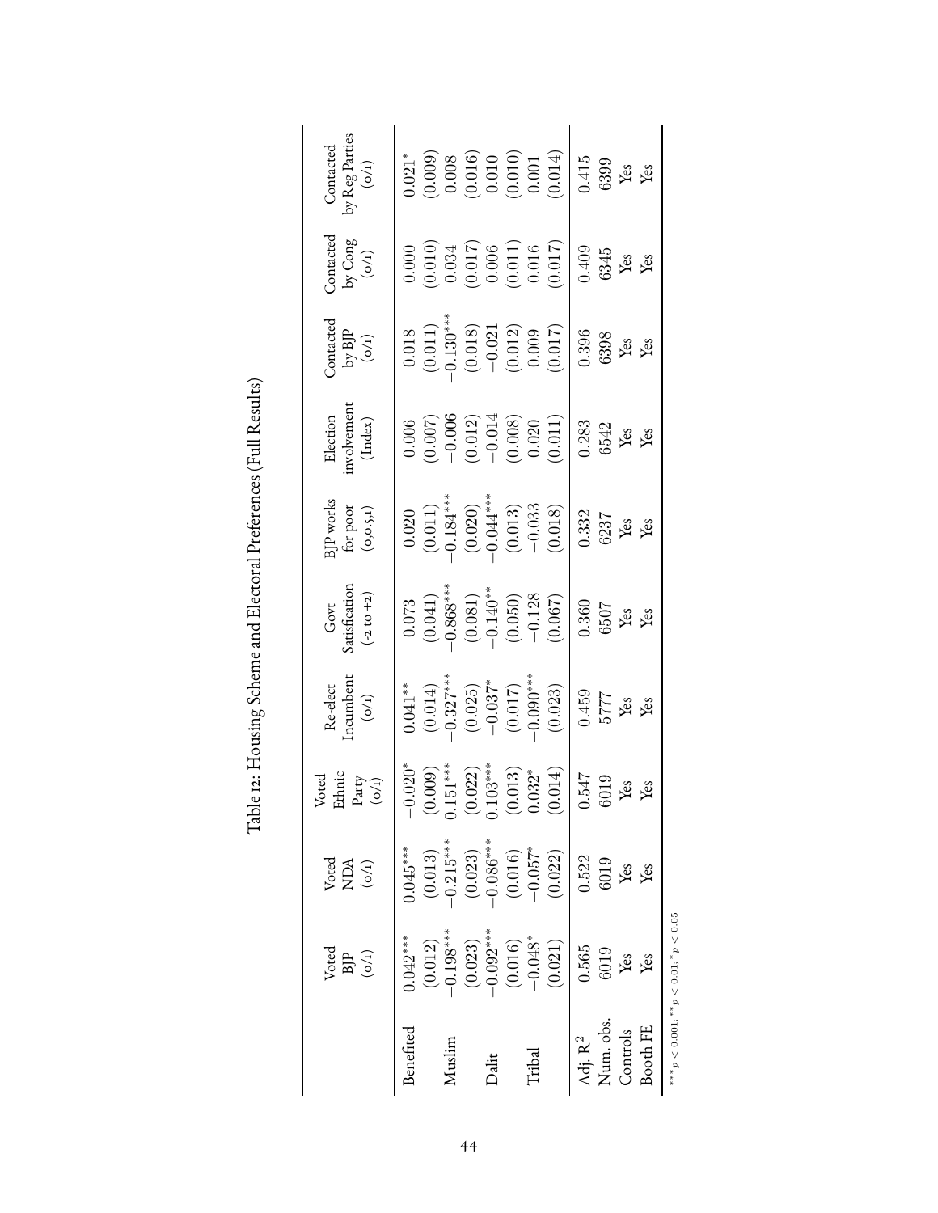Table 12: Housing Scheme and Electoral Preferences (Full Results)

| | Voted BJP (0/1) | Voted NDA (0/1) | Voted Ethnic Party (0/1) | Re-elect Incumbent (0/1) | Govt Satisfication (-2 to +2) | BJP works for poor (0,0.5,1) | Election involvement (Index) | Contacted by BJP (0/1) | Contacted by Cong (0/1) | Contacted by Reg Parties (0/1) |
|---|---|---|---|---|---|---|---|---|---|---|
| Benefited | 0.042*** | 0.045*** | −0.020* | 0.041** | 0.073 | 0.020 | 0.006 | 0.018 | 0.000 | 0.021* |
| | (0.012) | (0.013) | (0.009) | (0.014) | (0.041) | (0.011) | (0.007) | (0.011) | (0.010) | (0.009) |
| Muslim | −0.198*** | −0.215*** | 0.151*** | −0.327*** | −0.868*** | −0.184*** | −0.006 | −0.130*** | 0.034 | 0.008 |
| | (0.023) | (0.023) | (0.022) | (0.025) | (0.081) | (0.020) | (0.012) | (0.018) | (0.017) | (0.016) |
| Dalit | −0.092*** | −0.086*** | 0.103*** | −0.037* | −0.140** | −0.044*** | −0.014 | −0.021 | 0.006 | 0.010 |
| | (0.016) | (0.016) | (0.013) | (0.017) | (0.050) | (0.013) | (0.008) | (0.012) | (0.011) | (0.010) |
| Tribal | −0.048* | −0.057* | 0.032* | −0.090*** | −0.128 | −0.033 | 0.020 | 0.009 | 0.016 | 0.001 |
| | (0.021) | (0.022) | (0.014) | (0.023) | (0.067) | (0.018) | (0.011) | (0.017) | (0.017) | (0.014) |
| Adj. $R^2$ | 0.565 | 0.522 | 0.547 | 0.459 | 0.360 | 0.332 | 0.283 | 0.396 | 0.409 | 0.415 |
| Num. obs. | 6019 | 6019 | 6019 | 5777 | 6507 | 6237 | 6542 | 6398 | 6345 | 6399 |
| Controls | Yes | Yes | Yes | Yes | Yes | Yes | Yes | Yes | Yes | Yes |
| Booth FE | Yes | Yes | Yes | Yes | Yes | Yes | Yes | Yes | Yes | Yes |

$^{***}p < 0.001$; $^{**}p < 0.01$; $^{*}p < 0.05$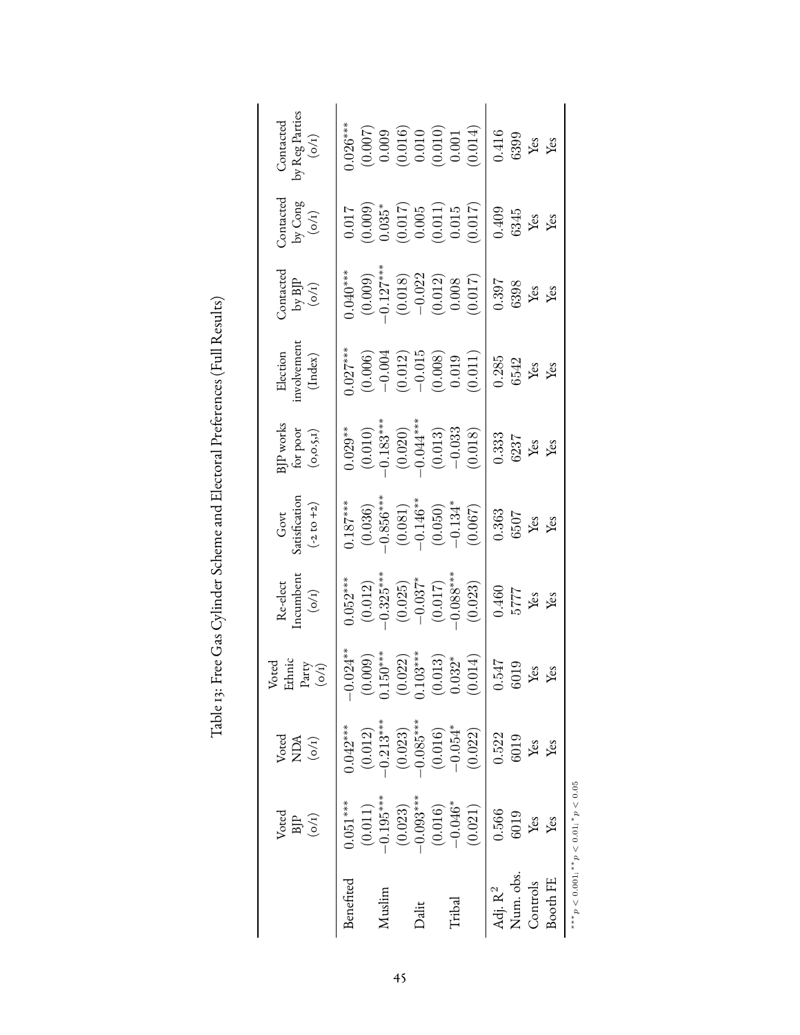Table 13: Free Gas Cylinder Scheme and Electoral Preferences (Full Results)

| | Voted BJP (0/1) | Voted NDA (0/1) | Voted Ethnic Party (0/1) | Re-elect Incumbent (0/1) | Govt Satisfication (-2 to +2) | BJP works for poor (0,0.5,1) | Election involvement (Index) | Contacted by BJP (0/1) | Contacted by Cong (0/1) | Contacted by Reg Parties (0/1) |
|---|---|---|---|---|---|---|---|---|---|---|
| Benefited | $0.051^{***}$ | $0.042^{***}$ | $-0.024^{**}$ | $0.052^{***}$ | $0.187^{***}$ | $0.029^{**}$ | $0.027^{***}$ | $0.040^{***}$ | 0.017 | $0.026^{***}$ |
| | (0.011) | (0.012) | (0.009) | (0.012) | (0.036) | (0.010) | (0.006) | (0.009) | (0.009) | (0.007) |
| Muslim | $-0.195^{***}$ | $-0.213^{***}$ | $0.150^{***}$ | $-0.325^{***}$ | $-0.856^{***}$ | $-0.183^{***}$ | $-0.004$ | $-0.127^{***}$ | $0.035^{*}$ | 0.009 |
| | (0.023) | (0.023) | (0.022) | (0.025) | (0.081) | (0.020) | (0.012) | (0.018) | (0.017) | (0.016) |
| Dalit | $-0.093^{***}$ | $-0.085^{***}$ | $0.103^{***}$ | $-0.037^{*}$ | $-0.146^{**}$ | $-0.044^{***}$ | $-0.015$ | $-0.022$ | 0.005 | 0.010 |
| | (0.016) | (0.016) | (0.013) | (0.017) | (0.050) | (0.013) | (0.008) | (0.012) | (0.011) | (0.010) |
| Tribal | $-0.046^{*}$ | $-0.054^{*}$ | $0.032^{*}$ | $-0.088^{***}$ | $-0.134^{*}$ | $-0.033$ | 0.019 | 0.008 | 0.015 | 0.001 |
| | (0.021) | (0.022) | (0.014) | (0.023) | (0.067) | (0.018) | (0.011) | (0.017) | (0.017) | (0.014) |
| Adj. $R^2$ | 0.566 | 0.522 | 0.547 | 0.460 | 0.363 | 0.333 | 0.285 | 0.397 | 0.409 | 0.416 |
| Num. obs. | 6019 | 6019 | 6019 | 5777 | 6507 | 6237 | 6542 | 6398 | 6345 | 6399 |
| Controls | Yes | Yes | Yes | Yes | Yes | Yes | Yes | Yes | Yes | Yes |
| Booth FE | Yes | Yes | Yes | Yes | Yes | Yes | Yes | Yes | Yes | Yes |

$^{***}p < 0.001$; $^{**}p < 0.01$; $^{*}p < 0.05$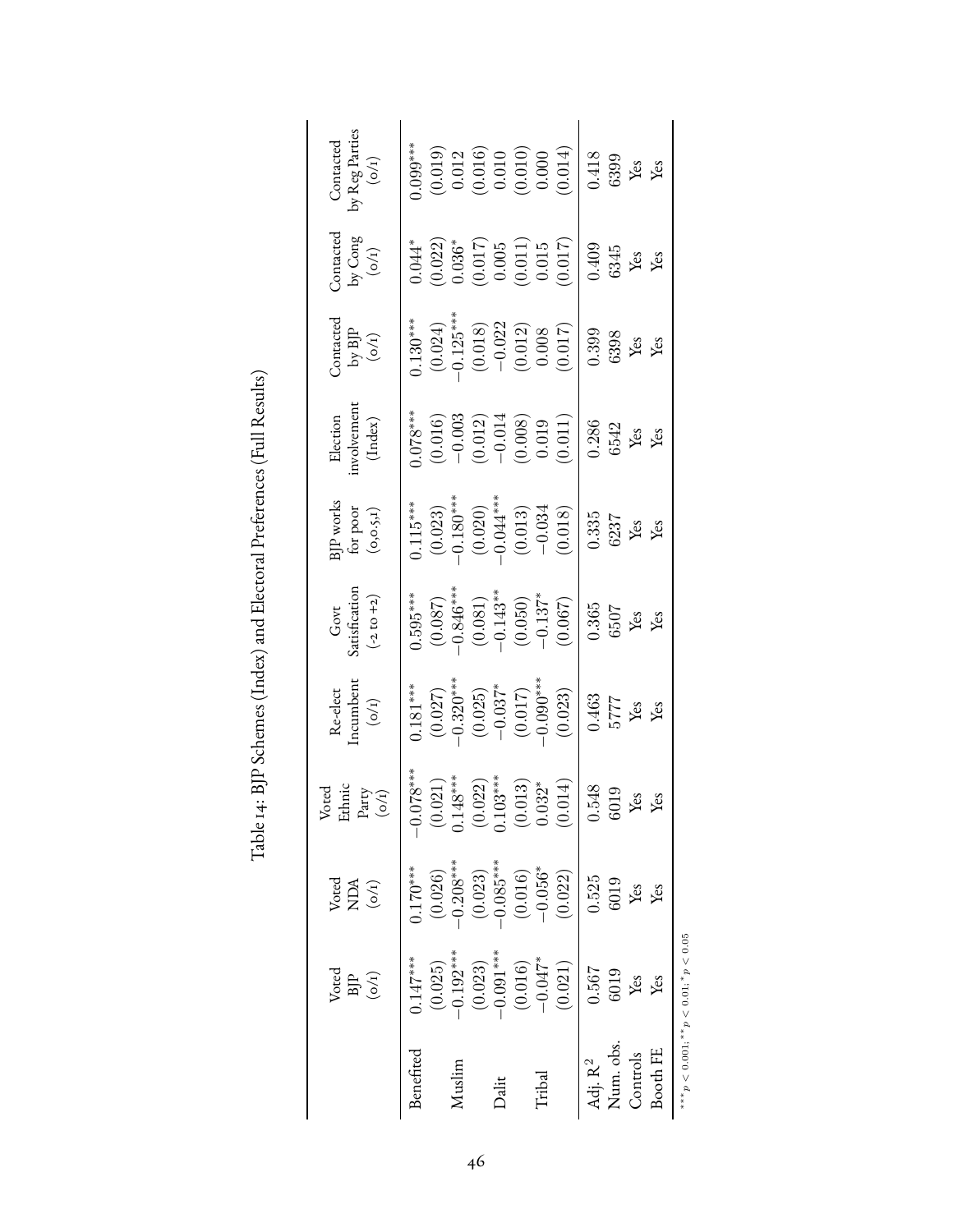Table 14: BJP Schemes (Index) and Electoral Preferences (Full Results)

| | Voted BJP (0/1) | Voted NDA (0/1) | Voted Ethnic Party (0/1) | Re-elect Incumbent (0/1) | Govt Satisfication (-2 to +2) | BJP works for poor (0,0.5,1) | Election involvement (Index) | Contacted by BJP (0/1) | Contacted by Cong (0/1) | Contacted by Reg Parties (0/1) |
|---|---|---|---|---|---|---|---|---|---|---|
| Benefited | $0.147^{***}$ | $0.170^{***}$ | $-0.078^{***}$ | $0.181^{***}$ | $0.595^{***}$ | $0.115^{***}$ | $0.078^{***}$ | $0.130^{***}$ | $0.044^{*}$ | $0.099^{***}$ |
| | (0.025) | (0.026) | (0.021) | (0.027) | (0.087) | (0.023) | (0.016) | (0.024) | (0.022) | (0.019) |
| Muslim | $-0.192^{***}$ | $-0.208^{***}$ | $0.148^{***}$ | $-0.320^{***}$ | $-0.846^{***}$ | $-0.180^{***}$ | $-0.003$ | $-0.125^{***}$ | $0.036^{*}$ | 0.012 |
| | (0.023) | (0.023) | (0.022) | (0.025) | (0.081) | (0.020) | (0.012) | (0.018) | (0.017) | (0.016) |
| Dalit | $-0.091^{***}$ | $-0.085^{***}$ | $0.103^{***}$ | $-0.037^{*}$ | $-0.143^{**}$ | $-0.044^{***}$ | $-0.014$ | $-0.022$ | 0.005 | 0.010 |
| | (0.016) | (0.016) | (0.013) | (0.017) | (0.050) | (0.013) | (0.008) | (0.012) | (0.011) | (0.010) |
| Tribal | $-0.047^{*}$ | $-0.056^{*}$ | $0.032^{*}$ | $-0.090^{***}$ | $-0.137^{*}$ | $-0.034$ | 0.019 | 0.008 | 0.015 | 0.000 |
| | (0.021) | (0.022) | (0.014) | (0.023) | (0.067) | (0.018) | (0.011) | (0.017) | (0.017) | (0.014) |
| Adj. $R^2$ | 0.567 | 0.525 | 0.548 | 0.463 | 0.365 | 0.335 | 0.286 | 0.399 | 0.409 | 0.418 |
| Num. obs. | 6019 | 6019 | 6019 | 5777 | 6507 | 6237 | 6542 | 6398 | 6345 | 6399 |
| Controls | Yes | Yes | Yes | Yes | Yes | Yes | Yes | Yes | Yes | Yes |
| Booth FE | Yes | Yes | Yes | Yes | Yes | Yes | Yes | Yes | Yes | Yes |

$^{***}p < 0.001$; $^{**}p < 0.01$; $^{*}p < 0.05$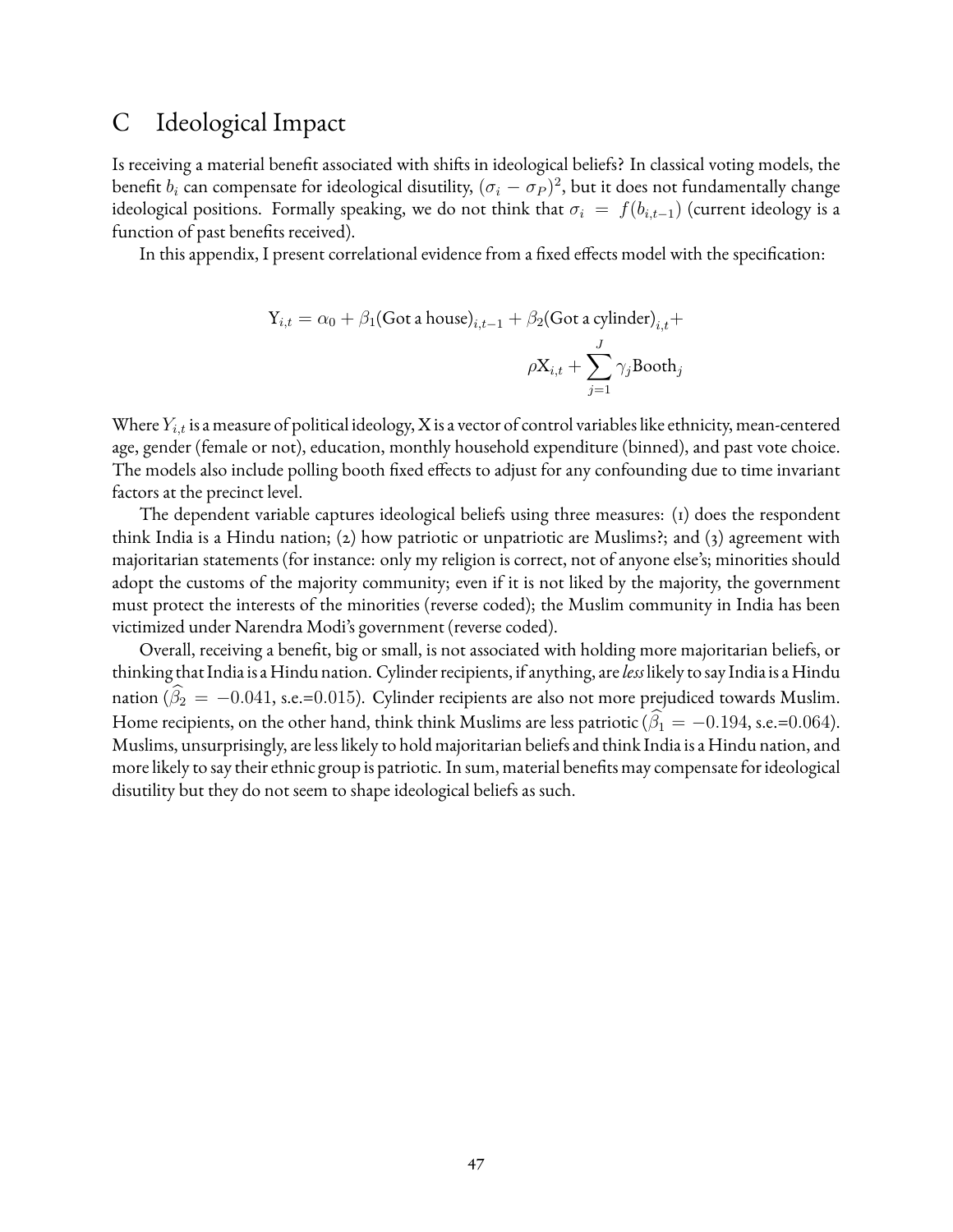# C Ideological Impact

Is receiving a material benefit associated with shifts in ideological beliefs? In classical voting models, the benefit $b_i$ can compensate for ideological disutility, $(\sigma_i - \sigma_P)^2$, but it does not fundamentally change ideological positions. Formally speaking, we do not think that $\sigma_i = f(b_{i,t-1})$ (current ideology is a function of past benefits received).

In this appendix, I present correlational evidence from a fixed effects model with the specification:

$$
\mathrm{Y}_{i,t} = \alpha_0 + \beta_1(\text{Got a house})_{i,t-1} + \beta_2(\text{Got a cylinder})_{i,t} + \rho \mathrm{X}_{i,t} + \sum_{j=1}^{J} \gamma_j \text{Booth}_j
$$

Where $Y_{i,t}$ is a measure of political ideology, X is a vector of control variables like ethnicity, mean-centered age, gender (female or not), education, monthly household expenditure (binned), and past vote choice. The models also include polling booth fixed effects to adjust for any confounding due to time invariant factors at the precinct level.

The dependent variable captures ideological beliefs using three measures: (1) does the respondent think India is a Hindu nation; (2) how patriotic or unpatriotic are Muslims?; and (3) agreement with majoritarian statements (for instance: only my religion is correct, not of anyone else's; minorities should adopt the customs of the majority community; even if it is not liked by the majority, the government must protect the interests of the minorities (reverse coded); the Muslim community in India has been victimized under Narendra Modi's government (reverse coded).

Overall, receiving a benefit, big or small, is not associated with holding more majoritarian beliefs, or thinking that India is a Hindu nation. Cylinder recipients, if anything, are *less* likely to say India is a Hindu nation ($\widehat{\beta_2} = -0.041$, s.e.=$0.015$). Cylinder recipients are also not more prejudiced towards Muslim. Home recipients, on the other hand, think think Muslims are less patriotic ($\widehat{\beta_1} = -0.194$, s.e.=$0.064$). Muslims, unsurprisingly, are less likely to hold majoritarian beliefs and think India is a Hindu nation, and more likely to say their ethnic group is patriotic. In sum, material benefits may compensate for ideological disutility but they do not seem to shape ideological beliefs as such.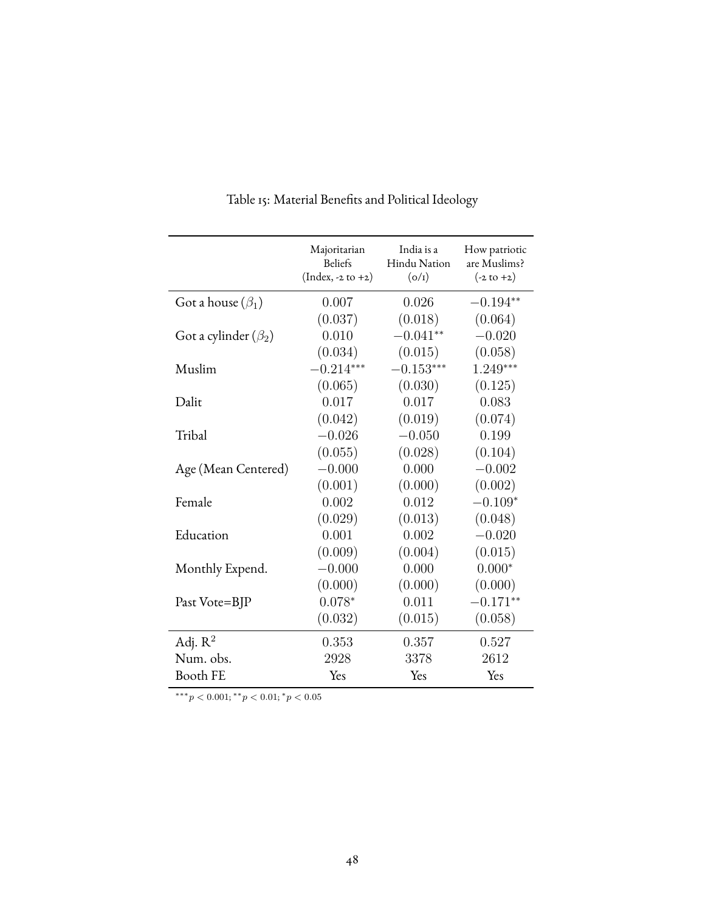Table 15: Material Benefits and Political Ideology

| | Majoritarian Beliefs (Index, -2 to +2) | India is a Hindu Nation (0/1) | How patriotic are Muslims? (-2 to +2) |
|---|---|---|---|
| Got a house ($\beta_1$) | 0.007 | 0.026 | $-0.194^{**}$ |
| | (0.037) | (0.018) | (0.064) |
| Got a cylinder ($\beta_2$) | 0.010 | $-0.041^{**}$ | $-0.020$ |
| | (0.034) | (0.015) | (0.058) |
| Muslim | $-0.214^{***}$ | $-0.153^{***}$ | $1.249^{***}$ |
| | (0.065) | (0.030) | (0.125) |
| Dalit | 0.017 | 0.017 | 0.083 |
| | (0.042) | (0.019) | (0.074) |
| Tribal | $-0.026$ | $-0.050$ | 0.199 |
| | (0.055) | (0.028) | (0.104) |
| Age (Mean Centered) | $-0.000$ | 0.000 | $-0.002$ |
| | (0.001) | (0.000) | (0.002) |
| Female | 0.002 | 0.012 | $-0.109^{*}$ |
| | (0.029) | (0.013) | (0.048) |
| Education | 0.001 | 0.002 | $-0.020$ |
| | (0.009) | (0.004) | (0.015) |
| Monthly Expend. | $-0.000$ | 0.000 | $0.000^{*}$ |
| | (0.000) | (0.000) | (0.000) |
| Past Vote=BJP | $0.078^{*}$ | 0.011 | $-0.171^{**}$ |
| | (0.032) | (0.015) | (0.058) |
| Adj. $R^2$ | 0.353 | 0.357 | 0.527 |
| Num. obs. | 2928 | 3378 | 2612 |
| Booth FE | Yes | Yes | Yes |

$^{***}p < 0.001$; $^{**}p < 0.01$; $^{*}p < 0.05$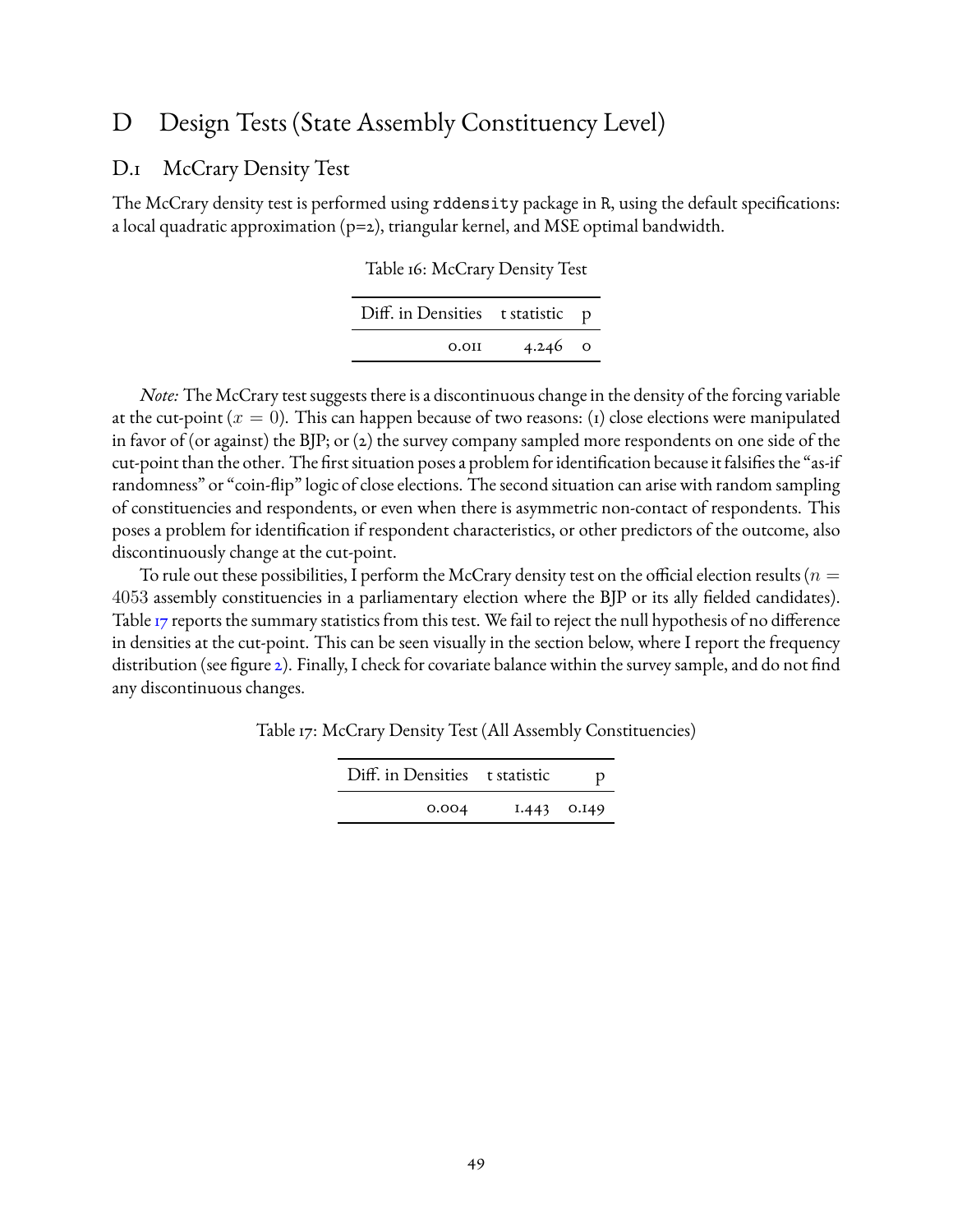# D Design Tests (State Assembly Constituency Level)

## D.1 McCrary Density Test

The McCrary density test is performed using `rddensity` package in R, using the default specifications: a local quadratic approximation (p=2), triangular kernel, and MSE optimal bandwidth.

Table 16: McCrary Density Test

| Diff. in Densities | t statistic | p |
|---|---|---|
| 0.011 | 4.246 | 0 |

*Note:* The McCrary test suggests there is a discontinuous change in the density of the forcing variable at the cut-point ($x = 0$). This can happen because of two reasons: (1) close elections were manipulated in favor of (or against) the BJP; or (2) the survey company sampled more respondents on one side of the cut-point than the other. The first situation poses a problem for identification because it falsifies the "as-if randomness" or "coin-flip" logic of close elections. The second situation can arise with random sampling of constituencies and respondents, or even when there is asymmetric non-contact of respondents. This poses a problem for identification if respondent characteristics, or other predictors of the outcome, also discontinuously change at the cut-point.

To rule out these possibilities, I perform the McCrary density test on the official election results ($n = 4053$ assembly constituencies in a parliamentary election where the BJP or its ally fielded candidates). Table 17 reports the summary statistics from this test. We fail to reject the null hypothesis of no difference in densities at the cut-point. This can be seen visually in the section below, where I report the frequency distribution (see figure 2). Finally, I check for covariate balance within the survey sample, and do not find any discontinuous changes.

Table 17: McCrary Density Test (All Assembly Constituencies)

| Diff. in Densities | t statistic | p |
|---|---|---|
| 0.004 | 1.443 | 0.149 |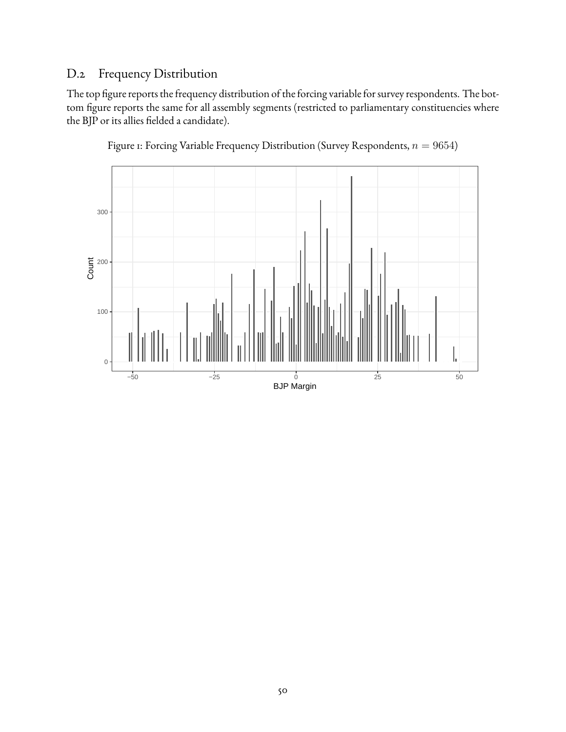## D.2 Frequency Distribution

The top figure reports the frequency distribution of the forcing variable for survey respondents. The bottom figure reports the same for all assembly segments (restricted to parliamentary constituencies where the BJP or its allies fielded a candidate).

Figure 1: Forcing Variable Frequency Distribution (Survey Respondents, $n = 9654$)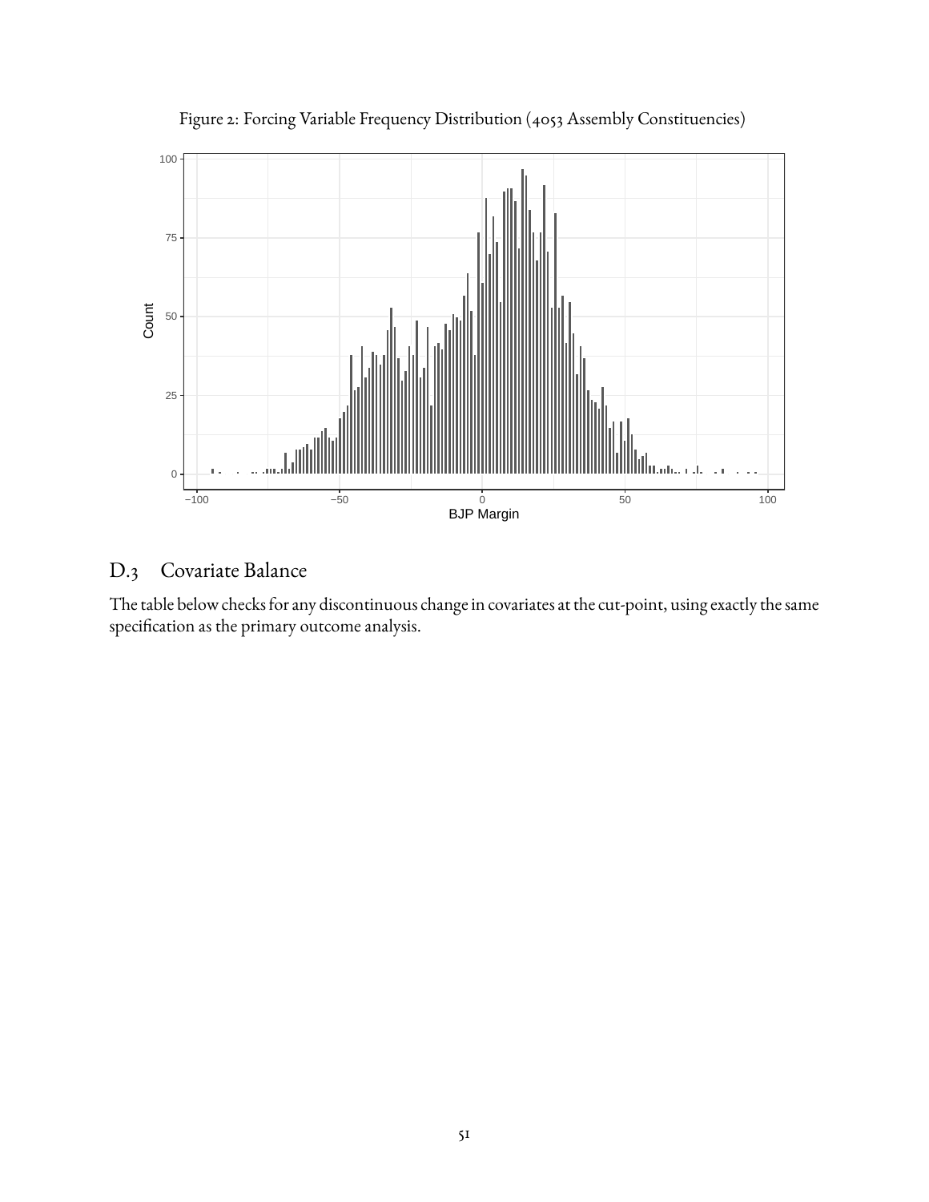Figure 2: Forcing Variable Frequency Distribution (4053 Assembly Constituencies)

## D.3 Covariate Balance

The table below checks for any discontinuous change in covariates at the cut-point, using exactly the same specification as the primary outcome analysis.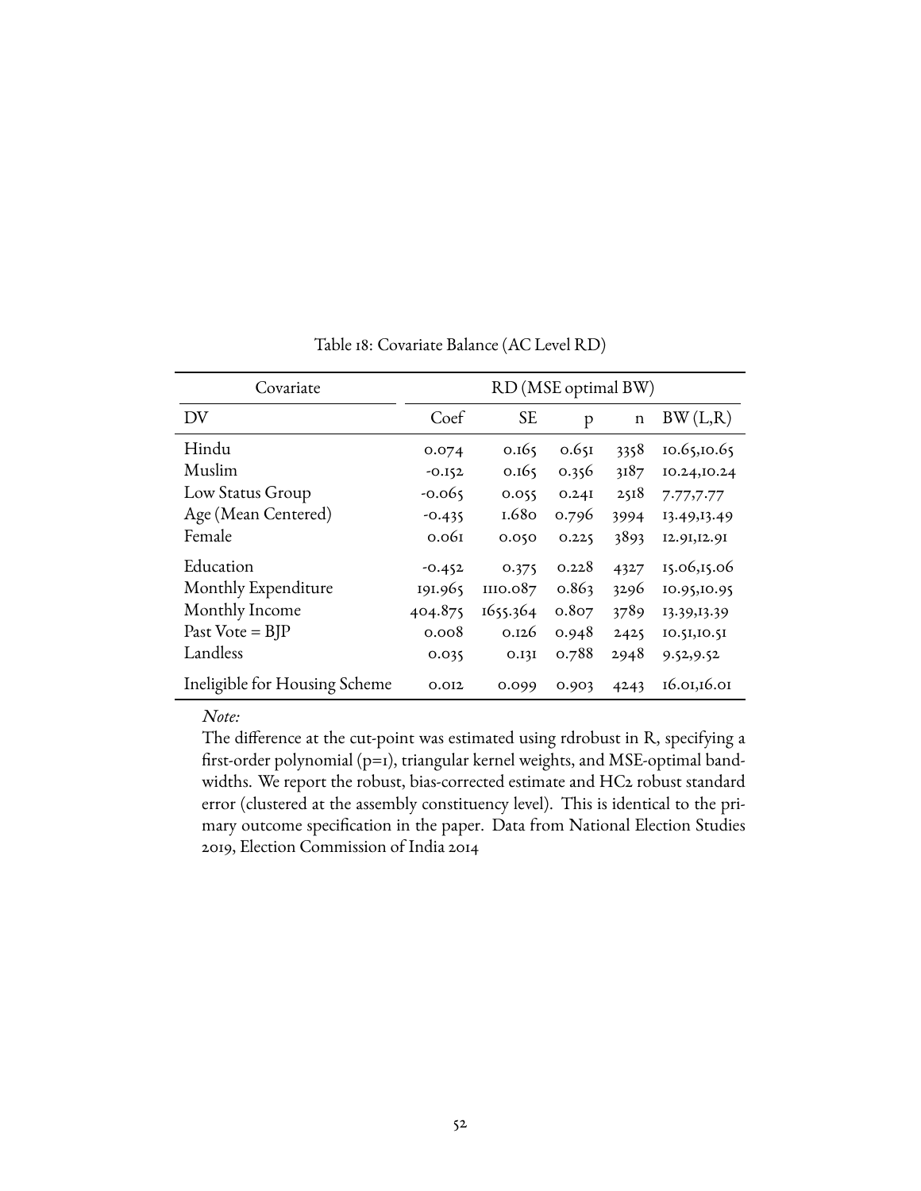Table 18: Covariate Balance (AC Level RD)

| Covariate | RD (MSE optimal BW) | | | | |
|---|---|---|---|---|---|
| DV | Coef | SE | p | n | BW (L,R) |
| Hindu | 0.074 | 0.165 | 0.651 | 3358 | 10.65,10.65 |
| Muslim | -0.152 | 0.165 | 0.356 | 3187 | 10.24,10.24 |
| Low Status Group | -0.065 | 0.055 | 0.241 | 2518 | 7.77,7.77 |
| Age (Mean Centered) | -0.435 | 1.680 | 0.796 | 3994 | 13.49,13.49 |
| Female | 0.061 | 0.050 | 0.225 | 3893 | 12.91,12.91 |
| Education | -0.452 | 0.375 | 0.228 | 4327 | 15.06,15.06 |
| Monthly Expenditure | 191.965 | 1110.087 | 0.863 | 3296 | 10.95,10.95 |
| Monthly Income | 404.875 | 1655.364 | 0.807 | 3789 | 13.39,13.39 |
| Past Vote = BJP | 0.008 | 0.126 | 0.948 | 2425 | 10.51,10.51 |
| Landless | 0.035 | 0.131 | 0.788 | 2948 | 9.52,9.52 |
| Ineligible for Housing Scheme | 0.012 | 0.099 | 0.903 | 4243 | 16.01,16.01 |

*Note:*

The difference at the cut-point was estimated using rdrobust in R, specifying a first-order polynomial (p=1), triangular kernel weights, and MSE-optimal bandwidths. We report the robust, bias-corrected estimate and HC2 robust standard error (clustered at the assembly constituency level). This is identical to the primary outcome specification in the paper. Data from National Election Studies 2019, Election Commission of India 2014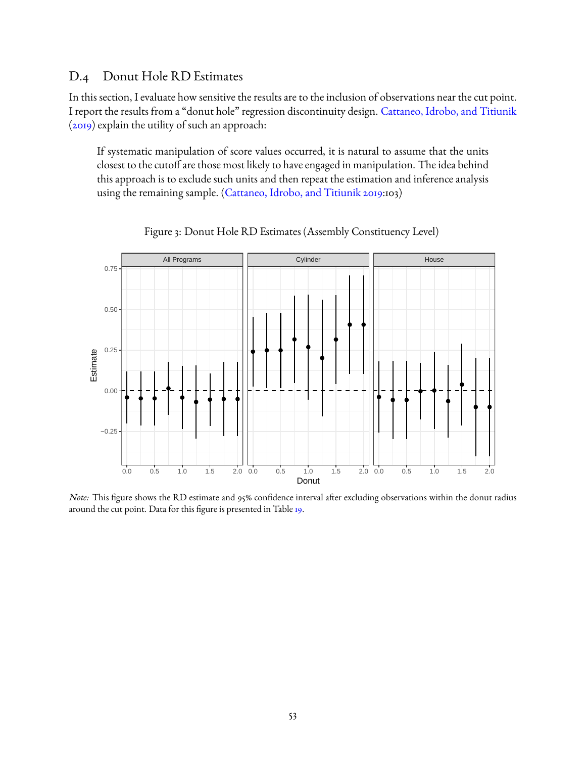## D.4 Donut Hole RD Estimates

In this section, I evaluate how sensitive the results are to the inclusion of observations near the cut point. I report the results from a "donut hole" regression discontinuity design. Cattaneo, Idrobo, and Titiunik (2019) explain the utility of such an approach:

> If systematic manipulation of score values occurred, it is natural to assume that the units closest to the cutoff are those most likely to have engaged in manipulation. The idea behind this approach is to exclude such units and then repeat the estimation and inference analysis using the remaining sample. (Cattaneo, Idrobo, and Titiunik 2019:103)

Figure 3: Donut Hole RD Estimates (Assembly Constituency Level)

*Note:* This figure shows the RD estimate and 95% confidence interval after excluding observations within the donut radius around the cut point. Data for this figure is presented in Table 19.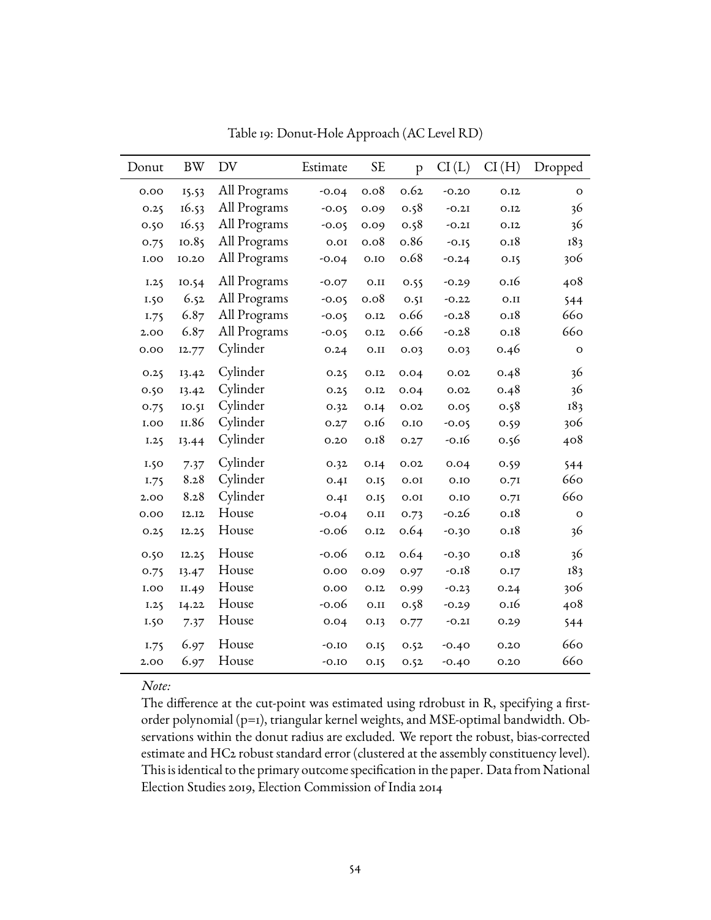Table 19: Donut-Hole Approach (AC Level RD)

| Donut | BW | DV | Estimate | SE | p | CI (L) | CI (H) | Dropped |
|---|---|---|---|---|---|---|---|---|
| 0.00 | 15.53 | All Programs | -0.04 | 0.08 | 0.62 | -0.20 | 0.12 | 0 |
| 0.25 | 16.53 | All Programs | -0.05 | 0.09 | 0.58 | -0.21 | 0.12 | 36 |
| 0.50 | 16.53 | All Programs | -0.05 | 0.09 | 0.58 | -0.21 | 0.12 | 36 |
| 0.75 | 10.85 | All Programs | 0.01 | 0.08 | 0.86 | -0.15 | 0.18 | 183 |
| 1.00 | 10.20 | All Programs | -0.04 | 0.10 | 0.68 | -0.24 | 0.15 | 306 |
| 1.25 | 10.54 | All Programs | -0.07 | 0.11 | 0.55 | -0.29 | 0.16 | 408 |
| 1.50 | 6.52 | All Programs | -0.05 | 0.08 | 0.51 | -0.22 | 0.11 | 544 |
| 1.75 | 6.87 | All Programs | -0.05 | 0.12 | 0.66 | -0.28 | 0.18 | 660 |
| 2.00 | 6.87 | All Programs | -0.05 | 0.12 | 0.66 | -0.28 | 0.18 | 660 |
| 0.00 | 12.77 | Cylinder | 0.24 | 0.11 | 0.03 | 0.03 | 0.46 | 0 |
| 0.25 | 13.42 | Cylinder | 0.25 | 0.12 | 0.04 | 0.02 | 0.48 | 36 |
| 0.50 | 13.42 | Cylinder | 0.25 | 0.12 | 0.04 | 0.02 | 0.48 | 36 |
| 0.75 | 10.51 | Cylinder | 0.32 | 0.14 | 0.02 | 0.05 | 0.58 | 183 |
| 1.00 | 11.86 | Cylinder | 0.27 | 0.16 | 0.10 | -0.05 | 0.59 | 306 |
| 1.25 | 13.44 | Cylinder | 0.20 | 0.18 | 0.27 | -0.16 | 0.56 | 408 |
| 1.50 | 7.37 | Cylinder | 0.32 | 0.14 | 0.02 | 0.04 | 0.59 | 544 |
| 1.75 | 8.28 | Cylinder | 0.41 | 0.15 | 0.01 | 0.10 | 0.71 | 660 |
| 2.00 | 8.28 | Cylinder | 0.41 | 0.15 | 0.01 | 0.10 | 0.71 | 660 |
| 0.00 | 12.12 | House | -0.04 | 0.11 | 0.73 | -0.26 | 0.18 | 0 |
| 0.25 | 12.25 | House | -0.06 | 0.12 | 0.64 | -0.30 | 0.18 | 36 |
| 0.50 | 12.25 | House | -0.06 | 0.12 | 0.64 | -0.30 | 0.18 | 36 |
| 0.75 | 13.47 | House | 0.00 | 0.09 | 0.97 | -0.18 | 0.17 | 183 |
| 1.00 | 11.49 | House | 0.00 | 0.12 | 0.99 | -0.23 | 0.24 | 306 |
| 1.25 | 14.22 | House | -0.06 | 0.11 | 0.58 | -0.29 | 0.16 | 408 |
| 1.50 | 7.37 | House | 0.04 | 0.13 | 0.77 | -0.21 | 0.29 | 544 |
| 1.75 | 6.97 | House | -0.10 | 0.15 | 0.52 | -0.40 | 0.20 | 660 |
| 2.00 | 6.97 | House | -0.10 | 0.15 | 0.52 | -0.40 | 0.20 | 660 |

*Note:*
The difference at the cut-point was estimated using rdrobust in R, specifying a first-order polynomial (p=1), triangular kernel weights, and MSE-optimal bandwidth. Observations within the donut radius are excluded. We report the robust, bias-corrected estimate and HC2 robust standard error (clustered at the assembly constituency level). This is identical to the primary outcome specification in the paper. Data from National Election Studies 2019, Election Commission of India 2014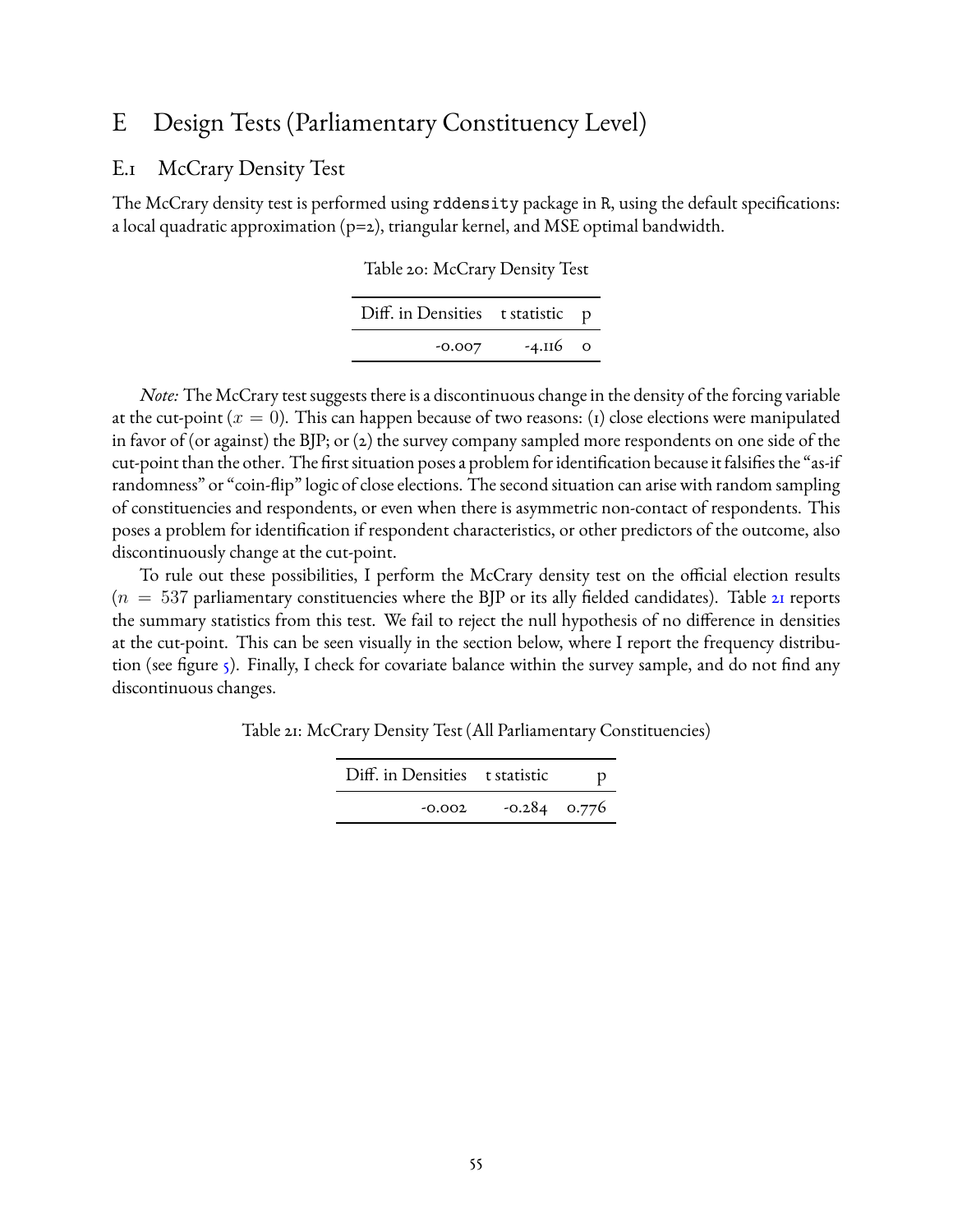# E Design Tests (Parliamentary Constituency Level)

## E.1 McCrary Density Test

The McCrary density test is performed using `rddensity` package in `R`, using the default specifications: a local quadratic approximation (p=2), triangular kernel, and MSE optimal bandwidth.

Table 20: McCrary Density Test

| Diff. in Densities | t statistic | p |
|---|---|---|
| -0.007 | -4.116 | 0 |

*Note:* The McCrary test suggests there is a discontinuous change in the density of the forcing variable at the cut-point ($x = 0$). This can happen because of two reasons: (1) close elections were manipulated in favor of (or against) the BJP; or (2) the survey company sampled more respondents on one side of the cut-point than the other. The first situation poses a problem for identification because it falsifies the "as-if randomness" or "coin-flip" logic of close elections. The second situation can arise with random sampling of constituencies and respondents, or even when there is asymmetric non-contact of respondents. This poses a problem for identification if respondent characteristics, or other predictors of the outcome, also discontinuously change at the cut-point.

To rule out these possibilities, I perform the McCrary density test on the official election results ($n = 537$ parliamentary constituencies where the BJP or its ally fielded candidates). Table 21 reports the summary statistics from this test. We fail to reject the null hypothesis of no difference in densities at the cut-point. This can be seen visually in the section below, where I report the frequency distribution (see figure 5). Finally, I check for covariate balance within the survey sample, and do not find any discontinuous changes.

Table 21: McCrary Density Test (All Parliamentary Constituencies)

| Diff. in Densities | t statistic | p |
|---|---|---|
| -0.002 | -0.284 | 0.776 |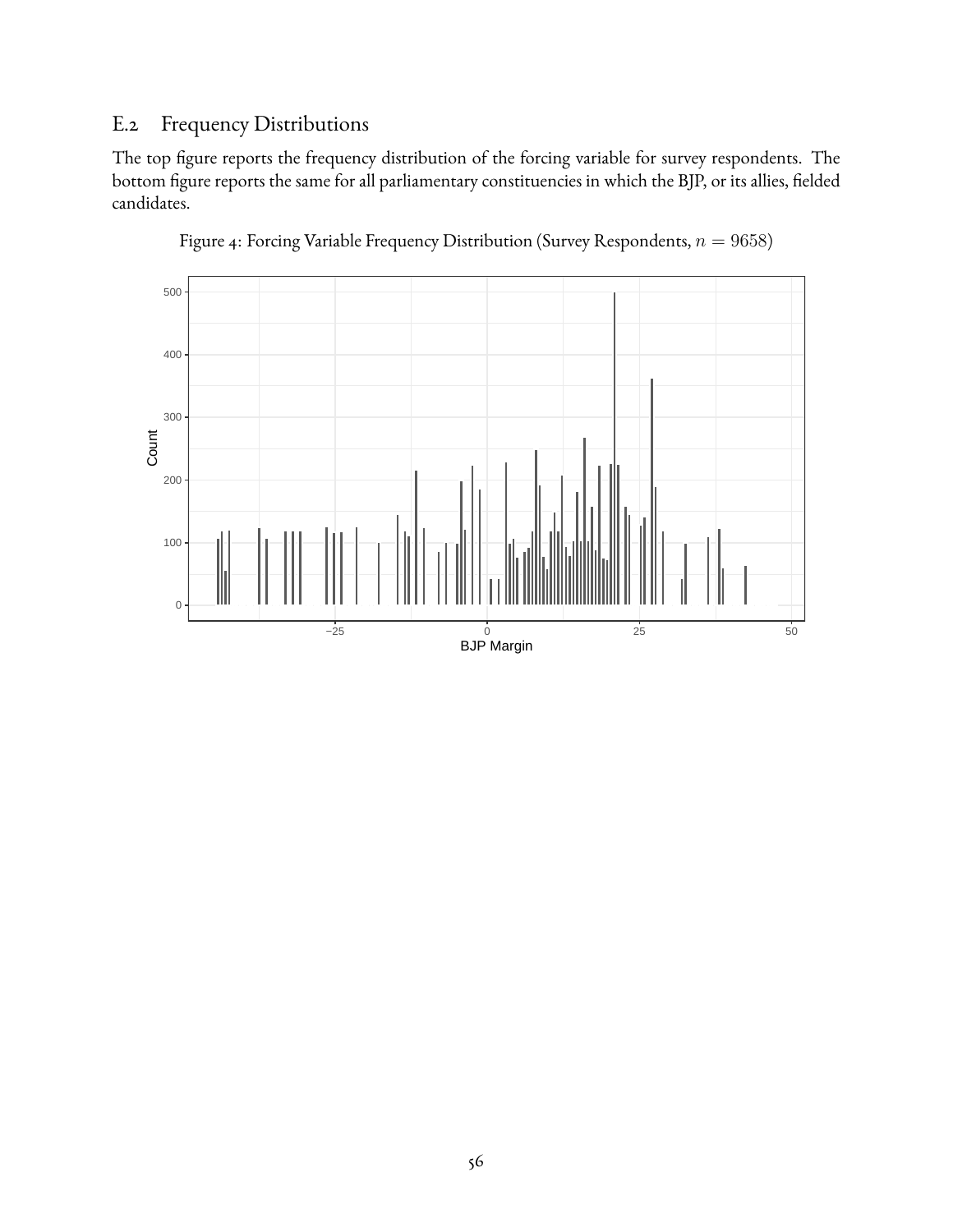## E.2 Frequency Distributions

The top figure reports the frequency distribution of the forcing variable for survey respondents. The bottom figure reports the same for all parliamentary constituencies in which the BJP, or its allies, fielded candidates.

Figure 4: Forcing Variable Frequency Distribution (Survey Respondents, $n = 9658$)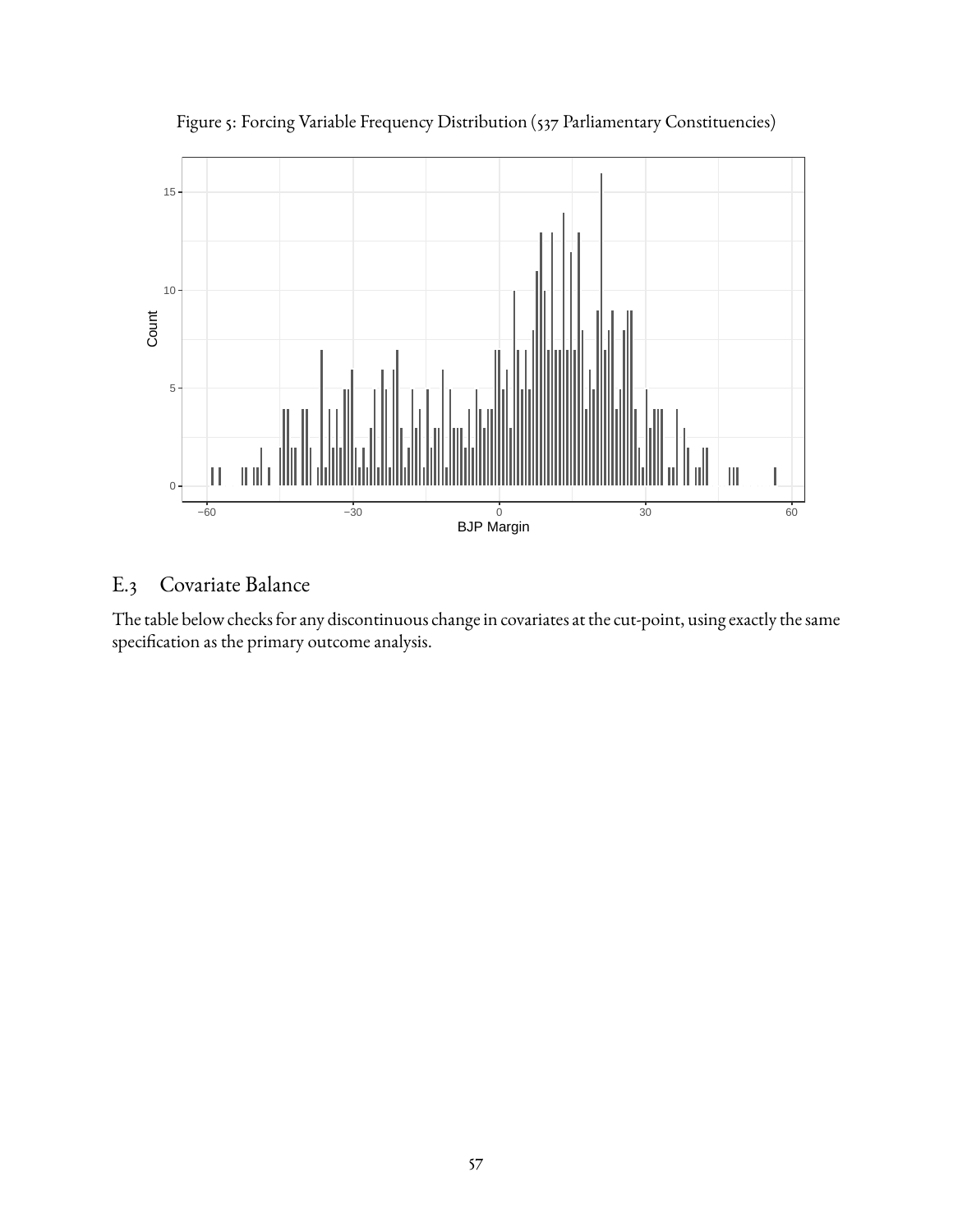Figure 5: Forcing Variable Frequency Distribution (537 Parliamentary Constituencies)

## E.3 Covariate Balance

The table below checks for any discontinuous change in covariates at the cut-point, using exactly the same specification as the primary outcome analysis.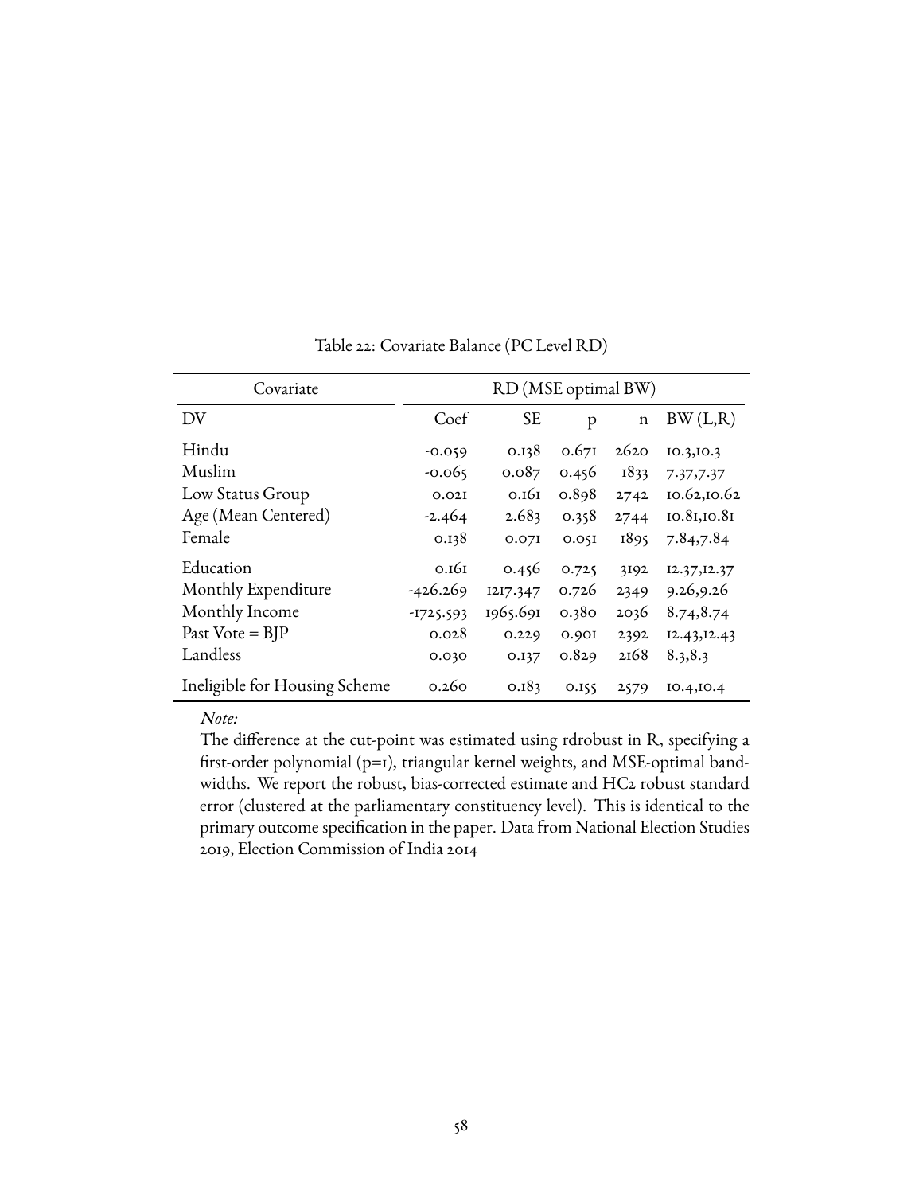Table 22: Covariate Balance (PC Level RD)

| Covariate | RD (MSE optimal BW) | | | | |
|---|---|---|---|---|---|
| DV | Coef | SE | p | n | BW (L,R) |
| Hindu | -0.059 | 0.138 | 0.671 | 2620 | 10.3,10.3 |
| Muslim | -0.065 | 0.087 | 0.456 | 1833 | 7.37,7.37 |
| Low Status Group | 0.021 | 0.161 | 0.898 | 2742 | 10.62,10.62 |
| Age (Mean Centered) | -2.464 | 2.683 | 0.358 | 2744 | 10.81,10.81 |
| Female | 0.138 | 0.071 | 0.051 | 1895 | 7.84,7.84 |
| Education | 0.161 | 0.456 | 0.725 | 3192 | 12.37,12.37 |
| Monthly Expenditure | -426.269 | 1217.347 | 0.726 | 2349 | 9.26,9.26 |
| Monthly Income | -1725.593 | 1965.691 | 0.380 | 2036 | 8.74,8.74 |
| Past Vote = BJP | 0.028 | 0.229 | 0.901 | 2392 | 12.43,12.43 |
| Landless | 0.030 | 0.137 | 0.829 | 2168 | 8.3,8.3 |
| Ineligible for Housing Scheme | 0.260 | 0.183 | 0.155 | 2579 | 10.4,10.4 |

*Note:*
The difference at the cut-point was estimated using rdrobust in R, specifying a first-order polynomial (p=1), triangular kernel weights, and MSE-optimal bandwidths. We report the robust, bias-corrected estimate and HC2 robust standard error (clustered at the parliamentary constituency level). This is identical to the primary outcome specification in the paper. Data from National Election Studies 2019, Election Commission of India 2014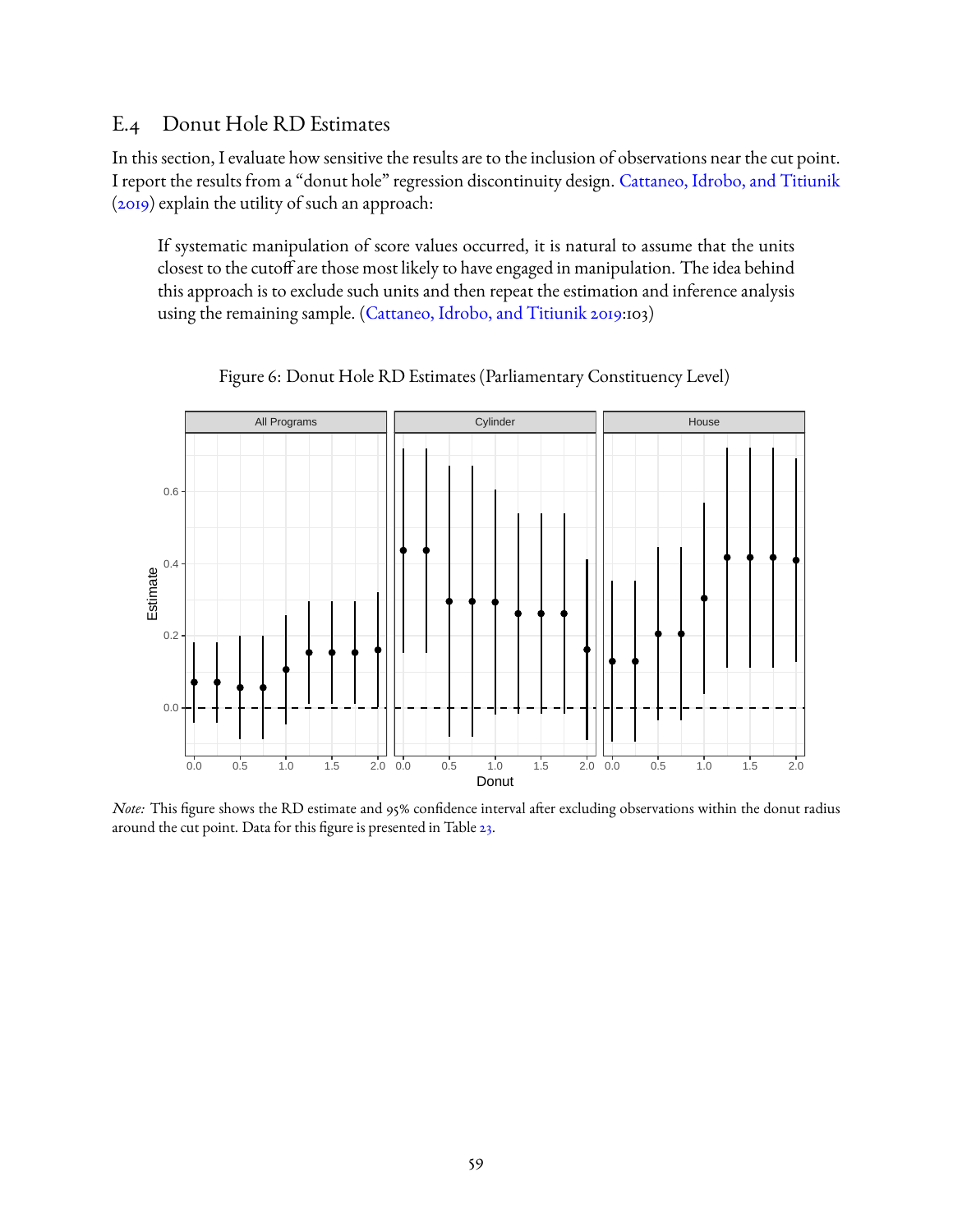## E.4 Donut Hole RD Estimates

In this section, I evaluate how sensitive the results are to the inclusion of observations near the cut point. I report the results from a "donut hole" regression discontinuity design. Cattaneo, Idrobo, and Titiunik (2019) explain the utility of such an approach:

> If systematic manipulation of score values occurred, it is natural to assume that the units closest to the cutoff are those most likely to have engaged in manipulation. The idea behind this approach is to exclude such units and then repeat the estimation and inference analysis using the remaining sample. (Cattaneo, Idrobo, and Titiunik 2019:103)

Figure 6: Donut Hole RD Estimates (Parliamentary Constituency Level)

*Note:* This figure shows the RD estimate and 95% confidence interval after excluding observations within the donut radius around the cut point. Data for this figure is presented in Table 23.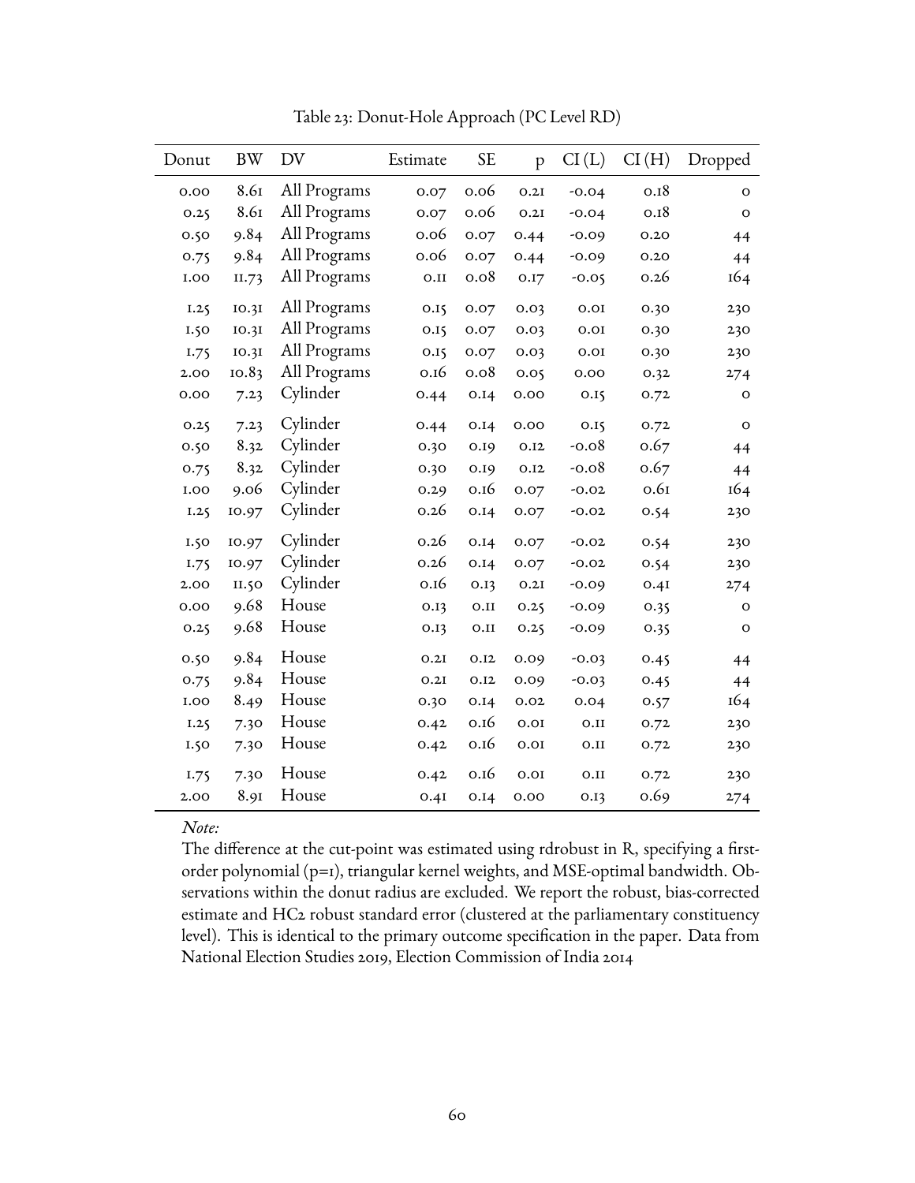Table 23: Donut-Hole Approach (PC Level RD)

| Donut | BW | DV | Estimate | SE | p | CI (L) | CI (H) | Dropped |
|---|---|---|---|---|---|---|---|---|
| 0.00 | 8.61 | All Programs | 0.07 | 0.06 | 0.21 | -0.04 | 0.18 | 0 |
| 0.25 | 8.61 | All Programs | 0.07 | 0.06 | 0.21 | -0.04 | 0.18 | 0 |
| 0.50 | 9.84 | All Programs | 0.06 | 0.07 | 0.44 | -0.09 | 0.20 | 44 |
| 0.75 | 9.84 | All Programs | 0.06 | 0.07 | 0.44 | -0.09 | 0.20 | 44 |
| 1.00 | 11.73 | All Programs | 0.11 | 0.08 | 0.17 | -0.05 | 0.26 | 164 |
| 1.25 | 10.31 | All Programs | 0.15 | 0.07 | 0.03 | 0.01 | 0.30 | 230 |
| 1.50 | 10.31 | All Programs | 0.15 | 0.07 | 0.03 | 0.01 | 0.30 | 230 |
| 1.75 | 10.31 | All Programs | 0.15 | 0.07 | 0.03 | 0.01 | 0.30 | 230 |
| 2.00 | 10.83 | All Programs | 0.16 | 0.08 | 0.05 | 0.00 | 0.32 | 274 |
| 0.00 | 7.23 | Cylinder | 0.44 | 0.14 | 0.00 | 0.15 | 0.72 | 0 |
| 0.25 | 7.23 | Cylinder | 0.44 | 0.14 | 0.00 | 0.15 | 0.72 | 0 |
| 0.50 | 8.32 | Cylinder | 0.30 | 0.19 | 0.12 | -0.08 | 0.67 | 44 |
| 0.75 | 8.32 | Cylinder | 0.30 | 0.19 | 0.12 | -0.08 | 0.67 | 44 |
| 1.00 | 9.06 | Cylinder | 0.29 | 0.16 | 0.07 | -0.02 | 0.61 | 164 |
| 1.25 | 10.97 | Cylinder | 0.26 | 0.14 | 0.07 | -0.02 | 0.54 | 230 |
| 1.50 | 10.97 | Cylinder | 0.26 | 0.14 | 0.07 | -0.02 | 0.54 | 230 |
| 1.75 | 10.97 | Cylinder | 0.26 | 0.14 | 0.07 | -0.02 | 0.54 | 230 |
| 2.00 | 11.50 | Cylinder | 0.16 | 0.13 | 0.21 | -0.09 | 0.41 | 274 |
| 0.00 | 9.68 | House | 0.13 | 0.11 | 0.25 | -0.09 | 0.35 | 0 |
| 0.25 | 9.68 | House | 0.13 | 0.11 | 0.25 | -0.09 | 0.35 | 0 |
| 0.50 | 9.84 | House | 0.21 | 0.12 | 0.09 | -0.03 | 0.45 | 44 |
| 0.75 | 9.84 | House | 0.21 | 0.12 | 0.09 | -0.03 | 0.45 | 44 |
| 1.00 | 8.49 | House | 0.30 | 0.14 | 0.02 | 0.04 | 0.57 | 164 |
| 1.25 | 7.30 | House | 0.42 | 0.16 | 0.01 | 0.11 | 0.72 | 230 |
| 1.50 | 7.30 | House | 0.42 | 0.16 | 0.01 | 0.11 | 0.72 | 230 |
| 1.75 | 7.30 | House | 0.42 | 0.16 | 0.01 | 0.11 | 0.72 | 230 |
| 2.00 | 8.91 | House | 0.41 | 0.14 | 0.00 | 0.13 | 0.69 | 274 |

*Note:*
The difference at the cut-point was estimated using rdrobust in R, specifying a first-order polynomial (p=1), triangular kernel weights, and MSE-optimal bandwidth. Observations within the donut radius are excluded. We report the robust, bias-corrected estimate and HC2 robust standard error (clustered at the parliamentary constituency level). This is identical to the primary outcome specification in the paper. Data from National Election Studies 2019, Election Commission of India 2014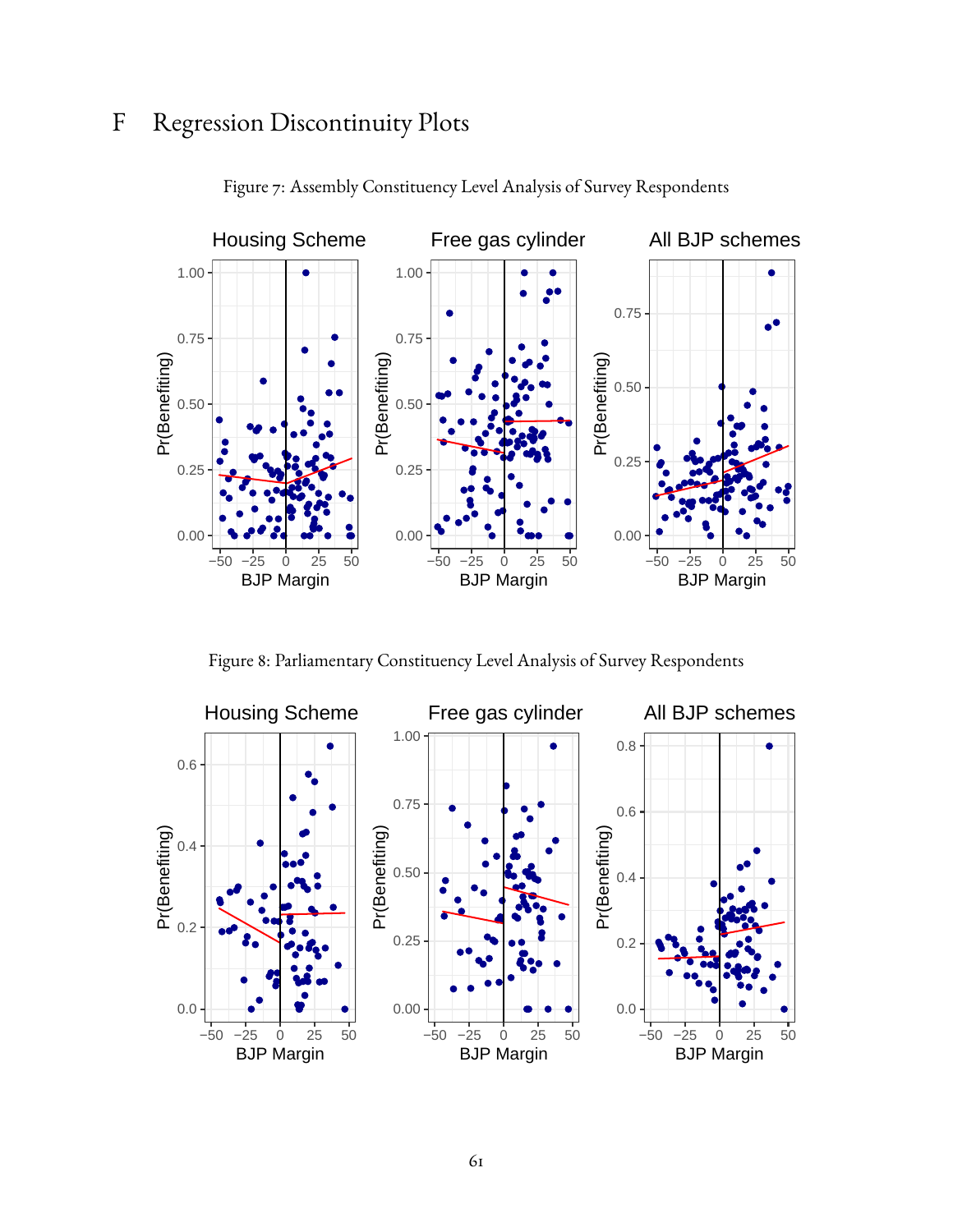# F Regression Discontinuity Plots

Figure 7: Assembly Constituency Level Analysis of Survey Respondents

Housing Scheme

Free gas cylinder

All BJP schemes

Pr(Benefiting)

1.00
0.75
0.50
0.25
0.00

−50 −25 0 25 50

BJP Margin

Figure 8: Parliamentary Constituency Level Analysis of Survey Respondents

Housing Scheme

Free gas cylinder

All BJP schemes

Pr(Benefiting)

0.6
0.4
0.2
0.0

1.00
0.75
0.50
0.25
0.00

0.8
0.6
0.4
0.2
0.0

−50 −25 0 25 50

BJP Margin